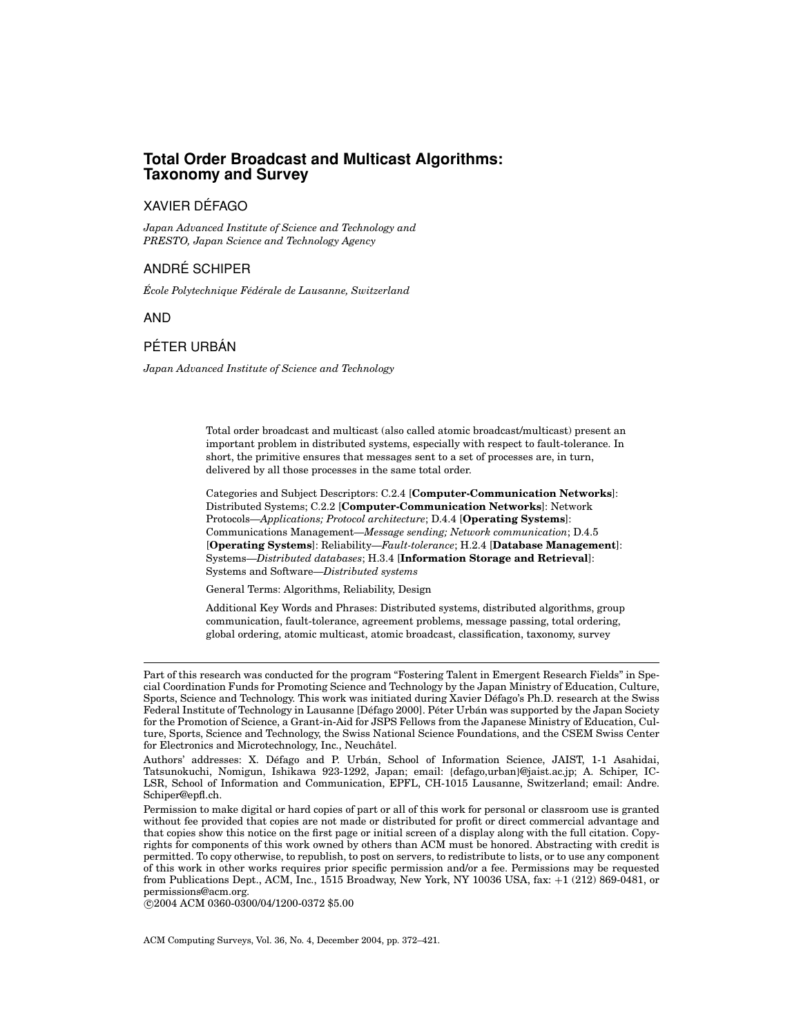# Total Order Broadcast and Multicast Algorithms: Taxonomy and Survey

XAVIER DÉFAGO

*Japan Advanced Institute of Science and Technology and PRESTO, Japan Science and Technology Agency*

ANDRÉ SCHIPER

*École Polytechnique Fédérale de Lausanne, Switzerland*

AND

PÉTER URBÁN

*Japan Advanced Institute of Science and Technology*

Total order broadcast and multicast (also called atomic broadcast/multicast) present an important problem in distributed systems, especially with respect to fault-tolerance. In short, the primitive ensures that messages sent to a set of processes are, in turn, delivered by all those processes in the same total order.

Categories and Subject Descriptors: C.2.4 [**Computer-Communication Networks**]: Distributed Systems; C.2.2 [**Computer-Communication Networks**]: Network Protocols—*Applications; Protocol architecture*; D.4.4 [**Operating Systems**]: Communications Management—*Message sending; Network communication*; D.4.5 [**Operating Systems**]: Reliability—*Fault-tolerance*; H.2.4 [**Database Management**]: Systems—*Distributed databases*; H.3.4 [**Information Storage and Retrieval**]: Systems and Software—*Distributed systems*

General Terms: Algorithms, Reliability, Design

Additional Key Words and Phrases: Distributed systems, distributed algorithms, group communication, fault-tolerance, agreement problems, message passing, total ordering, global ordering, atomic multicast, atomic broadcast, classification, taxonomy, survey

---

Part of this research was conducted for the program "Fostering Talent in Emergent Research Fields" in Special Coordination Funds for Promoting Science and Technology by the Japan Ministry of Education, Culture, Sports, Science and Technology. This work was initiated during Xavier Défago's Ph.D. research at the Swiss Federal Institute of Technology in Lausanne [Défago 2000]. Péter Urbán was supported by the Japan Society for the Promotion of Science, a Grant-in-Aid for JSPS Fellows from the Japanese Ministry of Education, Culture, Sports, Science and Technology, the Swiss National Science Foundations, and the CSEM Swiss Center for Electronics and Microtechnology, Inc., Neuchâtel.

Authors' addresses: X. Défago and P. Urbán, School of Information Science, JAIST, 1-1 Asahidai, Tatsunokuchi, Nomigun, Ishikawa 923-1292, Japan; email: {defago,urban}@jaist.ac.jp; A. Schiper, IC-LSR, School of Information and Communication, EPFL, CH-1015 Lausanne, Switzerland; email: Andre.Schiper@epfl.ch.

Permission to make digital or hard copies of part or all of this work for personal or classroom use is granted without fee provided that copies are not made or distributed for profit or direct commercial advantage and that copies show this notice on the first page or initial screen of a display along with the full citation. Copyrights for components of this work owned by others than ACM must be honored. Abstracting with credit is permitted. To copy otherwise, to republish, to post on servers, to redistribute to lists, or to use any component of this work in other works requires prior specific permission and/or a fee. Permissions may be requested from Publications Dept., ACM, Inc., 1515 Broadway, New York, NY 10036 USA, fax: +1 (212) 869-0481, or permissions@acm.org.

©2004 ACM 0360-0300/04/1200-0372 $5.00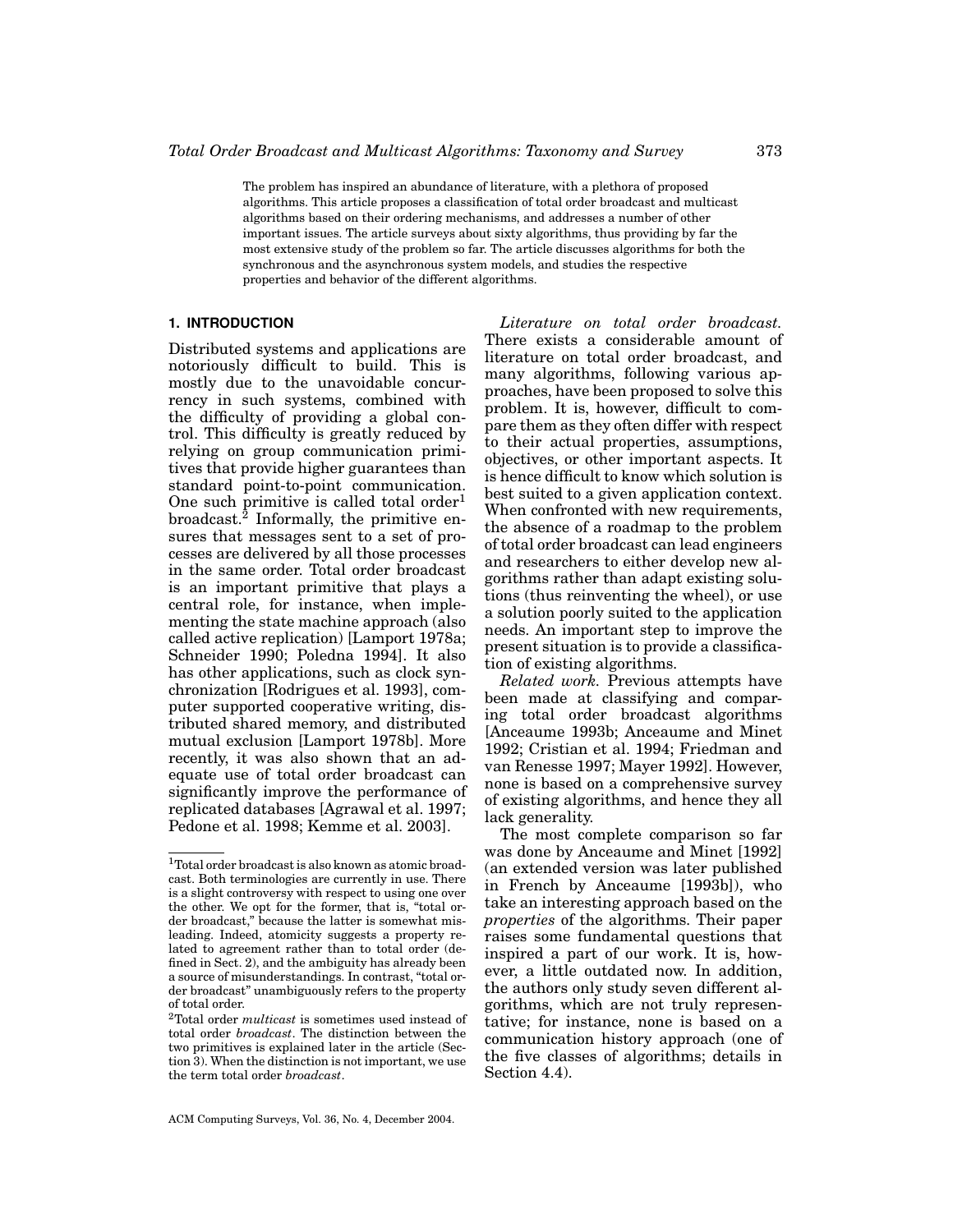The problem has inspired an abundance of literature, with a plethora of proposed algorithms. This article proposes a classification of total order broadcast and multicast algorithms based on their ordering mechanisms, and addresses a number of other important issues. The article surveys about sixty algorithms, thus providing by far the most extensive study of the problem so far. The article discusses algorithms for both the synchronous and the asynchronous system models, and studies the respective properties and behavior of the different algorithms.

## 1. INTRODUCTION

Distributed systems and applications are notoriously difficult to build. This is mostly due to the unavoidable concurrency in such systems, combined with the difficulty of providing a global control. This difficulty is greatly reduced by relying on group communication primitives that provide higher guarantees than standard point-to-point communication. One such primitive is called total order[1] broadcast.[2] Informally, the primitive ensures that messages sent to a set of processes are delivered by all those processes in the same order. Total order broadcast is an important primitive that plays a central role, for instance, when implementing the state machine approach (also called active replication) [Lamport 1978a; Schneider 1990; Poledna 1994]. It also has other applications, such as clock synchronization [Rodrigues et al. 1993], computer supported cooperative writing, distributed shared memory, and distributed mutual exclusion [Lamport 1978b]. More recently, it was also shown that an adequate use of total order broadcast can significantly improve the performance of replicated databases [Agrawal et al. 1997; Pedone et al. 1998; Kemme et al. 2003].

*Literature on total order broadcast.* There exists a considerable amount of literature on total order broadcast, and many algorithms, following various approaches, have been proposed to solve this problem. It is, however, difficult to compare them as they often differ with respect to their actual properties, assumptions, objectives, or other important aspects. It is hence difficult to know which solution is best suited to a given application context. When confronted with new requirements, the absence of a roadmap to the problem of total order broadcast can lead engineers and researchers to either develop new algorithms rather than adapt existing solutions (thus reinventing the wheel), or use a solution poorly suited to the application needs. An important step to improve the present situation is to provide a classification of existing algorithms.

*Related work.* Previous attempts have been made at classifying and comparing total order broadcast algorithms [Anceaume 1993b; Anceaume and Minet 1992; Cristian et al. 1994; Friedman and van Renesse 1997; Mayer 1992]. However, none is based on a comprehensive survey of existing algorithms, and hence they all lack generality.

The most complete comparison so far was done by Anceaume and Minet [1992] (an extended version was later published in French by Anceaume [1993b]), who take an interesting approach based on the *properties* of the algorithms. Their paper raises some fundamental questions that inspired a part of our work. It is, however, a little outdated now. In addition, the authors only study seven different algorithms, which are not truly representative; for instance, none is based on a communication history approach (one of the five classes of algorithms; details in Section 4.4).

---

[1] Total order broadcast is also known as atomic broadcast. Both terminologies are currently in use. There is a slight controversy with respect to using one over the other. We opt for the former, that is, "total order broadcast," because the latter is somewhat misleading. Indeed, atomicity suggests a property related to agreement rather than to total order (defined in Sect. 2), and the ambiguity has already been a source of misunderstandings. In contrast, "total order broadcast" unambiguously refers to the property of total order.

[2] Total order *multicast* is sometimes used instead of total order *broadcast*. The distinction between the two primitives is explained later in the article (Section 3). When the distinction is not important, we use the term total order *broadcast*.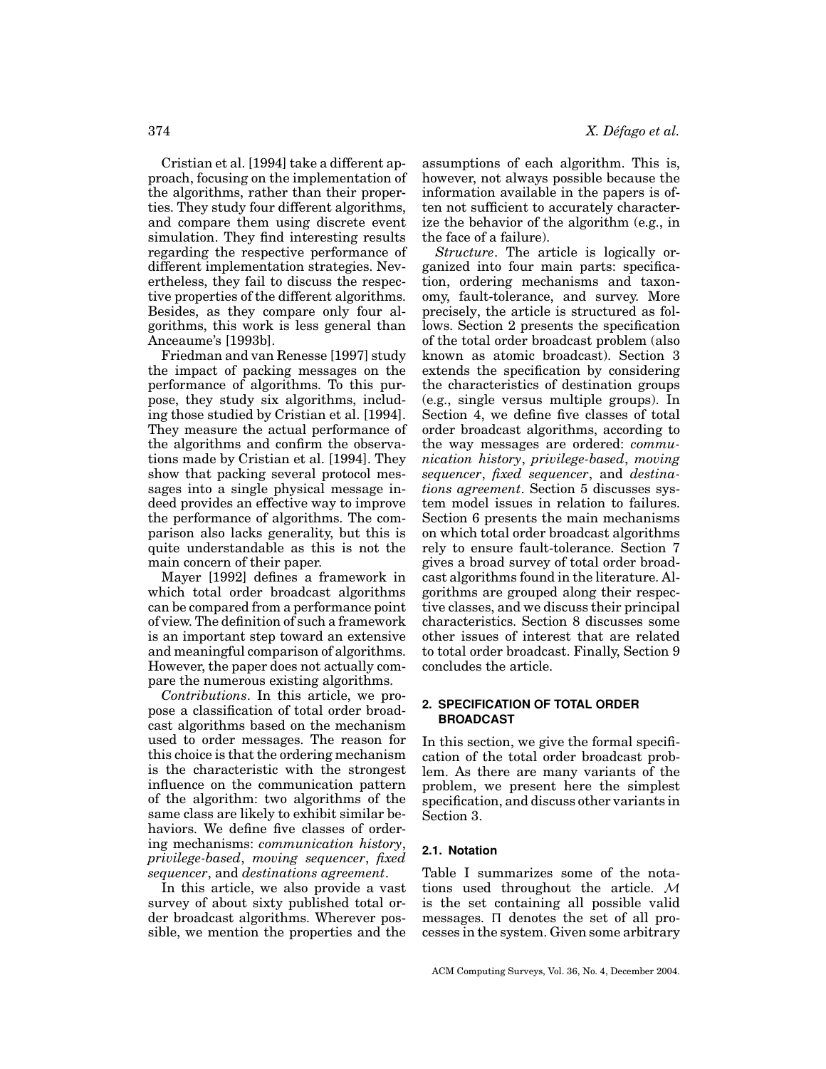Cristian et al. [1994] take a different approach, focusing on the implementation of the algorithms, rather than their properties. They study four different algorithms, and compare them using discrete event simulation. They find interesting results regarding the respective performance of different implementation strategies. Nevertheless, they fail to discuss the respective properties of the different algorithms. Besides, as they compare only four algorithms, this work is less general than Anceaume's [1993b].

Friedman and van Renesse [1997] study the impact of packing messages on the performance of algorithms. To this purpose, they study six algorithms, including those studied by Cristian et al. [1994]. They measure the actual performance of the algorithms and confirm the observations made by Cristian et al. [1994]. They show that packing several protocol messages into a single physical message indeed provides an effective way to improve the performance of algorithms. The comparison also lacks generality, but this is quite understandable as this is not the main concern of their paper.

Mayer [1992] defines a framework in which total order broadcast algorithms can be compared from a performance point of view. The definition of such a framework is an important step toward an extensive and meaningful comparison of algorithms. However, the paper does not actually compare the numerous existing algorithms.

*Contributions*. In this article, we propose a classification of total order broadcast algorithms based on the mechanism used to order messages. The reason for this choice is that the ordering mechanism is the characteristic with the strongest influence on the communication pattern of the algorithm: two algorithms of the same class are likely to exhibit similar behaviors. We define five classes of ordering mechanisms: *communication history*, *privilege-based*, *moving sequencer*, *fixed sequencer*, and *destinations agreement*.

In this article, we also provide a vast survey of about sixty published total order broadcast algorithms. Wherever possible, we mention the properties and the assumptions of each algorithm. This is, however, not always possible because the information available in the papers is often not sufficient to accurately characterize the behavior of the algorithm (e.g., in the face of a failure).

*Structure*. The article is logically organized into four main parts: specification, ordering mechanisms and taxonomy, fault-tolerance, and survey. More precisely, the article is structured as follows. Section 2 presents the specification of the total order broadcast problem (also known as atomic broadcast). Section 3 extends the specification by considering the characteristics of destination groups (e.g., single versus multiple groups). In Section 4, we define five classes of total order broadcast algorithms, according to the way messages are ordered: *communication history*, *privilege-based*, *moving sequencer*, *fixed sequencer*, and *destinations agreement*. Section 5 discusses system model issues in relation to failures. Section 6 presents the main mechanisms on which total order broadcast algorithms rely to ensure fault-tolerance. Section 7 gives a broad survey of total order broadcast algorithms found in the literature. Algorithms are grouped along their respective classes, and we discuss their principal characteristics. Section 8 discusses some other issues of interest that are related to total order broadcast. Finally, Section 9 concludes the article.

## 2. SPECIFICATION OF TOTAL ORDER BROADCAST

In this section, we give the formal specification of the total order broadcast problem. As there are many variants of the problem, we present here the simplest specification, and discuss other variants in Section 3.

### 2.1. Notation

Table I summarizes some of the notations used throughout the article. $\mathcal{M}$ is the set containing all possible valid messages. $\Pi$ denotes the set of all processes in the system. Given some arbitrary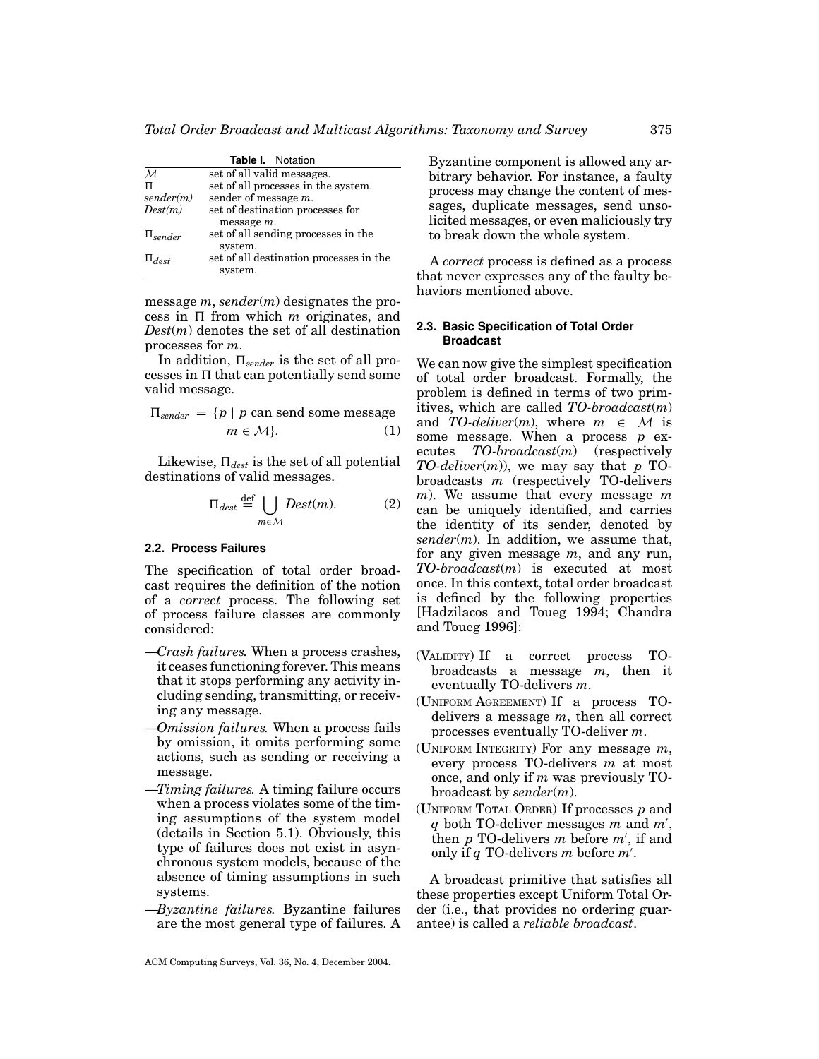**Table I.** Notation

| | |
|---|---|
| $\mathcal{M}$ | set of all valid messages. |
| $\Pi$ | set of all processes in the system. |
| *sender(m)* | sender of message $m$. |
| *Dest(m)* | set of destination processes for message $m$. |
| $\Pi_{sender}$ | set of all sending processes in the system. |
| $\Pi_{dest}$ | set of all destination processes in the system. |

message $m$, *sender*($m$) designates the process in $\Pi$ from which $m$ originates, and *Dest*($m$) denotes the set of all destination processes for $m$.

In addition, $\Pi_{sender}$ is the set of all processes in $\Pi$ that can potentially send some valid message.

$$\Pi_{sender} = \{p \mid p \text{ can send some message } m \in \mathcal{M}\}. \tag{1}$$

Likewise, $\Pi_{dest}$ is the set of all potential destinations of valid messages.

$$\Pi_{dest} \stackrel{\text{def}}{=} \bigcup_{m \in \mathcal{M}} Dest(m). \tag{2}$$

### 2.2. Process Failures

The specification of total order broadcast requires the definition of the notion of a *correct* process. The following set of process failure classes are commonly considered:

—*Crash failures.* When a process crashes, it ceases functioning forever. This means that it stops performing any activity including sending, transmitting, or receiving any message.

—*Omission failures.* When a process fails by omission, it omits performing some actions, such as sending or receiving a message.

—*Timing failures.* A timing failure occurs when a process violates some of the timing assumptions of the system model (details in Section 5.1). Obviously, this type of failures does not exist in asynchronous system models, because of the absence of timing assumptions in such systems.

—*Byzantine failures.* Byzantine failures are the most general type of failures. A Byzantine component is allowed any arbitrary behavior. For instance, a faulty process may change the content of messages, duplicate messages, send unsolicited messages, or even maliciously try to break down the whole system.

A *correct* process is defined as a process that never expresses any of the faulty behaviors mentioned above.

### 2.3. Basic Specification of Total Order Broadcast

We can now give the simplest specification of total order broadcast. Formally, the problem is defined in terms of two primitives, which are called *TO-broadcast*($m$) and *TO-deliver*($m$), where $m \in \mathcal{M}$ is some message. When a process $p$ executes *TO-broadcast*($m$) (respectively *TO-deliver*($m$)), we may say that $p$ TO-broadcasts $m$ (respectively TO-delivers $m$). We assume that every message $m$ can be uniquely identified, and carries the identity of its sender, denoted by *sender*($m$). In addition, we assume that, for any given message $m$, and any run, *TO-broadcast*($m$) is executed at most once. In this context, total order broadcast is defined by the following properties [Hadzilacos and Toueg 1994; Chandra and Toueg 1996]:

(VALIDITY) If a correct process TO-broadcasts a message $m$, then it eventually TO-delivers $m$.

(UNIFORM AGREEMENT) If a process TO-delivers a message $m$, then all correct processes eventually TO-deliver $m$.

(UNIFORM INTEGRITY) For any message $m$, every process TO-delivers $m$ at most once, and only if $m$ was previously TO-broadcast by *sender*($m$).

(UNIFORM TOTAL ORDER) If processes $p$ and $q$ both TO-deliver messages $m$ and $m'$, then $p$ TO-delivers $m$ before $m'$, if and only if $q$ TO-delivers $m$ before $m'$.

A broadcast primitive that satisfies all these properties except Uniform Total Order (i.e., that provides no ordering guarantee) is called a *reliable broadcast*.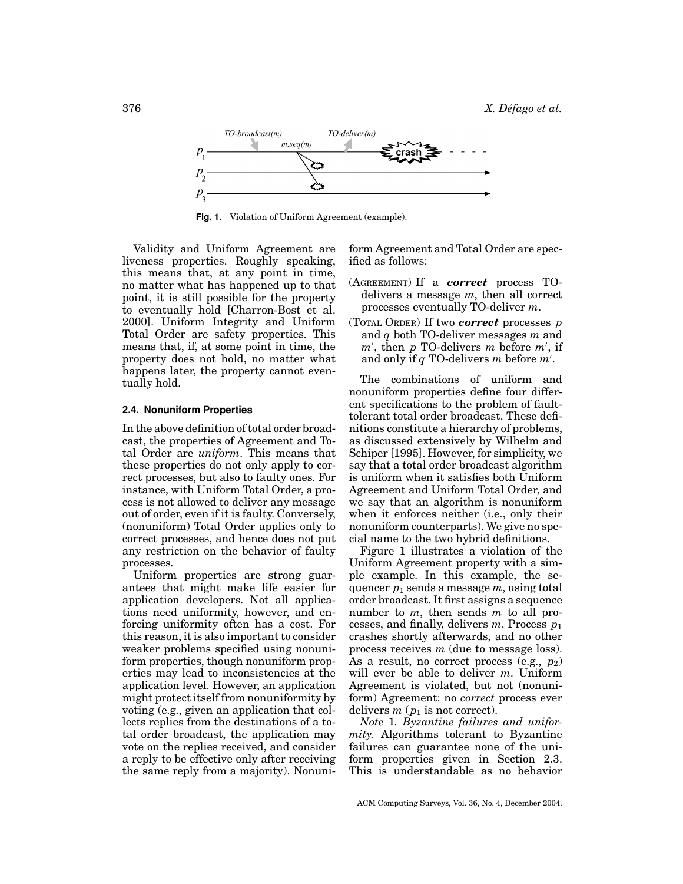TO-broadcast(m)
m,seq(m)
TO-deliver(m)
$p_1$
$p_2$
$p_3$
crash

**Fig. 1.** Violation of Uniform Agreement (example).

Validity and Uniform Agreement are liveness properties. Roughly speaking, this means that, at any point in time, no matter what has happened up to that point, it is still possible for the property to eventually hold [Charron-Bost et al. 2000]. Uniform Integrity and Uniform Total Order are safety properties. This means that, if, at some point in time, the property does not hold, no matter what happens later, the property cannot eventually hold.

### 2.4. Nonuniform Properties

In the above definition of total order broadcast, the properties of Agreement and Total Order are *uniform*. This means that these properties do not only apply to correct processes, but also to faulty ones. For instance, with Uniform Total Order, a process is not allowed to deliver any message out of order, even if it is faulty. Conversely, (nonuniform) Total Order applies only to correct processes, and hence does not put any restriction on the behavior of faulty processes.

Uniform properties are strong guarantees that might make life easier for application developers. Not all applications need uniformity, however, and enforcing uniformity often has a cost. For this reason, it is also important to consider weaker problems specified using nonuniform properties, though nonuniform properties may lead to inconsistencies at the application level. However, an application might protect itself from nonuniformity by voting (e.g., given an application that collects replies from the destinations of a total order broadcast, the application may vote on the replies received, and consider a reply to be effective only after receiving the same reply from a majority). Nonuniform Agreement and Total Order are specified as follows:

(AGREEMENT) If a ***correct*** process TO-delivers a message $m$, then all correct processes eventually TO-deliver $m$.

(TOTAL ORDER) If two ***correct*** processes $p$ and $q$ both TO-deliver messages $m$ and $m'$, then $p$ TO-delivers $m$ before $m'$, if and only if $q$ TO-delivers $m$ before $m'$.

The combinations of uniform and nonuniform properties define four different specifications to the problem of fault-tolerant total order broadcast. These definitions constitute a hierarchy of problems, as discussed extensively by Wilhelm and Schiper [1995]. However, for simplicity, we say that a total order broadcast algorithm is uniform when it satisfies both Uniform Agreement and Uniform Total Order, and we say that an algorithm is nonuniform when it enforces neither (i.e., only their nonuniform counterparts). We give no special name to the two hybrid definitions.

Figure 1 illustrates a violation of the Uniform Agreement property with a simple example. In this example, the sequencer $p_1$ sends a message $m$, using total order broadcast. It first assigns a sequence number to $m$, then sends $m$ to all processes, and finally, delivers $m$. Process $p_1$ crashes shortly afterwards, and no other process receives $m$ (due to message loss). As a result, no correct process (e.g., $p_2$) will ever be able to deliver $m$. Uniform Agreement is violated, but not (nonuniform) Agreement: no *correct* process ever delivers $m$ ($p_1$ is not correct).

*Note* 1. *Byzantine failures and uniformity.* Algorithms tolerant to Byzantine failures can guarantee none of the uniform properties given in Section 2.3. This is understandable as no behavior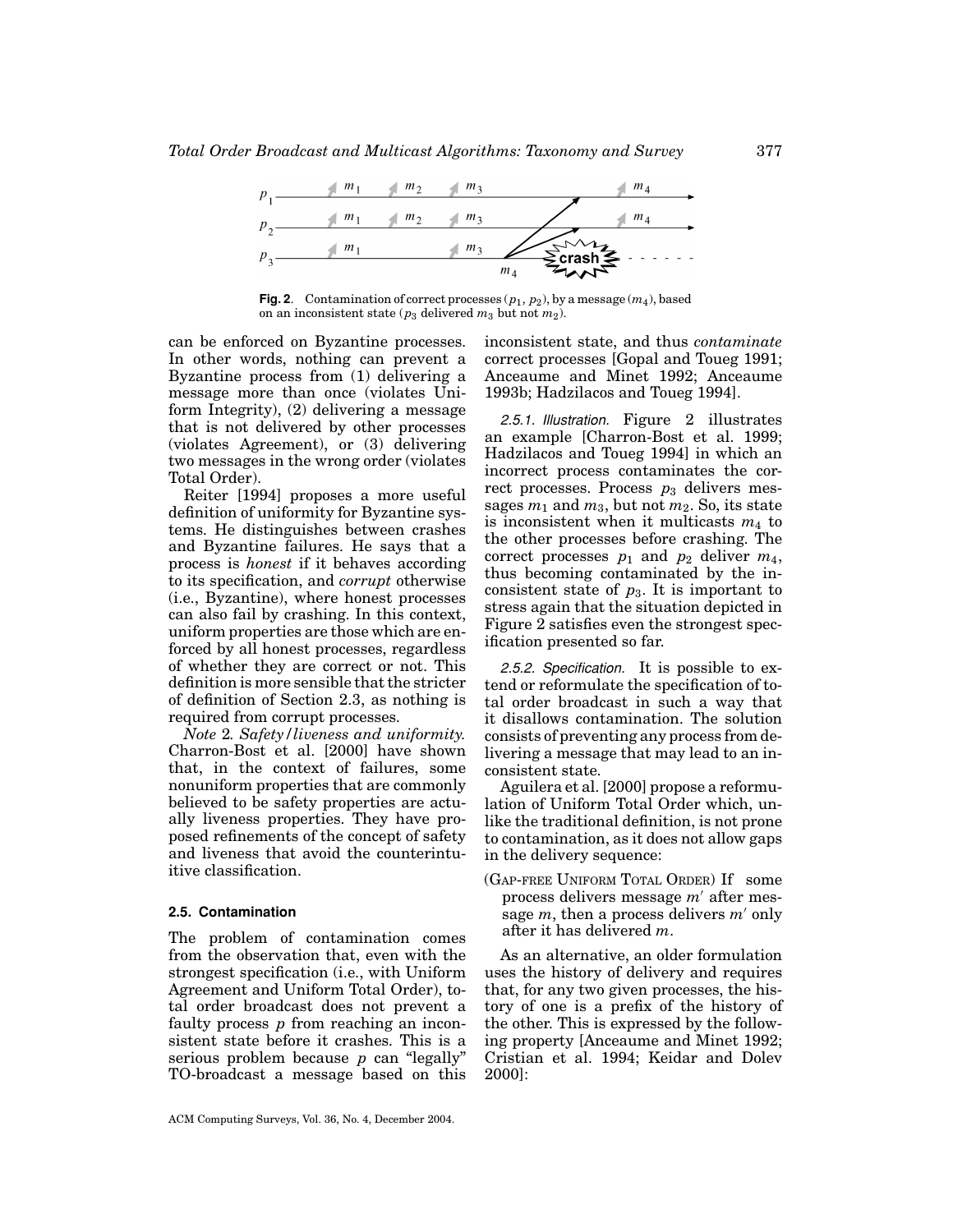**Fig. 2**. Contamination of correct processes ($p_1$, $p_2$), by a message ($m_4$), based on an inconsistent state ($p_3$ delivered $m_3$ but not $m_2$).

can be enforced on Byzantine processes. In other words, nothing can prevent a Byzantine process from (1) delivering a message more than once (violates Uniform Integrity), (2) delivering a message that is not delivered by other processes (violates Agreement), or (3) delivering two messages in the wrong order (violates Total Order).

Reiter [1994] proposes a more useful definition of uniformity for Byzantine systems. He distinguishes between crashes and Byzantine failures. He says that a process is *honest* if it behaves according to its specification, and *corrupt* otherwise (i.e., Byzantine), where honest processes can also fail by crashing. In this context, uniform properties are those which are enforced by all honest processes, regardless of whether they are correct or not. This definition is more sensible that the stricter of definition of Section 2.3, as nothing is required from corrupt processes.

*Note* 2. *Safety/liveness and uniformity.* Charron-Bost et al. [2000] have shown that, in the context of failures, some nonuniform properties that are commonly believed to be safety properties are actually liveness properties. They have proposed refinements of the concept of safety and liveness that avoid the counterintuitive classification.

### 2.5. Contamination

The problem of contamination comes from the observation that, even with the strongest specification (i.e., with Uniform Agreement and Uniform Total Order), total order broadcast does not prevent a faulty process $p$ from reaching an inconsistent state before it crashes. This is a serious problem because $p$ can "legally" TO-broadcast a message based on this inconsistent state, and thus *contaminate* correct processes [Gopal and Toueg 1991; Anceaume and Minet 1992; Anceaume 1993b; Hadzilacos and Toueg 1994].

*2.5.1. Illustration.* Figure 2 illustrates an example [Charron-Bost et al. 1999; Hadzilacos and Toueg 1994] in which an incorrect process contaminates the correct processes. Process $p_3$ delivers messages $m_1$ and $m_3$, but not $m_2$. So, its state is inconsistent when it multicasts $m_4$ to the other processes before crashing. The correct processes $p_1$ and $p_2$ deliver $m_4$, thus becoming contaminated by the inconsistent state of $p_3$. It is important to stress again that the situation depicted in Figure 2 satisfies even the strongest specification presented so far.

*2.5.2. Specification.* It is possible to extend or reformulate the specification of total order broadcast in such a way that it disallows contamination. The solution consists of preventing any process from delivering a message that may lead to an inconsistent state.

Aguilera et al. [2000] propose a reformulation of Uniform Total Order which, unlike the traditional definition, is not prone to contamination, as it does not allow gaps in the delivery sequence:

(GAP-FREE UNIFORM TOTAL ORDER) If some process delivers message $m'$ after message $m$, then a process delivers $m'$ only after it has delivered $m$.

As an alternative, an older formulation uses the history of delivery and requires that, for any two given processes, the history of one is a prefix of the history of the other. This is expressed by the following property [Anceaume and Minet 1992; Cristian et al. 1994; Keidar and Dolev 2000]: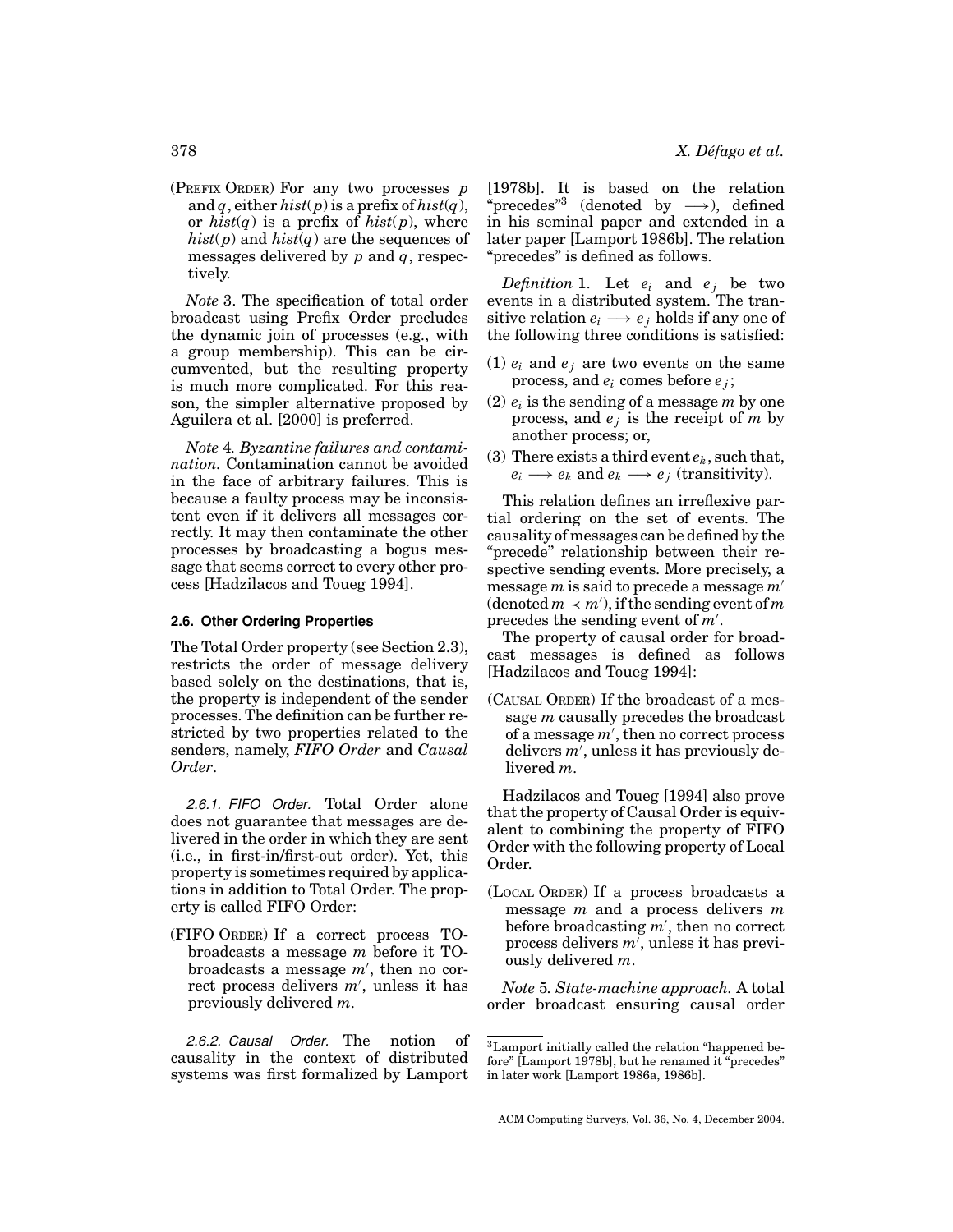(PREFIX ORDER) For any two processes $p$ and $q$, either $hist(p)$ is a prefix of $hist(q)$, or $hist(q)$ is a prefix of $hist(p)$, where $hist(p)$ and $hist(q)$ are the sequences of messages delivered by $p$ and $q$, respectively.

*Note* 3. The specification of total order broadcast using Prefix Order precludes the dynamic join of processes (e.g., with a group membership). This can be circumvented, but the resulting property is much more complicated. For this reason, the simpler alternative proposed by Aguilera et al. [2000] is preferred.

*Note* 4. *Byzantine failures and contamination.* Contamination cannot be avoided in the face of arbitrary failures. This is because a faulty process may be inconsistent even if it delivers all messages correctly. It may then contaminate the other processes by broadcasting a bogus message that seems correct to every other process [Hadzilacos and Toueg 1994].

### 2.6. Other Ordering Properties

The Total Order property (see Section 2.3), restricts the order of message delivery based solely on the destinations, that is, the property is independent of the sender processes. The definition can be further restricted by two properties related to the senders, namely, ***FIFO Order*** and ***Causal Order***.

*2.6.1. FIFO Order.* Total Order alone does not guarantee that messages are delivered in the order in which they are sent (i.e., in first-in/first-out order). Yet, this property is sometimes required by applications in addition to Total Order. The property is called FIFO Order:

(FIFO ORDER) If a correct process TO-broadcasts a message $m$ before it TO-broadcasts a message $m'$, then no correct process delivers $m'$, unless it has previously delivered $m$.

*2.6.2. Causal Order.* The notion of causality in the context of distributed systems was first formalized by Lamport [1978b]. It is based on the relation "precedes"[3] (denoted by $\longrightarrow$), defined in his seminal paper and extended in a later paper [Lamport 1986b]. The relation "precedes" is defined as follows.

*Definition* 1. Let $e_i$ and $e_j$ be two events in a distributed system. The transitive relation $e_i \longrightarrow e_j$ holds if any one of the following three conditions is satisfied:

(1) $e_i$ and $e_j$ are two events on the same process, and $e_i$ comes before $e_j$;

(2) $e_i$ is the sending of a message $m$ by one process, and $e_j$ is the receipt of $m$ by another process; or,

(3) There exists a third event $e_k$, such that, $e_i \longrightarrow e_k$ and $e_k \longrightarrow e_j$ (transitivity).

This relation defines an irreflexive partial ordering on the set of events. The causality of messages can be defined by the "precede" relationship between their respective sending events. More precisely, a message $m$ is said to precede a message $m'$ (denoted $m \prec m'$), if the sending event of $m$ precedes the sending event of $m'$.

The property of causal order for broadcast messages is defined as follows [Hadzilacos and Toueg 1994]:

(CAUSAL ORDER) If the broadcast of a message $m$ causally precedes the broadcast of a message $m'$, then no correct process delivers $m'$, unless it has previously delivered $m$.

Hadzilacos and Toueg [1994] also prove that the property of Causal Order is equivalent to combining the property of FIFO Order with the following property of Local Order.

(LOCAL ORDER) If a process broadcasts a message $m$ and a process delivers $m$ before broadcasting $m'$, then no correct process delivers $m'$, unless it has previously delivered $m$.

*Note* 5. *State-machine approach.* A total order broadcast ensuring causal order

[3] Lamport initially called the relation "happened before" [Lamport 1978b], but he renamed it "precedes" in later work [Lamport 1986a, 1986b].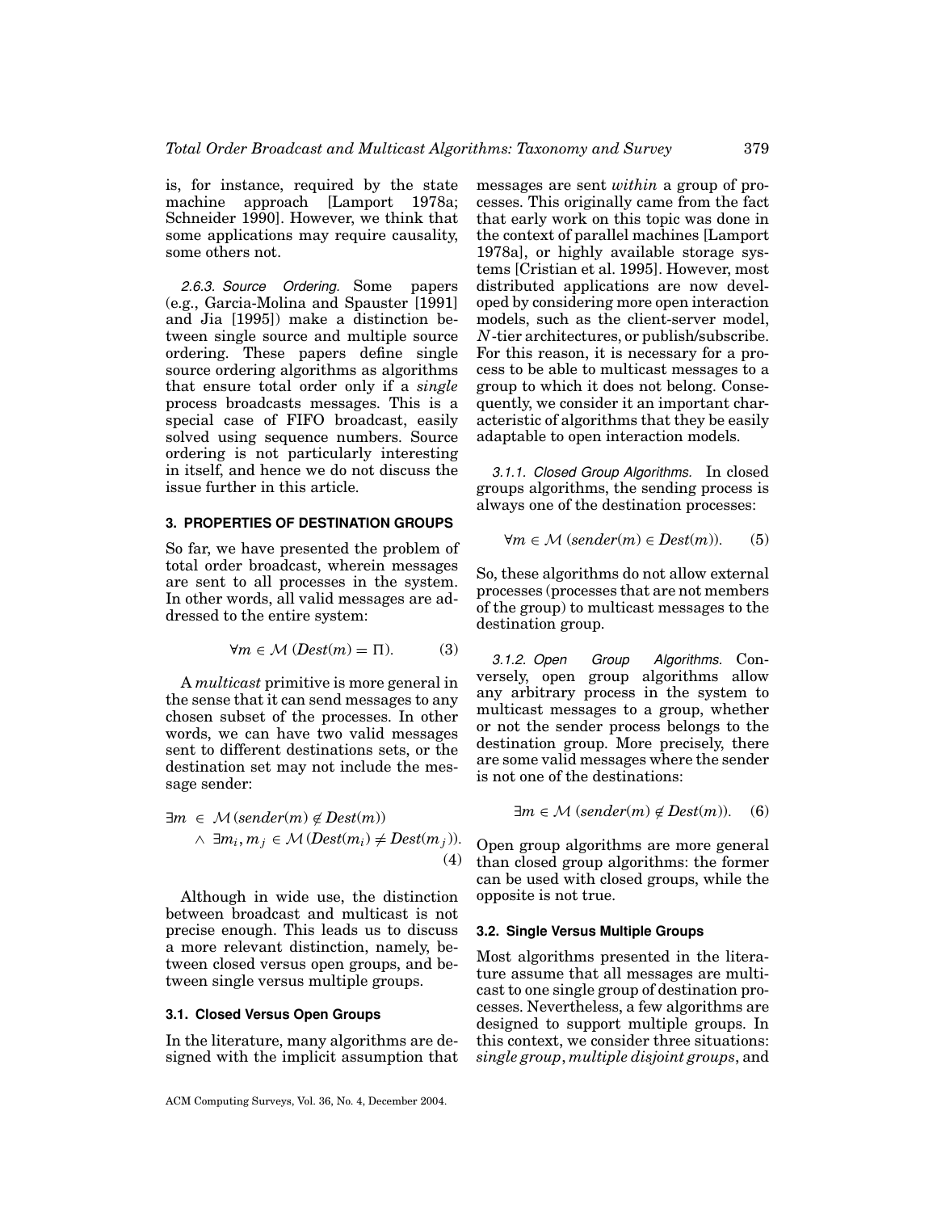is, for instance, required by the state machine approach [Lamport 1978a; Schneider 1990]. However, we think that some applications may require causality, some others not.

#### 2.6.3. Source Ordering.

Some papers (e.g., Garcia-Molina and Spauster [1991] and Jia [1995]) make a distinction between single source and multiple source ordering. These papers define single source ordering algorithms as algorithms that ensure total order only if a *single* process broadcasts messages. This is a special case of FIFO broadcast, easily solved using sequence numbers. Source ordering is not particularly interesting in itself, and hence we do not discuss the issue further in this article.

## 3. PROPERTIES OF DESTINATION GROUPS

So far, we have presented the problem of total order broadcast, wherein messages are sent to all processes in the system. In other words, all valid messages are addressed to the entire system:

$$\forall m \in \mathcal{M} \; (Dest(m) = \Pi). \tag{3}$$

A *multicast* primitive is more general in the sense that it can send messages to any chosen subset of the processes. In other words, we can have two valid messages sent to different destinations sets, or the destination set may not include the message sender:

$$\exists m \in \mathcal{M} \, (sender(m) \notin Dest(m)) \\ \wedge \; \exists m_i, m_j \in \mathcal{M} \, (Dest(m_i) \neq Dest(m_j)). \tag{4}$$

Although in wide use, the distinction between broadcast and multicast is not precise enough. This leads us to discuss a more relevant distinction, namely, between closed versus open groups, and between single versus multiple groups.

### 3.1. Closed Versus Open Groups

In the literature, many algorithms are designed with the implicit assumption that messages are sent *within* a group of processes. This originally came from the fact that early work on this topic was done in the context of parallel machines [Lamport 1978a], or highly available storage systems [Cristian et al. 1995]. However, most distributed applications are now developed by considering more open interaction models, such as the client-server model, $N$-tier architectures, or publish/subscribe. For this reason, it is necessary for a process to be able to multicast messages to a group to which it does not belong. Consequently, we consider it an important characteristic of algorithms that they be easily adaptable to open interaction models.

#### 3.1.1. Closed Group Algorithms.

In closed groups algorithms, the sending process is always one of the destination processes:

$$\forall m \in \mathcal{M} \; (sender(m) \in Dest(m)). \tag{5}$$

So, these algorithms do not allow external processes (processes that are not members of the group) to multicast messages to the destination group.

#### 3.1.2. Open Group Algorithms.

Conversely, open group algorithms allow any arbitrary process in the system to multicast messages to a group, whether or not the sender process belongs to the destination group. More precisely, there are some valid messages where the sender is not one of the destinations:

$$\exists m \in \mathcal{M} \; (sender(m) \notin Dest(m)). \tag{6}$$

Open group algorithms are more general than closed group algorithms: the former can be used with closed groups, while the opposite is not true.

### 3.2. Single Versus Multiple Groups

Most algorithms presented in the literature assume that all messages are multicast to one single group of destination processes. Nevertheless, a few algorithms are designed to support multiple groups. In this context, we consider three situations: *single group*, *multiple disjoint groups*, and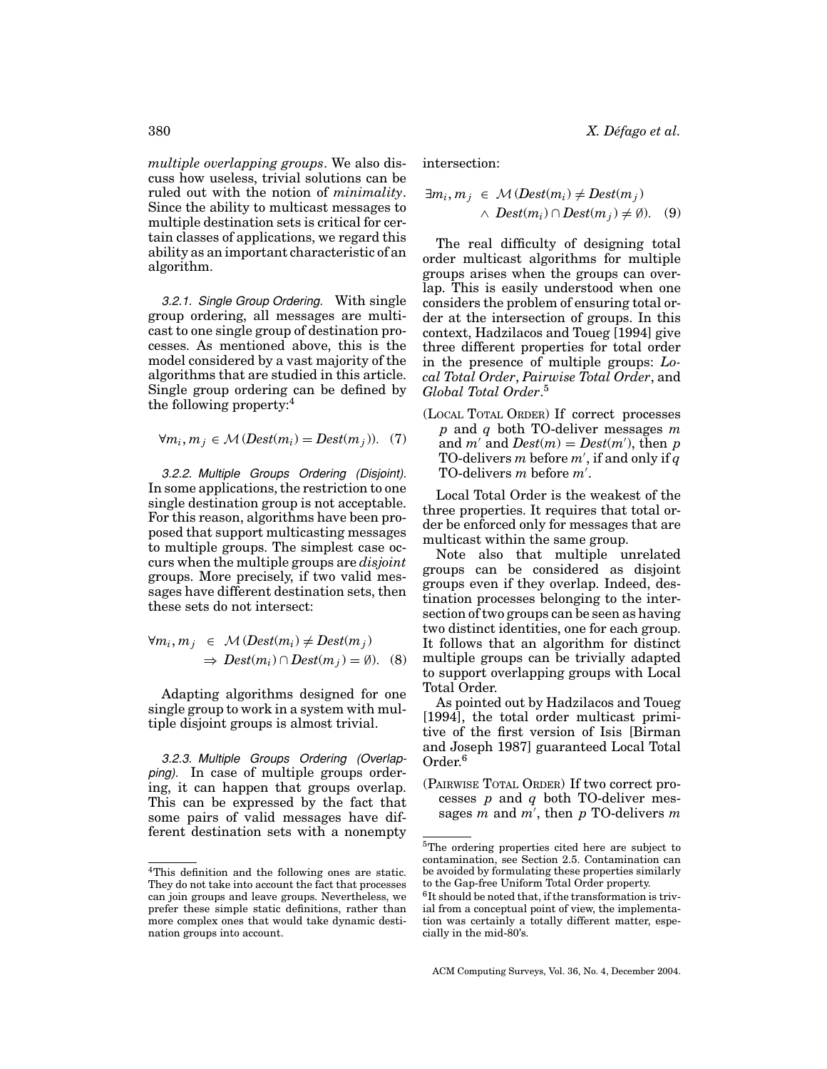*multiple overlapping groups*. We also discuss how useless, trivial solutions can be ruled out with the notion of *minimality*. Since the ability to multicast messages to multiple destination sets is critical for certain classes of applications, we regard this ability as an important characteristic of an algorithm.

*3.2.1. Single Group Ordering.* With single group ordering, all messages are multicast to one single group of destination processes. As mentioned above, this is the model considered by a vast majority of the algorithms that are studied in this article. Single group ordering can be defined by the following property:[4]

$$\forall m_i, m_j \in \mathcal{M}\,(Dest(m_i) = Dest(m_j)). \quad (7)$$

*3.2.2. Multiple Groups Ordering (Disjoint).* In some applications, the restriction to one single destination group is not acceptable. For this reason, algorithms have been proposed that support multicasting messages to multiple groups. The simplest case occurs when the multiple groups are *disjoint* groups. More precisely, if two valid messages have different destination sets, then these sets do not intersect:

$$\forall m_i, m_j \in \mathcal{M}\,(Dest(m_i) \neq Dest(m_j) \Rightarrow Dest(m_i) \cap Dest(m_j) = \emptyset). \quad (8)$$

Adapting algorithms designed for one single group to work in a system with multiple disjoint groups is almost trivial.

*3.2.3. Multiple Groups Ordering (Overlapping).* In case of multiple groups ordering, it can happen that groups overlap. This can be expressed by the fact that some pairs of valid messages have different destination sets with a nonempty intersection:

$$\exists m_i, m_j \in \mathcal{M}\,(Dest(m_i) \neq Dest(m_j) \wedge Dest(m_i) \cap Dest(m_j) \neq \emptyset). \quad (9)$$

The real difficulty of designing total order multicast algorithms for multiple groups arises when the groups can overlap. This is easily understood when one considers the problem of ensuring total order at the intersection of groups. In this context, Hadzilacos and Toueg [1994] give three different properties for total order in the presence of multiple groups: *Local Total Order*, *Pairwise Total Order*, and *Global Total Order*.[5]

(LOCAL TOTAL ORDER) If correct processes $p$ and $q$ both TO-deliver messages $m$ and $m'$ and $Dest(m) = Dest(m')$, then $p$ TO-delivers $m$ before $m'$, if and only if $q$ TO-delivers $m$ before $m'$.

Local Total Order is the weakest of the three properties. It requires that total order be enforced only for messages that are multicast within the same group.

Note also that multiple unrelated groups can be considered as disjoint groups even if they overlap. Indeed, destination processes belonging to the intersection of two groups can be seen as having two distinct identities, one for each group. It follows that an algorithm for distinct multiple groups can be trivially adapted to support overlapping groups with Local Total Order.

As pointed out by Hadzilacos and Toueg [1994], the total order multicast primitive of the first version of Isis [Birman and Joseph 1987] guaranteed Local Total Order.[6]

(PAIRWISE TOTAL ORDER) If two correct processes $p$ and $q$ both TO-deliver messages $m$ and $m'$, then $p$ TO-delivers $m$

---

[4] This definition and the following ones are static. They do not take into account the fact that processes can join groups and leave groups. Nevertheless, we prefer these simple static definitions, rather than more complex ones that would take dynamic destination groups into account.

[5] The ordering properties cited here are subject to contamination, see Section 2.5. Contamination can be avoided by formulating these properties similarly to the Gap-free Uniform Total Order property.

[6] It should be noted that, if the transformation is trivial from a conceptual point of view, the implementation was certainly a totally different matter, especially in the mid-80's.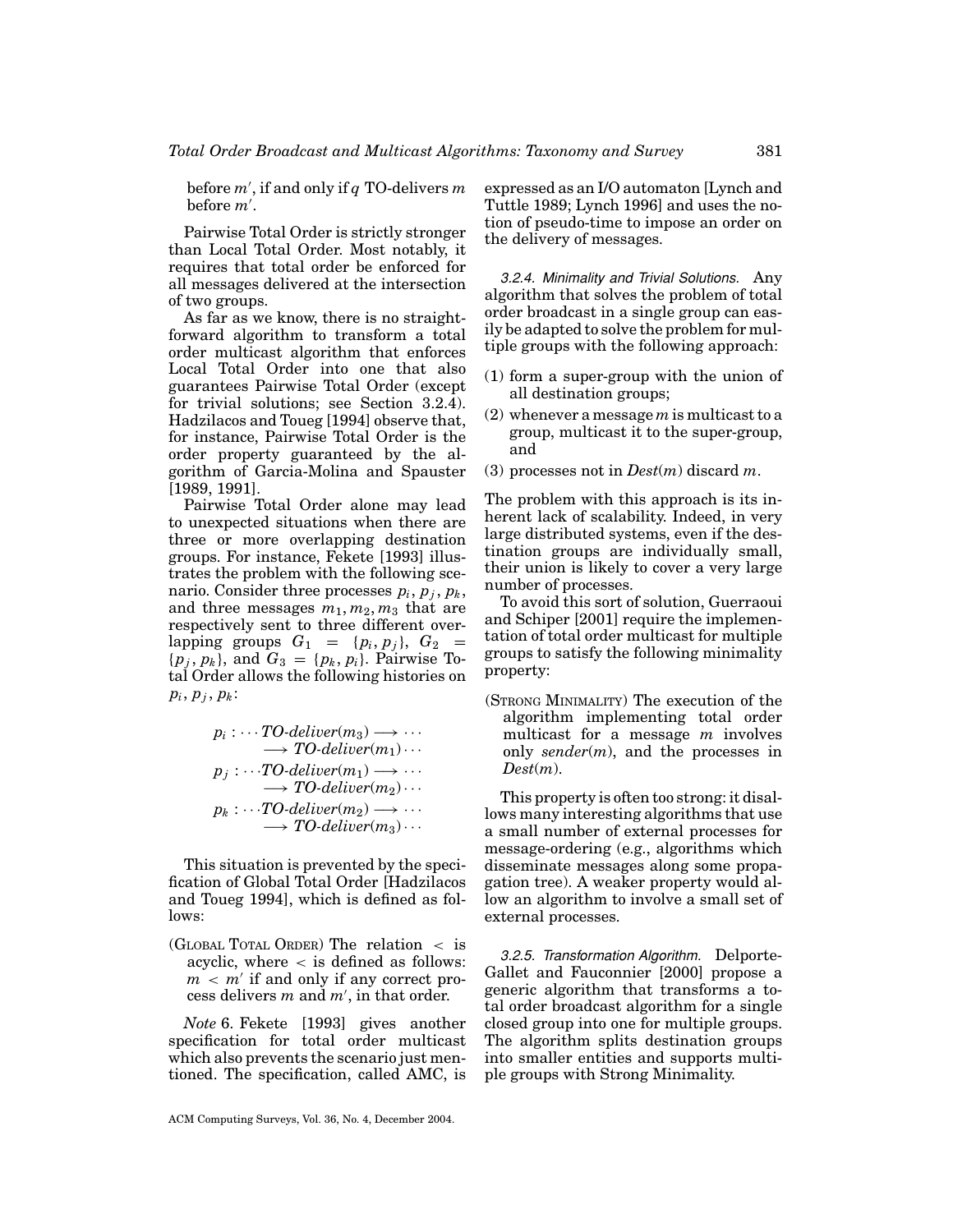before $m'$, if and only if $q$ TO-delivers $m$ before $m'$.

Pairwise Total Order is strictly stronger than Local Total Order. Most notably, it requires that total order be enforced for all messages delivered at the intersection of two groups.

As far as we know, there is no straightforward algorithm to transform a total order multicast algorithm that enforces Local Total Order into one that also guarantees Pairwise Total Order (except for trivial solutions; see Section 3.2.4). Hadzilacos and Toueg [1994] observe that, for instance, Pairwise Total Order is the order property guaranteed by the algorithm of Garcia-Molina and Spauster [1989, 1991].

Pairwise Total Order alone may lead to unexpected situations when there are three or more overlapping destination groups. For instance, Fekete [1993] illustrates the problem with the following scenario. Consider three processes $p_i, p_j, p_k$, and three messages $m_1, m_2, m_3$ that are respectively sent to three different overlapping groups $G_1 = \{p_i, p_j\}$, $G_2 = \{p_j, p_k\}$, and $G_3 = \{p_k, p_i\}$. Pairwise Total Order allows the following histories on $p_i, p_j, p_k$:

$$p_i : \cdots \mathit{TO\text{-}deliver}(m_3) \longrightarrow \cdots \longrightarrow \mathit{TO\text{-}deliver}(m_1) \cdots$$

$$p_j : \cdots \mathit{TO\text{-}deliver}(m_1) \longrightarrow \cdots \longrightarrow \mathit{TO\text{-}deliver}(m_2) \cdots$$

$$p_k : \cdots \mathit{TO\text{-}deliver}(m_2) \longrightarrow \cdots \longrightarrow \mathit{TO\text{-}deliver}(m_3) \cdots$$

This situation is prevented by the specification of Global Total Order [Hadzilacos and Toueg 1994], which is defined as follows:

(GLOBAL TOTAL ORDER) The relation $<$ is acyclic, where $<$ is defined as follows: $m < m'$ if and only if any correct process delivers $m$ and $m'$, in that order.

*Note* 6. Fekete [1993] gives another specification for total order multicast which also prevents the scenario just mentioned. The specification, called AMC, is expressed as an I/O automaton [Lynch and Tuttle 1989; Lynch 1996] and uses the notion of pseudo-time to impose an order on the delivery of messages.

#### 3.2.4. Minimality and Trivial Solutions.

Any algorithm that solves the problem of total order broadcast in a single group can easily be adapted to solve the problem for multiple groups with the following approach:

(1) form a super-group with the union of all destination groups;
(2) whenever a message $m$ is multicast to a group, multicast it to the super-group, and
(3) processes not in $\mathit{Dest}(m)$ discard $m$.

The problem with this approach is its inherent lack of scalability. Indeed, in very large distributed systems, even if the destination groups are individually small, their union is likely to cover a very large number of processes.

To avoid this sort of solution, Guerraoui and Schiper [2001] require the implementation of total order multicast for multiple groups to satisfy the following minimality property:

(STRONG MINIMALITY) The execution of the algorithm implementing total order multicast for a message $m$ involves only $\mathit{sender}(m)$, and the processes in $\mathit{Dest}(m)$.

This property is often too strong: it disallows many interesting algorithms that use a small number of external processes for message-ordering (e.g., algorithms which disseminate messages along some propagation tree). A weaker property would allow an algorithm to involve a small set of external processes.

#### 3.2.5. Transformation Algorithm.

Delporte-Gallet and Fauconnier [2000] propose a generic algorithm that transforms a total order broadcast algorithm for a single closed group into one for multiple groups. The algorithm splits destination groups into smaller entities and supports multiple groups with Strong Minimality.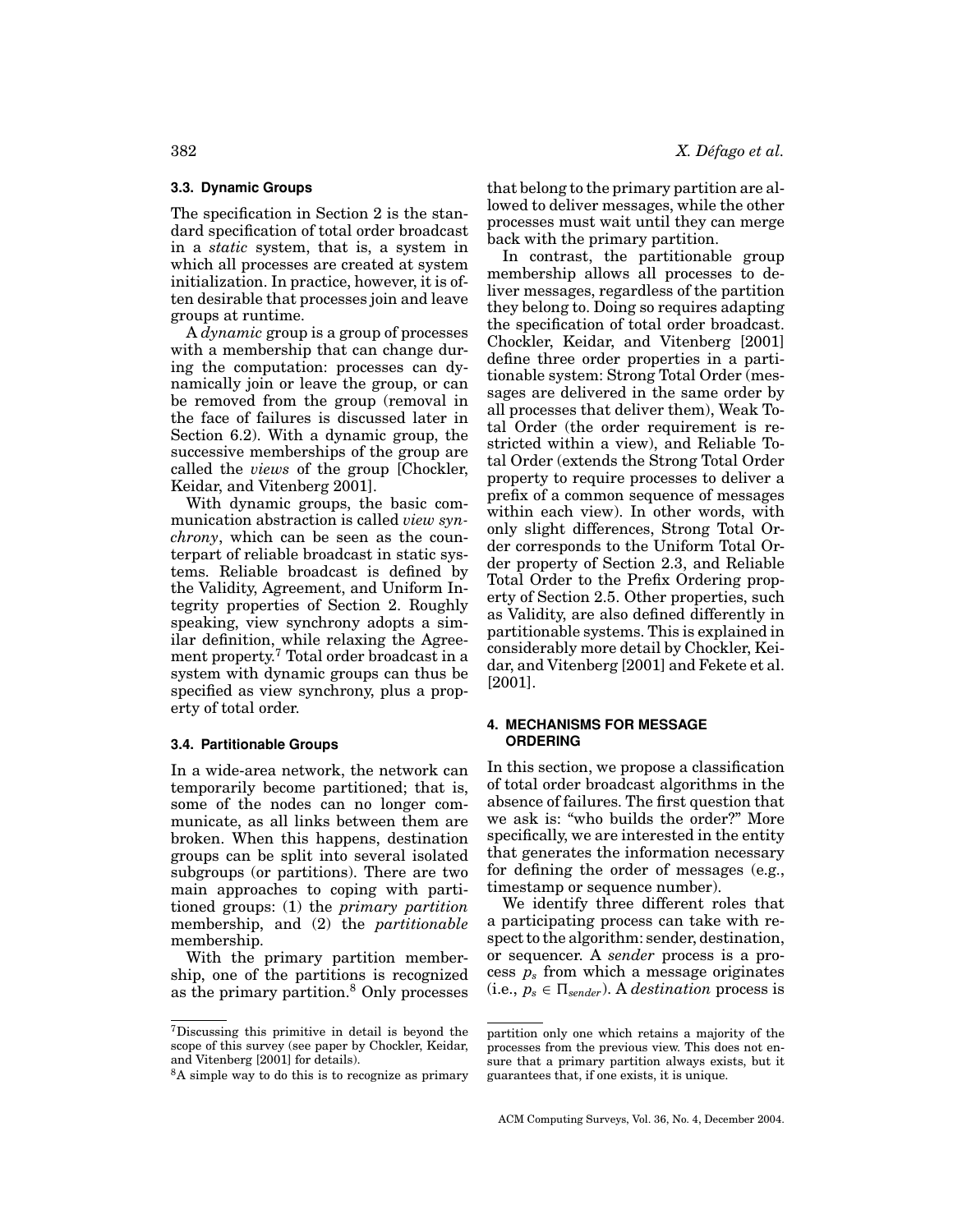### 3.3. Dynamic Groups

The specification in Section 2 is the standard specification of total order broadcast in a *static* system, that is, a system in which all processes are created at system initialization. In practice, however, it is often desirable that processes join and leave groups at runtime.

A *dynamic* group is a group of processes with a membership that can change during the computation: processes can dynamically join or leave the group, or can be removed from the group (removal in the face of failures is discussed later in Section 6.2). With a dynamic group, the successive memberships of the group are called the *views* of the group [Chockler, Keidar, and Vitenberg 2001].

With dynamic groups, the basic communication abstraction is called *view synchrony*, which can be seen as the counterpart of reliable broadcast in static systems. Reliable broadcast is defined by the Validity, Agreement, and Uniform Integrity properties of Section 2. Roughly speaking, view synchrony adopts a similar definition, while relaxing the Agreement property.[7] Total order broadcast in a system with dynamic groups can thus be specified as view synchrony, plus a property of total order.

### 3.4. Partitionable Groups

In a wide-area network, the network can temporarily become partitioned; that is, some of the nodes can no longer communicate, as all links between them are broken. When this happens, destination groups can be split into several isolated subgroups (or partitions). There are two main approaches to coping with partitioned groups: (1) the *primary partition* membership, and (2) the *partitionable* membership.

With the primary partition membership, one of the partitions is recognized as the primary partition.[8] Only processes that belong to the primary partition are allowed to deliver messages, while the other processes must wait until they can merge back with the primary partition.

In contrast, the partitionable group membership allows all processes to deliver messages, regardless of the partition they belong to. Doing so requires adapting the specification of total order broadcast. Chockler, Keidar, and Vitenberg [2001] define three order properties in a partitionable system: Strong Total Order (messages are delivered in the same order by all processes that deliver them), Weak Total Order (the order requirement is restricted within a view), and Reliable Total Order (extends the Strong Total Order property to require processes to deliver a prefix of a common sequence of messages within each view). In other words, with only slight differences, Strong Total Order corresponds to the Uniform Total Order property of Section 2.3, and Reliable Total Order to the Prefix Ordering property of Section 2.5. Other properties, such as Validity, are also defined differently in partitionable systems. This is explained in considerably more detail by Chockler, Keidar, and Vitenberg [2001] and Fekete et al. [2001].

## 4. MECHANISMS FOR MESSAGE ORDERING

In this section, we propose a classification of total order broadcast algorithms in the absence of failures. The first question that we ask is: "who builds the order?" More specifically, we are interested in the entity that generates the information necessary for defining the order of messages (e.g., timestamp or sequence number).

We identify three different roles that a participating process can take with respect to the algorithm: sender, destination, or sequencer. A *sender* process is a process $p_s$ from which a message originates (i.e., $p_s \in \Pi_{sender}$). A *destination* process is

---

[7] Discussing this primitive in detail is beyond the scope of this survey (see paper by Chockler, Keidar, and Vitenberg [2001] for details).

[8] A simple way to do this is to recognize as primary partition only one which retains a majority of the processes from the previous view. This does not ensure that a primary partition always exists, but it guarantees that, if one exists, it is unique.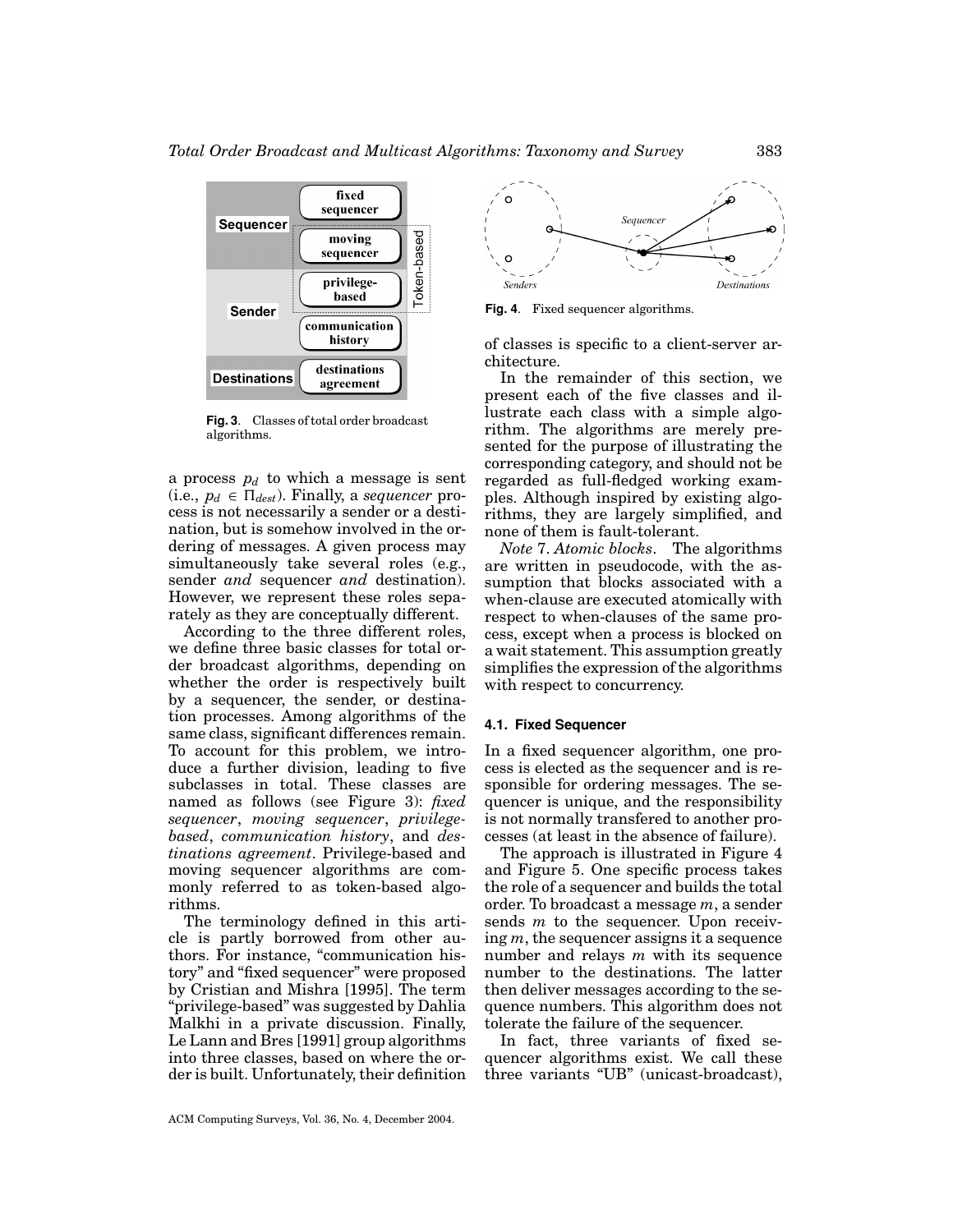Fig. 3. Classes of total order broadcast algorithms.

a process $p_d$ to which a message is sent (i.e., $p_d \in \Pi_{dest}$). Finally, a *sequencer* process is not necessarily a sender or a destination, but is somehow involved in the ordering of messages. A given process may simultaneously take several roles (e.g., sender *and* sequencer *and* destination). However, we represent these roles separately as they are conceptually different.

According to the three different roles, we define three basic classes for total order broadcast algorithms, depending on whether the order is respectively built by a sequencer, the sender, or destination processes. Among algorithms of the same class, significant differences remain. To account for this problem, we introduce a further division, leading to five subclasses in total. These classes are named as follows (see Figure 3): *fixed sequencer*, *moving sequencer*, *privilege-based*, *communication history*, and *destinations agreement*. Privilege-based and moving sequencer algorithms are commonly referred to as token-based algorithms.

The terminology defined in this article is partly borrowed from other authors. For instance, "communication history" and "fixed sequencer" were proposed by Cristian and Mishra [1995]. The term "privilege-based" was suggested by Dahlia Malkhi in a private discussion. Finally, Le Lann and Bres [1991] group algorithms into three classes, based on where the order is built. Unfortunately, their definition of classes is specific to a client-server architecture.

In the remainder of this section, we present each of the five classes and illustrate each class with a simple algorithm. The algorithms are merely presented for the purpose of illustrating the corresponding category, and should not be regarded as full-fledged working examples. Although inspired by existing algorithms, they are largely simplified, and none of them is fault-tolerant.

*Note* 7. *Atomic blocks*. The algorithms are written in pseudocode, with the assumption that blocks associated with a when-clause are executed atomically with respect to when-clauses of the same process, except when a process is blocked on a wait statement. This assumption greatly simplifies the expression of the algorithms with respect to concurrency.

Fig. 4. Fixed sequencer algorithms.

### 4.1. Fixed Sequencer

In a fixed sequencer algorithm, one process is elected as the sequencer and is responsible for ordering messages. The sequencer is unique, and the responsibility is not normally transfered to another processes (at least in the absence of failure).

The approach is illustrated in Figure 4 and Figure 5. One specific process takes the role of a sequencer and builds the total order. To broadcast a message $m$, a sender sends $m$ to the sequencer. Upon receiving $m$, the sequencer assigns it a sequence number and relays $m$ with its sequence number to the destinations. The latter then deliver messages according to the sequence numbers. This algorithm does not tolerate the failure of the sequencer.

In fact, three variants of fixed sequencer algorithms exist. We call these three variants "UB" (unicast-broadcast),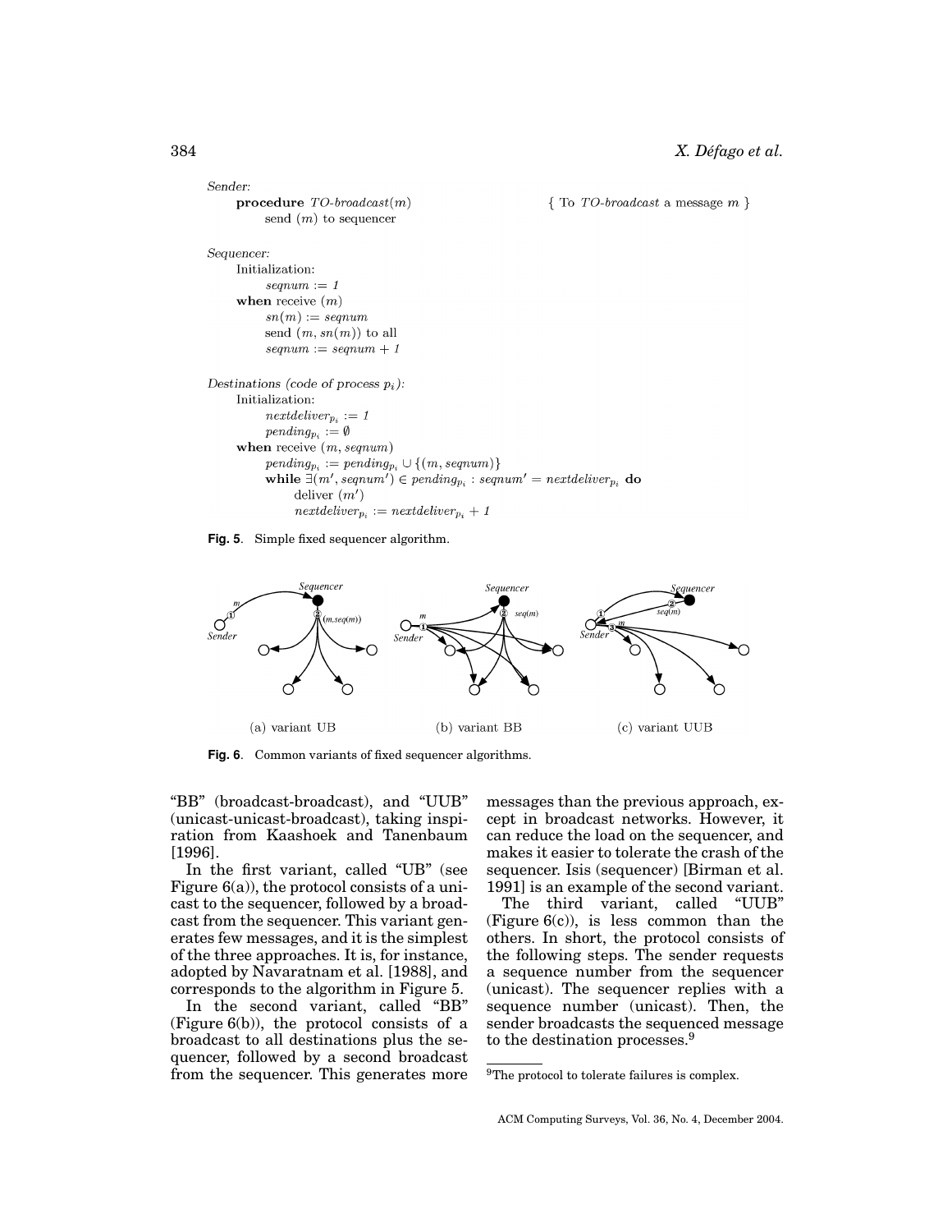```
Sender:
    procedure TO-broadcast(m)                    { To TO-broadcast a message m }
        send (m) to sequencer

Sequencer:
    Initialization:
        seqnum := 1
    when receive (m)
        sn(m) := seqnum
        send (m, sn(m)) to all
        seqnum := seqnum + 1

Destinations (code of process p_i):
    Initialization:
        nextdeliver_{p_i} := 1
        pending_{p_i} := ∅
    when receive (m, seqnum)
        pending_{p_i} := pending_{p_i} ∪ {(m, seqnum)}
        while ∃(m', seqnum') ∈ pending_{p_i} : seqnum' = nextdeliver_{p_i} do
            deliver (m')
            nextdeliver_{p_i} := nextdeliver_{p_i} + 1
```

**Fig. 5**. Simple fixed sequencer algorithm.

(a) variant UB (b) variant BB (c) variant UUB

**Fig. 6**. Common variants of fixed sequencer algorithms.

"BB" (broadcast-broadcast), and "UUB" (unicast-unicast-broadcast), taking inspiration from Kaashoek and Tanenbaum [1996].

In the first variant, called "UB" (see Figure 6(a)), the protocol consists of a unicast to the sequencer, followed by a broadcast from the sequencer. This variant generates few messages, and it is the simplest of the three approaches. It is, for instance, adopted by Navaratnam et al. [1988], and corresponds to the algorithm in Figure 5.

In the second variant, called "BB" (Figure 6(b)), the protocol consists of a broadcast to all destinations plus the sequencer, followed by a second broadcast from the sequencer. This generates more messages than the previous approach, except in broadcast networks. However, it can reduce the load on the sequencer, and makes it easier to tolerate the crash of the sequencer. Isis (sequencer) [Birman et al. 1991] is an example of the second variant.

The third variant, called "UUB" (Figure 6(c)), is less common than the others. In short, the protocol consists of the following steps. The sender requests a sequence number from the sequencer (unicast). The sequencer replies with a sequence number (unicast). Then, the sender broadcasts the sequenced message to the destination processes.[9]

[9] The protocol to tolerate failures is complex.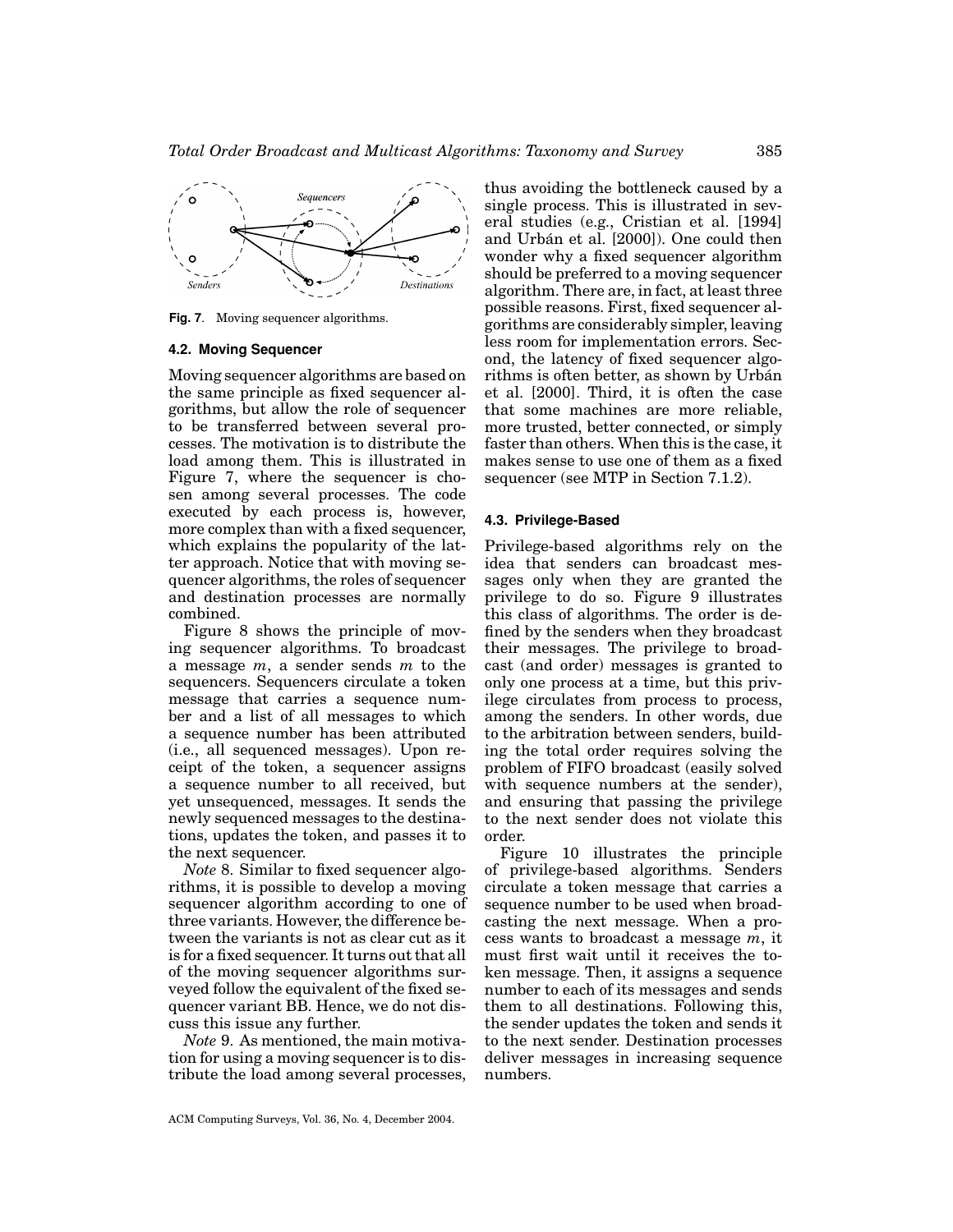Fig. 7. Moving sequencer algorithms.

### 4.2. Moving Sequencer

Moving sequencer algorithms are based on the same principle as fixed sequencer algorithms, but allow the role of sequencer to be transferred between several processes. The motivation is to distribute the load among them. This is illustrated in Figure 7, where the sequencer is chosen among several processes. The code executed by each process is, however, more complex than with a fixed sequencer, which explains the popularity of the latter approach. Notice that with moving sequencer algorithms, the roles of sequencer and destination processes are normally combined.

Figure 8 shows the principle of moving sequencer algorithms. To broadcast a message $m$, a sender sends $m$ to the sequencers. Sequencers circulate a token message that carries a sequence number and a list of all messages to which a sequence number has been attributed (i.e., all sequenced messages). Upon receipt of the token, a sequencer assigns a sequence number to all received, but yet unsequenced, messages. It sends the newly sequenced messages to the destinations, updates the token, and passes it to the next sequencer.

*Note* 8. Similar to fixed sequencer algorithms, it is possible to develop a moving sequencer algorithm according to one of three variants. However, the difference between the variants is not as clear cut as it is for a fixed sequencer. It turns out that all of the moving sequencer algorithms surveyed follow the equivalent of the fixed sequencer variant BB. Hence, we do not discuss this issue any further.

*Note* 9. As mentioned, the main motivation for using a moving sequencer is to distribute the load among several processes, thus avoiding the bottleneck caused by a single process. This is illustrated in several studies (e.g., Cristian et al. [1994] and Urbán et al. [2000]). One could then wonder why a fixed sequencer algorithm should be preferred to a moving sequencer algorithm. There are, in fact, at least three possible reasons. First, fixed sequencer algorithms are considerably simpler, leaving less room for implementation errors. Second, the latency of fixed sequencer algorithms is often better, as shown by Urbán et al. [2000]. Third, it is often the case that some machines are more reliable, more trusted, better connected, or simply faster than others. When this is the case, it makes sense to use one of them as a fixed sequencer (see MTP in Section 7.1.2).

### 4.3. Privilege-Based

Privilege-based algorithms rely on the idea that senders can broadcast messages only when they are granted the privilege to do so. Figure 9 illustrates this class of algorithms. The order is defined by the senders when they broadcast their messages. The privilege to broadcast (and order) messages is granted to only one process at a time, but this privilege circulates from process to process, among the senders. In other words, due to the arbitration between senders, building the total order requires solving the problem of FIFO broadcast (easily solved with sequence numbers at the sender), and ensuring that passing the privilege to the next sender does not violate this order.

Figure 10 illustrates the principle of privilege-based algorithms. Senders circulate a token message that carries a sequence number to be used when broadcasting the next message. When a process wants to broadcast a message $m$, it must first wait until it receives the token message. Then, it assigns a sequence number to each of its messages and sends them to all destinations. Following this, the sender updates the token and sends it to the next sender. Destination processes deliver messages in increasing sequence numbers.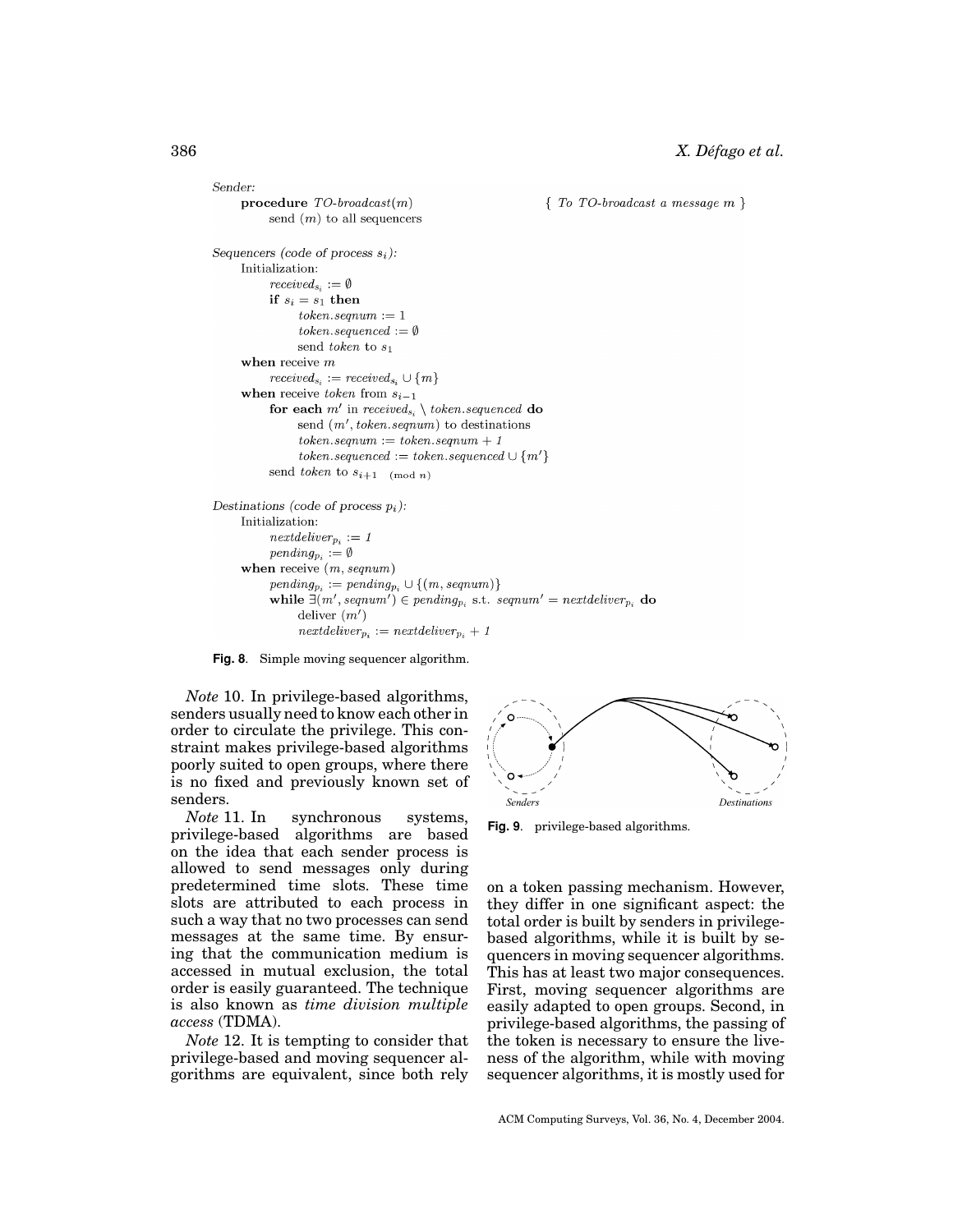```
Sender:
    procedure TO-broadcast(m)                    { To TO-broadcast a message m }
        send (m) to all sequencers

Sequencers (code of process s_i):
    Initialization:
        received_{s_i} := ∅
        if s_i = s_1 then
            token.seqnum := 1
            token.sequenced := ∅
            send token to s_1
    when receive m
        received_{s_i} := received_{s_i} ∪ {m}
    when receive token from s_{i-1}
        for each m' in received_{s_i} \ token.sequenced do
            send (m', token.seqnum) to destinations
            token.seqnum := token.seqnum + 1
            token.sequenced := token.sequenced ∪ {m'}
        send token to s_{i+1 (mod n)}

Destinations (code of process p_i):
    Initialization:
        nextdeliver_{p_i} := 1
        pending_{p_i} := ∅
    when receive (m, seqnum)
        pending_{p_i} := pending_{p_i} ∪ {(m, seqnum)}
        while ∃(m', seqnum') ∈ pending_{p_i} s.t. seqnum' = nextdeliver_{p_i} do
            deliver (m')
            nextdeliver_{p_i} := nextdeliver_{p_i} + 1
```

**Fig. 8**. Simple moving sequencer algorithm.

*Note* 10. In privilege-based algorithms, senders usually need to know each other in order to circulate the privilege. This constraint makes privilege-based algorithms poorly suited to open groups, where there is no fixed and previously known set of senders.

*Note* 11. In synchronous systems, privilege-based algorithms are based on the idea that each sender process is allowed to send messages only during predetermined time slots. These time slots are attributed to each process in such a way that no two processes can send messages at the same time. By ensuring that the communication medium is accessed in mutual exclusion, the total order is easily guaranteed. The technique is also known as *time division multiple access* (TDMA).

*Note* 12. It is tempting to consider that privilege-based and moving sequencer algorithms are equivalent, since both rely on a token passing mechanism. However, they differ in one significant aspect: the total order is built by senders in privilege-based algorithms, while it is built by sequencers in moving sequencer algorithms. This has at least two major consequences. First, moving sequencer algorithms are easily adapted to open groups. Second, in privilege-based algorithms, the passing of the token is necessary to ensure the liveness of the algorithm, while with moving sequencer algorithms, it is mostly used for

Senders — Destinations

**Fig. 9**. privilege-based algorithms.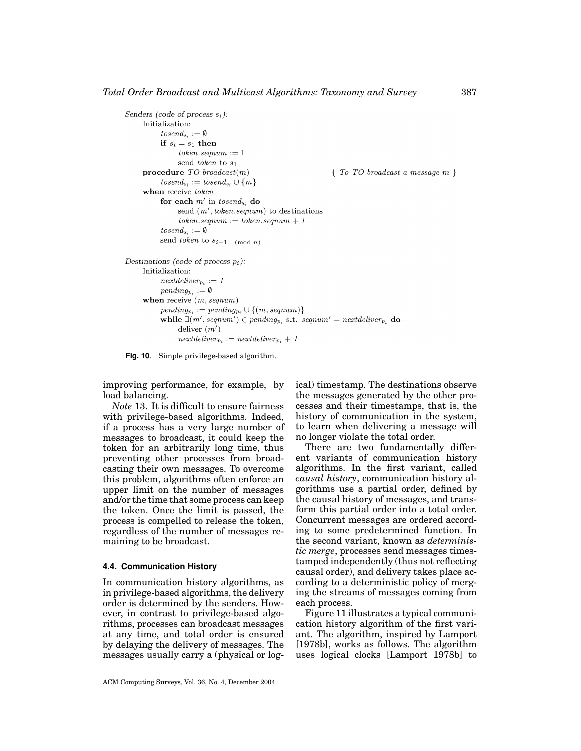```
Senders (code of process s_i):
    Initialization:
        tosend_{s_i} := ∅
        if s_i = s_1 then
            token.seqnum := 1
            send token to s_1
    procedure TO-broadcast(m)                          { To TO-broadcast a message m }
        tosend_{s_i} := tosend_{s_i} ∪ {m}
    when receive token
        for each m' in tosend_{s_i} do
            send (m', token.seqnum) to destinations
            token.seqnum := token.seqnum + 1
        tosend_{s_i} := ∅
        send token to s_{i+1 (mod n)}

Destinations (code of process p_i):
    Initialization:
        nextdeliver_{p_i} := 1
        pending_{p_i} := ∅
    when receive (m, seqnum)
        pending_{p_i} := pending_{p_i} ∪ {(m, seqnum)}
        while ∃(m', seqnum') ∈ pending_{p_i} s.t. seqnum' = nextdeliver_{p_i} do
            deliver (m')
            nextdeliver_{p_i} := nextdeliver_{p_i} + 1
```

**Fig. 10**. Simple privilege-based algorithm.

improving performance, for example, by load balancing.

*Note* 13. It is difficult to ensure fairness with privilege-based algorithms. Indeed, if a process has a very large number of messages to broadcast, it could keep the token for an arbitrarily long time, thus preventing other processes from broadcasting their own messages. To overcome this problem, algorithms often enforce an upper limit on the number of messages and/or the time that some process can keep the token. Once the limit is passed, the process is compelled to release the token, regardless of the number of messages remaining to be broadcast.

### 4.4. Communication History

In communication history algorithms, as in privilege-based algorithms, the delivery order is determined by the senders. However, in contrast to privilege-based algorithms, processes can broadcast messages at any time, and total order is ensured by delaying the delivery of messages. The messages usually carry a (physical or logical) timestamp. The destinations observe the messages generated by the other processes and their timestamps, that is, the history of communication in the system, to learn when delivering a message will no longer violate the total order.

There are two fundamentally different variants of communication history algorithms. In the first variant, called *causal history*, communication history algorithms use a partial order, defined by the causal history of messages, and transform this partial order into a total order. Concurrent messages are ordered according to some predetermined function. In the second variant, known as *deterministic merge*, processes send messages timestamped independently (thus not reflecting causal order), and delivery takes place according to a deterministic policy of merging the streams of messages coming from each process.

Figure 11 illustrates a typical communication history algorithm of the first variant. The algorithm, inspired by Lamport [1978b], works as follows. The algorithm uses logical clocks [Lamport 1978b] to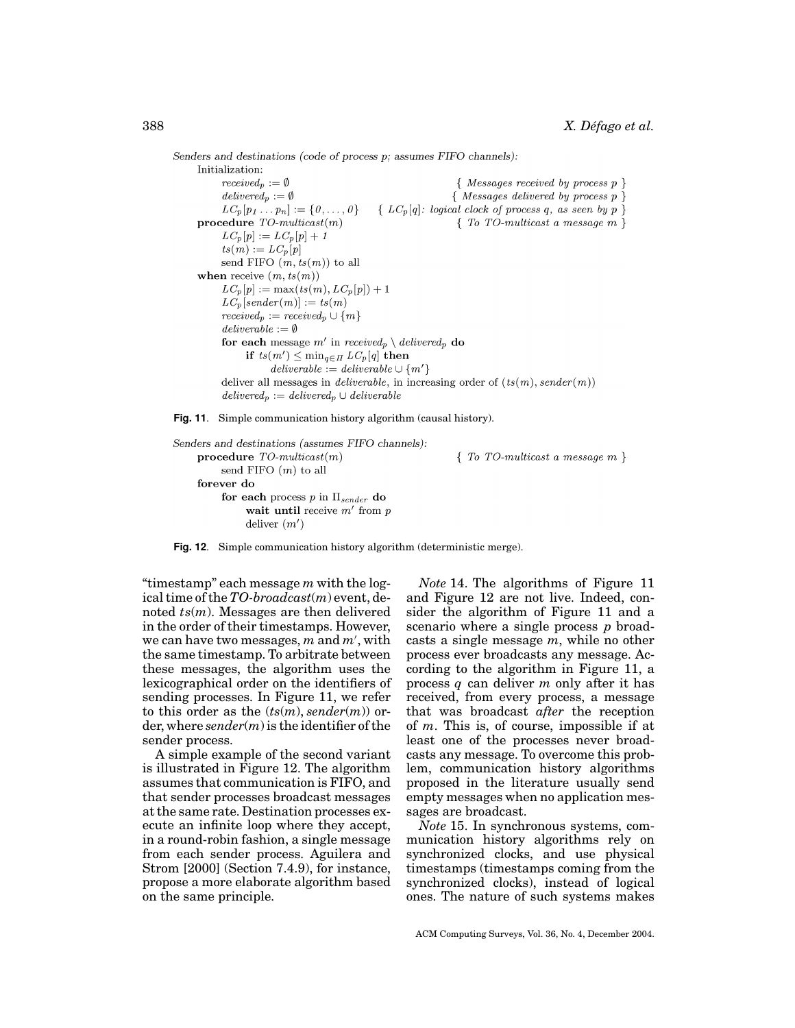```
Senders and destinations (code of process p; assumes FIFO channels):
    Initialization:
        received_p := ∅                                  { Messages received by process p }
        delivered_p := ∅                                 { Messages delivered by process p }
        LC_p[p_1 ... p_n] := {0, ..., 0}    { LC_p[q]: logical clock of process q, as seen by p }
    procedure TO-multicast(m)                            { To TO-multicast a message m }
        LC_p[p] := LC_p[p] + 1
        ts(m) := LC_p[p]
        send FIFO (m, ts(m)) to all
    when receive (m, ts(m))
        LC_p[p] := max(ts(m), LC_p[p]) + 1
        LC_p[sender(m)] := ts(m)
        received_p := received_p ∪ {m}
        deliverable := ∅
        for each message m' in received_p \ delivered_p do
            if ts(m') ≤ min_{q∈Π} LC_p[q] then
                deliverable := deliverable ∪ {m'}
        deliver all messages in deliverable, in increasing order of (ts(m), sender(m))
        delivered_p := delivered_p ∪ deliverable
```

**Fig. 11**. Simple communication history algorithm (causal history).

```
Senders and destinations (assumes FIFO channels):
    procedure TO-multicast(m)                            { To TO-multicast a message m }
        send FIFO (m) to all
    forever do
        for each process p in Π_sender do
            wait until receive m' from p
            deliver (m')
```

**Fig. 12**. Simple communication history algorithm (deterministic merge).

"timestamp" each message $m$ with the logical time of the *TO-broadcast*($m$) event, denoted $ts(m)$. Messages are then delivered in the order of their timestamps. However, we can have two messages, $m$ and $m'$, with the same timestamp. To arbitrate between these messages, the algorithm uses the lexicographical order on the identifiers of sending processes. In Figure 11, we refer to this order as the $(ts(m), sender(m))$ order, where $sender(m)$ is the identifier of the sender process.

A simple example of the second variant is illustrated in Figure 12. The algorithm assumes that communication is FIFO, and that sender processes broadcast messages at the same rate. Destination processes execute an infinite loop where they accept, in a round-robin fashion, a single message from each sender process. Aguilera and Strom [2000] (Section 7.4.9), for instance, propose a more elaborate algorithm based on the same principle.

*Note* 14. The algorithms of Figure 11 and Figure 12 are not live. Indeed, consider the algorithm of Figure 11 and a scenario where a single process $p$ broadcasts a single message $m$, while no other process ever broadcasts any message. According to the algorithm in Figure 11, a process $q$ can deliver $m$ only after it has received, from every process, a message that was broadcast *after* the reception of $m$. This is, of course, impossible if at least one of the processes never broadcasts any message. To overcome this problem, communication history algorithms proposed in the literature usually send empty messages when no application messages are broadcast.

*Note* 15. In synchronous systems, communication history algorithms rely on synchronized clocks, and use physical timestamps (timestamps coming from the synchronized clocks), instead of logical ones. The nature of such systems makes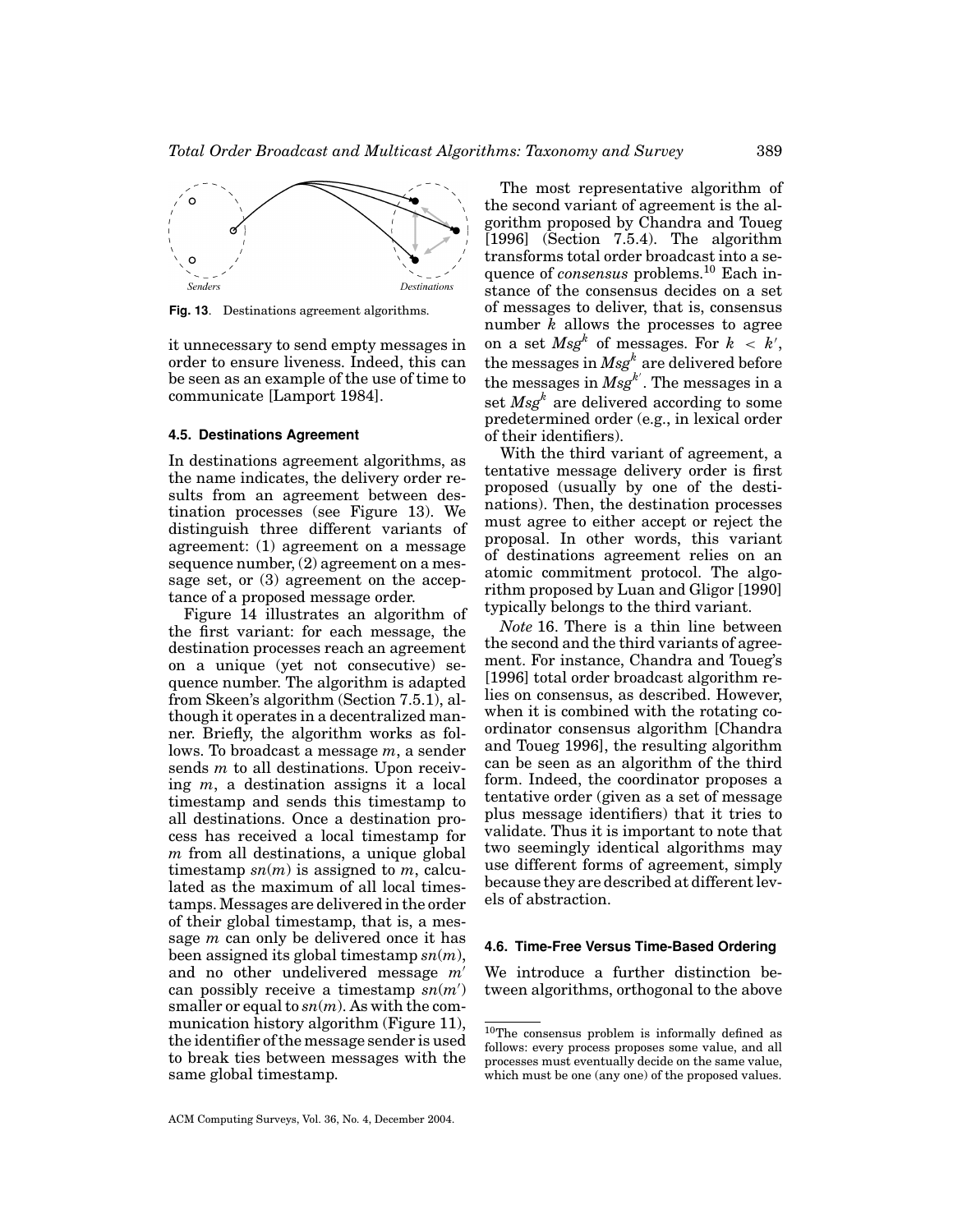Fig. 13. Destinations agreement algorithms.

it unnecessary to send empty messages in order to ensure liveness. Indeed, this can be seen as an example of the use of time to communicate [Lamport 1984].

### 4.5. Destinations Agreement

In destinations agreement algorithms, as the name indicates, the delivery order results from an agreement between destination processes (see Figure 13). We distinguish three different variants of agreement: (1) agreement on a message sequence number, (2) agreement on a message set, or (3) agreement on the acceptance of a proposed message order.

Figure 14 illustrates an algorithm of the first variant: for each message, the destination processes reach an agreement on a unique (yet not consecutive) sequence number. The algorithm is adapted from Skeen's algorithm (Section 7.5.1), although it operates in a decentralized manner. Briefly, the algorithm works as follows. To broadcast a message $m$, a sender sends $m$ to all destinations. Upon receiving $m$, a destination assigns it a local timestamp and sends this timestamp to all destinations. Once a destination process has received a local timestamp for $m$ from all destinations, a unique global timestamp $sn(m)$ is assigned to $m$, calculated as the maximum of all local timestamps. Messages are delivered in the order of their global timestamp, that is, a message $m$ can only be delivered once it has been assigned its global timestamp $sn(m)$, and no other undelivered message $m'$ can possibly receive a timestamp $sn(m')$ smaller or equal to $sn(m)$. As with the communication history algorithm (Figure 11), the identifier of the message sender is used to break ties between messages with the same global timestamp.

The most representative algorithm of the second variant of agreement is the algorithm proposed by Chandra and Toueg [1996] (Section 7.5.4). The algorithm transforms total order broadcast into a sequence of *consensus* problems.[10] Each instance of the consensus decides on a set of messages to deliver, that is, consensus number $k$ allows the processes to agree on a set $Msg^k$ of messages. For $k < k'$, the messages in $Msg^k$ are delivered before the messages in $Msg^{k'}$. The messages in a set $Msg^k$ are delivered according to some predetermined order (e.g., in lexical order of their identifiers).

With the third variant of agreement, a tentative message delivery order is first proposed (usually by one of the destinations). Then, the destination processes must agree to either accept or reject the proposal. In other words, this variant of destinations agreement relies on an atomic commitment protocol. The algorithm proposed by Luan and Gligor [1990] typically belongs to the third variant.

*Note* 16. There is a thin line between the second and the third variants of agreement. For instance, Chandra and Toueg's [1996] total order broadcast algorithm relies on consensus, as described. However, when it is combined with the rotating coordinator consensus algorithm [Chandra and Toueg 1996], the resulting algorithm can be seen as an algorithm of the third form. Indeed, the coordinator proposes a tentative order (given as a set of message plus message identifiers) that it tries to validate. Thus it is important to note that two seemingly identical algorithms may use different forms of agreement, simply because they are described at different levels of abstraction.

### 4.6. Time-Free Versus Time-Based Ordering

We introduce a further distinction between algorithms, orthogonal to the above

[10] The consensus problem is informally defined as follows: every process proposes some value, and all processes must eventually decide on the same value, which must be one (any one) of the proposed values.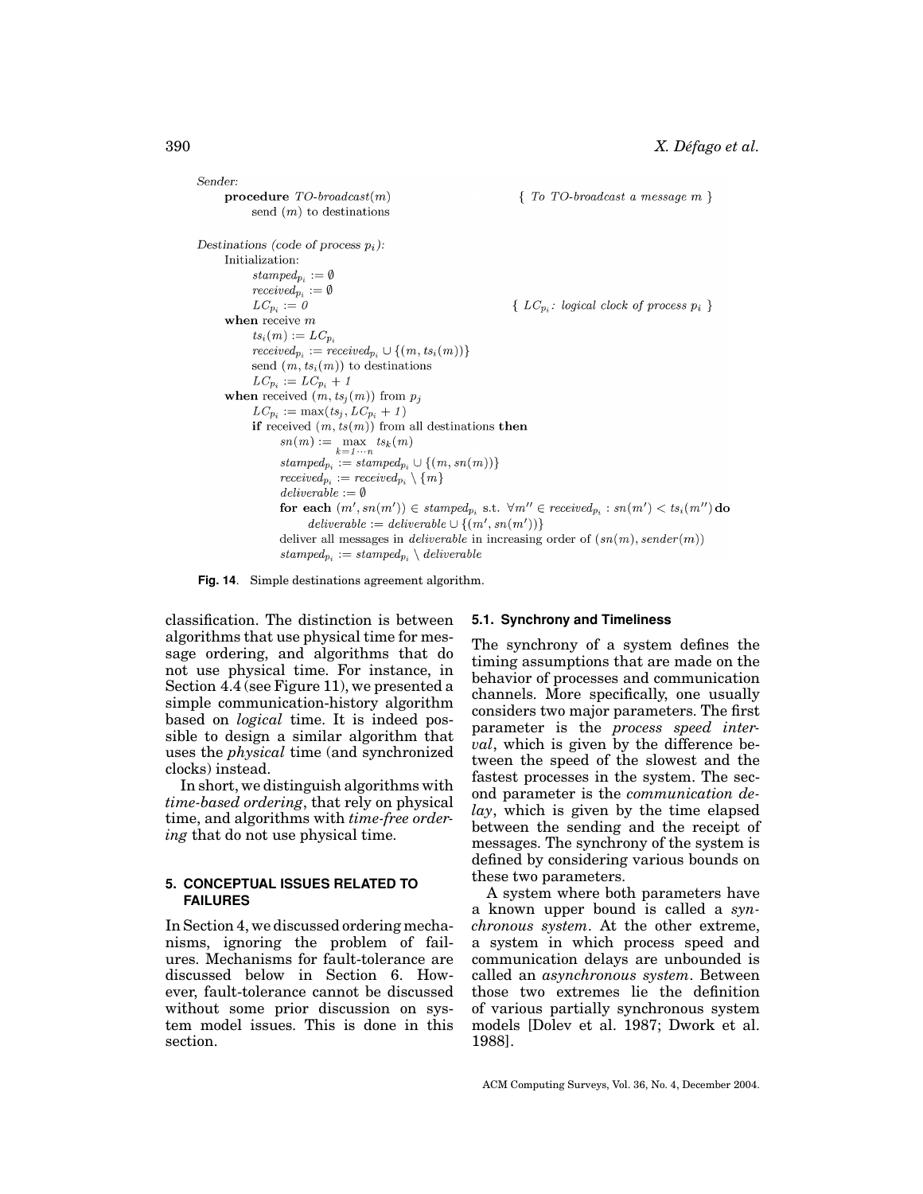```
Sender:
    procedure TO-broadcast(m)                               { To TO-broadcast a message m }
        send (m) to destinations

Destinations (code of process p_i):
    Initialization:
        stamped_{p_i} := ∅
        received_{p_i} := ∅
        LC_{p_i} := 0                                       { LC_{p_i}: logical clock of process p_i }
    when receive m
        ts_i(m) := LC_{p_i}
        received_{p_i} := received_{p_i} ∪ {(m, ts_i(m))}
        send (m, ts_i(m)) to destinations
        LC_{p_i} := LC_{p_i} + 1
    when received (m, ts_j(m)) from p_j
        LC_{p_i} := max(ts_j, LC_{p_i} + 1)
        if received (m, ts(m)) from all destinations then
            sn(m) := max_{k=1···n} ts_k(m)
            stamped_{p_i} := stamped_{p_i} ∪ {(m, sn(m))}
            received_{p_i} := received_{p_i} \ {m}
            deliverable := ∅
            for each (m', sn(m')) ∈ stamped_{p_i} s.t. ∀m'' ∈ received_{p_i} : sn(m') < ts_i(m'') do
                deliverable := deliverable ∪ {(m', sn(m'))}
            deliver all messages in deliverable in increasing order of (sn(m), sender(m))
            stamped_{p_i} := stamped_{p_i} \ deliverable
```

**Fig. 14.** Simple destinations agreement algorithm.

classification. The distinction is between algorithms that use physical time for message ordering, and algorithms that do not use physical time. For instance, in Section 4.4 (see Figure 11), we presented a simple communication-history algorithm based on *logical* time. It is indeed possible to design a similar algorithm that uses the *physical* time (and synchronized clocks) instead.

In short, we distinguish algorithms with *time-based ordering*, that rely on physical time, and algorithms with *time-free ordering* that do not use physical time.

## 5. CONCEPTUAL ISSUES RELATED TO FAILURES

In Section 4, we discussed ordering mechanisms, ignoring the problem of failures. Mechanisms for fault-tolerance are discussed below in Section 6. However, fault-tolerance cannot be discussed without some prior discussion on system model issues. This is done in this section.

### 5.1. Synchrony and Timeliness

The synchrony of a system defines the timing assumptions that are made on the behavior of processes and communication channels. More specifically, one usually considers two major parameters. The first parameter is the *process speed interval*, which is given by the difference between the speed of the slowest and the fastest processes in the system. The second parameter is the *communication delay*, which is given by the time elapsed between the sending and the receipt of messages. The synchrony of the system is defined by considering various bounds on these two parameters.

A system where both parameters have a known upper bound is called a *synchronous system*. At the other extreme, a system in which process speed and communication delays are unbounded is called an *asynchronous system*. Between those two extremes lie the definition of various partially synchronous system models [Dolev et al. 1987; Dwork et al. 1988].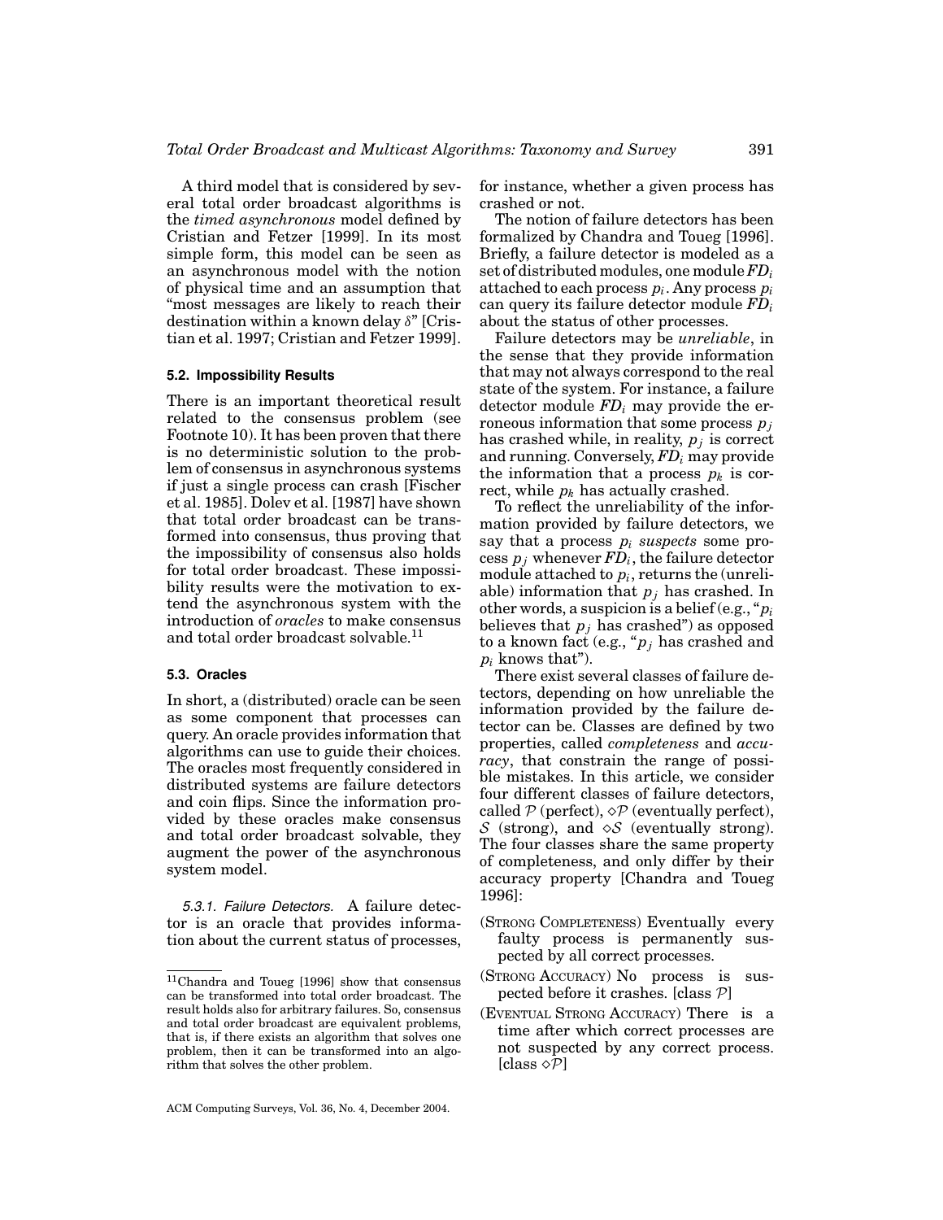A third model that is considered by several total order broadcast algorithms is the *timed asynchronous* model defined by Cristian and Fetzer [1999]. In its most simple form, this model can be seen as an asynchronous model with the notion of physical time and an assumption that "most messages are likely to reach their destination within a known delay $\delta$" [Cristian et al. 1997; Cristian and Fetzer 1999].

### 5.2. Impossibility Results

There is an important theoretical result related to the consensus problem (see Footnote 10). It has been proven that there is no deterministic solution to the problem of consensus in asynchronous systems if just a single process can crash [Fischer et al. 1985]. Dolev et al. [1987] have shown that total order broadcast can be transformed into consensus, thus proving that the impossibility of consensus also holds for total order broadcast. These impossibility results were the motivation to extend the asynchronous system with the introduction of *oracles* to make consensus and total order broadcast solvable.[11]

### 5.3. Oracles

In short, a (distributed) oracle can be seen as some component that processes can query. An oracle provides information that algorithms can use to guide their choices. The oracles most frequently considered in distributed systems are failure detectors and coin flips. Since the information provided by these oracles make consensus and total order broadcast solvable, they augment the power of the asynchronous system model.

*5.3.1. Failure Detectors.* A failure detector is an oracle that provides information about the current status of processes, for instance, whether a given process has crashed or not.

The notion of failure detectors has been formalized by Chandra and Toueg [1996]. Briefly, a failure detector is modeled as a set of distributed modules, one module $FD_i$ attached to each process $p_i$. Any process $p_i$ can query its failure detector module $FD_i$ about the status of other processes.

Failure detectors may be *unreliable*, in the sense that they provide information that may not always correspond to the real state of the system. For instance, a failure detector module $FD_i$ may provide the erroneous information that some process $p_j$ has crashed while, in reality, $p_j$ is correct and running. Conversely, $FD_i$ may provide the information that a process $p_k$ is correct, while $p_k$ has actually crashed.

To reflect the unreliability of the information provided by failure detectors, we say that a process $p_i$ *suspects* some process $p_j$ whenever $FD_i$, the failure detector module attached to $p_i$, returns the (unreliable) information that $p_j$ has crashed. In other words, a suspicion is a belief (e.g., "$p_i$ believes that $p_j$ has crashed") as opposed to a known fact (e.g., "$p_j$ has crashed and $p_i$ knows that").

There exist several classes of failure detectors, depending on how unreliable the information provided by the failure detector can be. Classes are defined by two properties, called *completeness* and *accuracy*, that constrain the range of possible mistakes. In this article, we consider four different classes of failure detectors, called $\mathcal{P}$ (perfect), $\diamond\mathcal{P}$ (eventually perfect), $\mathcal{S}$ (strong), and $\diamond\mathcal{S}$ (eventually strong). The four classes share the same property of completeness, and only differ by their accuracy property [Chandra and Toueg 1996]:

- (STRONG COMPLETENESS) Eventually every faulty process is permanently suspected by all correct processes.
- (STRONG ACCURACY) No process is suspected before it crashes. [class $\mathcal{P}$]
- (EVENTUAL STRONG ACCURACY) There is a time after which correct processes are not suspected by any correct process. [class $\diamond\mathcal{P}$]

[11] Chandra and Toueg [1996] show that consensus can be transformed into total order broadcast. The result holds also for arbitrary failures. So, consensus and total order broadcast are equivalent problems, that is, if there exists an algorithm that solves one problem, then it can be transformed into an algorithm that solves the other problem.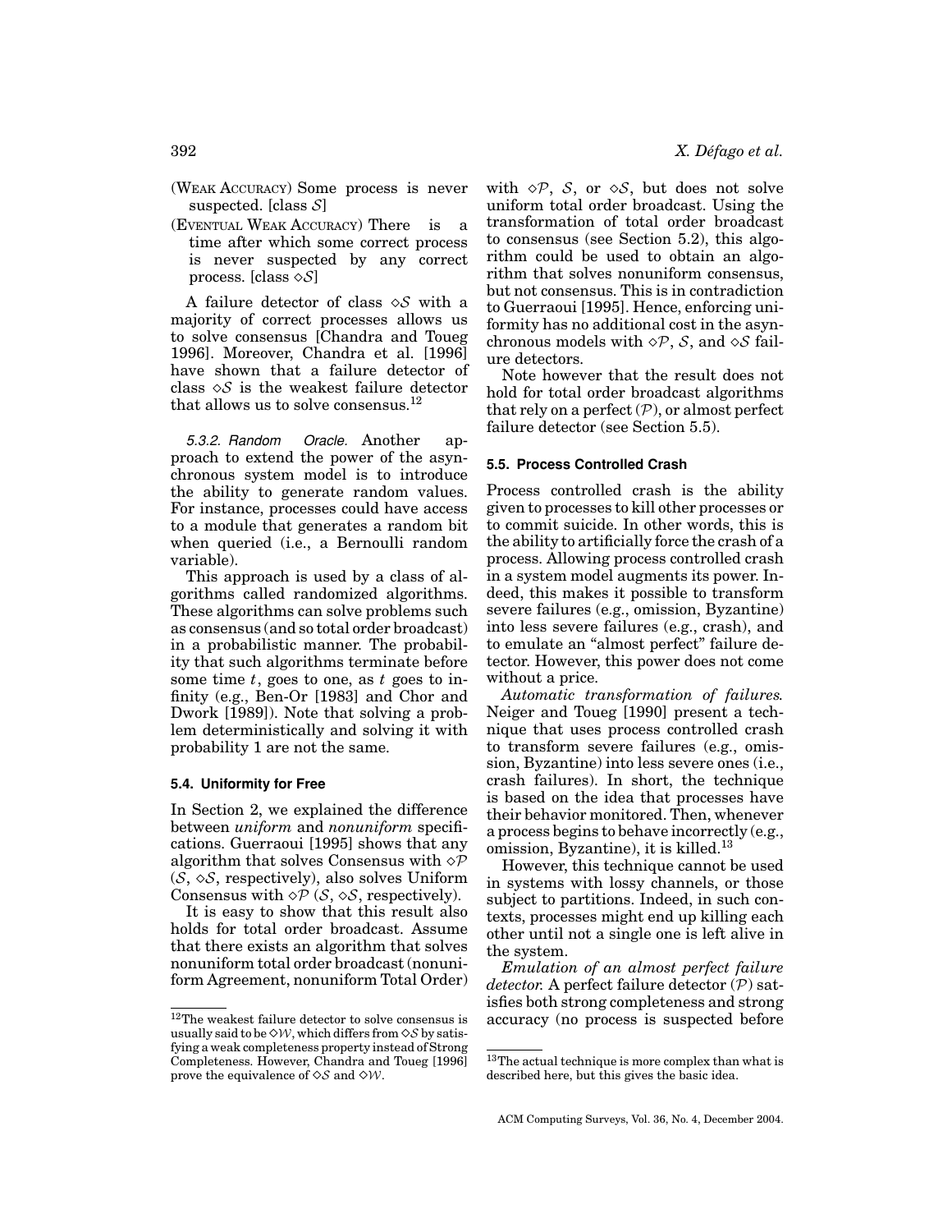(WEAK ACCURACY) Some process is never suspected. [class $\mathcal{S}$]

(EVENTUAL WEAK ACCURACY) There is a time after which some correct process is never suspected by any correct process. [class $\diamond\mathcal{S}$]

A failure detector of class $\diamond\mathcal{S}$ with a majority of correct processes allows us to solve consensus [Chandra and Toueg 1996]. Moreover, Chandra et al. [1996] have shown that a failure detector of class $\diamond\mathcal{S}$ is the weakest failure detector that allows us to solve consensus.[12]

*5.3.2. Random Oracle.* Another approach to extend the power of the asynchronous system model is to introduce the ability to generate random values. For instance, processes could have access to a module that generates a random bit when queried (i.e., a Bernoulli random variable).

This approach is used by a class of algorithms called randomized algorithms. These algorithms can solve problems such as consensus (and so total order broadcast) in a probabilistic manner. The probability that such algorithms terminate before some time $t$, goes to one, as $t$ goes to infinity (e.g., Ben-Or [1983] and Chor and Dwork [1989]). Note that solving a problem deterministically and solving it with probability 1 are not the same.

### 5.4. Uniformity for Free

In Section 2, we explained the difference between *uniform* and *nonuniform* specifications. Guerraoui [1995] shows that any algorithm that solves Consensus with $\diamond\mathcal{P}$ ($\mathcal{S}$, $\diamond\mathcal{S}$, respectively), also solves Uniform Consensus with $\diamond\mathcal{P}$ ($\mathcal{S}$, $\diamond\mathcal{S}$, respectively).

It is easy to show that this result also holds for total order broadcast. Assume that there exists an algorithm that solves nonuniform total order broadcast (nonuniform Agreement, nonuniform Total Order) with $\diamond\mathcal{P}$, $\mathcal{S}$, or $\diamond\mathcal{S}$, but does not solve uniform total order broadcast. Using the transformation of total order broadcast to consensus (see Section 5.2), this algorithm could be used to obtain an algorithm that solves nonuniform consensus, but not consensus. This is in contradiction to Guerraoui [1995]. Hence, enforcing uniformity has no additional cost in the asynchronous models with $\diamond\mathcal{P}$, $\mathcal{S}$, and $\diamond\mathcal{S}$ failure detectors.

Note however that the result does not hold for total order broadcast algorithms that rely on a perfect ($\mathcal{P}$), or almost perfect failure detector (see Section 5.5).

### 5.5. Process Controlled Crash

Process controlled crash is the ability given to processes to kill other processes or to commit suicide. In other words, this is the ability to artificially force the crash of a process. Allowing process controlled crash in a system model augments its power. Indeed, this makes it possible to transform severe failures (e.g., omission, Byzantine) into less severe failures (e.g., crash), and to emulate an "almost perfect" failure detector. However, this power does not come without a price.

*Automatic transformation of failures.* Neiger and Toueg [1990] present a technique that uses process controlled crash to transform severe failures (e.g., omission, Byzantine) into less severe ones (i.e., crash failures). In short, the technique is based on the idea that processes have their behavior monitored. Then, whenever a process begins to behave incorrectly (e.g., omission, Byzantine), it is killed.[13]

However, this technique cannot be used in systems with lossy channels, or those subject to partitions. Indeed, in such contexts, processes might end up killing each other until not a single one is left alive in the system.

*Emulation of an almost perfect failure detector.* A perfect failure detector ($\mathcal{P}$) satisfies both strong completeness and strong accuracy (no process is suspected before

[12] The weakest failure detector to solve consensus is usually said to be $\diamond\mathcal{W}$, which differs from $\diamond\mathcal{S}$ by satisfying a weak completeness property instead of Strong Completeness. However, Chandra and Toueg [1996] prove the equivalence of $\diamond\mathcal{S}$ and $\diamond\mathcal{W}$.

[13] The actual technique is more complex than what is described here, but this gives the basic idea.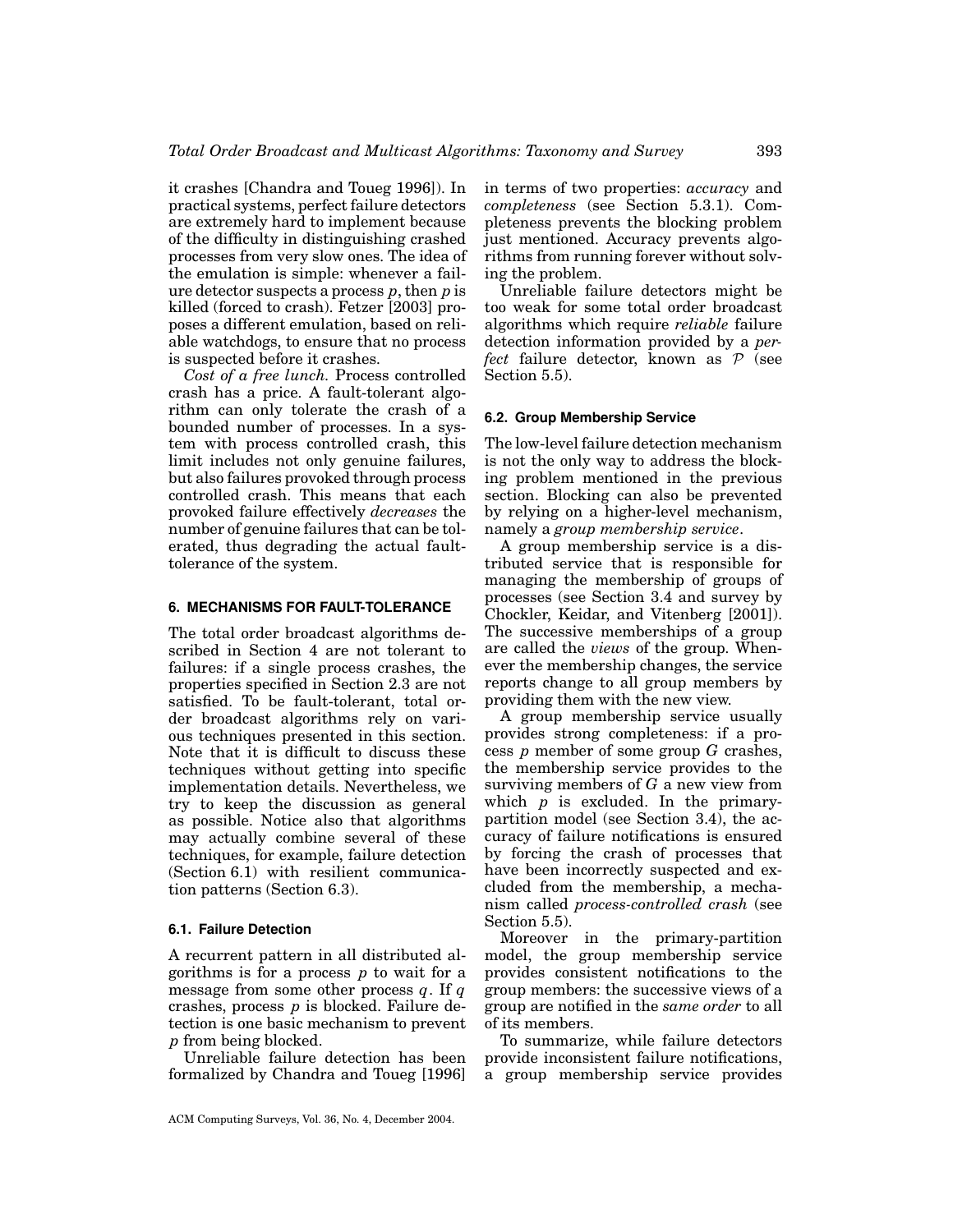it crashes [Chandra and Toueg 1996]). In practical systems, perfect failure detectors are extremely hard to implement because of the difficulty in distinguishing crashed processes from very slow ones. The idea of the emulation is simple: whenever a failure detector suspects a process $p$, then $p$ is killed (forced to crash). Fetzer [2003] proposes a different emulation, based on reliable watchdogs, to ensure that no process is suspected before it crashes.

*Cost of a free lunch.* Process controlled crash has a price. A fault-tolerant algorithm can only tolerate the crash of a bounded number of processes. In a system with process controlled crash, this limit includes not only genuine failures, but also failures provoked through process controlled crash. This means that each provoked failure effectively *decreases* the number of genuine failures that can be tolerated, thus degrading the actual fault-tolerance of the system.

## 6. MECHANISMS FOR FAULT-TOLERANCE

The total order broadcast algorithms described in Section 4 are not tolerant to failures: if a single process crashes, the properties specified in Section 2.3 are not satisfied. To be fault-tolerant, total order broadcast algorithms rely on various techniques presented in this section. Note that it is difficult to discuss these techniques without getting into specific implementation details. Nevertheless, we try to keep the discussion as general as possible. Notice also that algorithms may actually combine several of these techniques, for example, failure detection (Section 6.1) with resilient communication patterns (Section 6.3).

### 6.1. Failure Detection

A recurrent pattern in all distributed algorithms is for a process $p$ to wait for a message from some other process $q$. If $q$ crashes, process $p$ is blocked. Failure detection is one basic mechanism to prevent $p$ from being blocked.

Unreliable failure detection has been formalized by Chandra and Toueg [1996] in terms of two properties: *accuracy* and *completeness* (see Section 5.3.1). Completeness prevents the blocking problem just mentioned. Accuracy prevents algorithms from running forever without solving the problem.

Unreliable failure detectors might be too weak for some total order broadcast algorithms which require *reliable* failure detection information provided by a *perfect* failure detector, known as $\mathcal{P}$ (see Section 5.5).

### 6.2. Group Membership Service

The low-level failure detection mechanism is not the only way to address the blocking problem mentioned in the previous section. Blocking can also be prevented by relying on a higher-level mechanism, namely a *group membership service*.

A group membership service is a distributed service that is responsible for managing the membership of groups of processes (see Section 3.4 and survey by Chockler, Keidar, and Vitenberg [2001]). The successive memberships of a group are called the *views* of the group. Whenever the membership changes, the service reports change to all group members by providing them with the new view.

A group membership service usually provides strong completeness: if a process $p$ member of some group $G$ crashes, the membership service provides to the surviving members of $G$ a new view from which $p$ is excluded. In the primary-partition model (see Section 3.4), the accuracy of failure notifications is ensured by forcing the crash of processes that have been incorrectly suspected and excluded from the membership, a mechanism called *process-controlled crash* (see Section 5.5).

Moreover in the primary-partition model, the group membership service provides consistent notifications to the group members: the successive views of a group are notified in the *same order* to all of its members.

To summarize, while failure detectors provide inconsistent failure notifications, a group membership service provides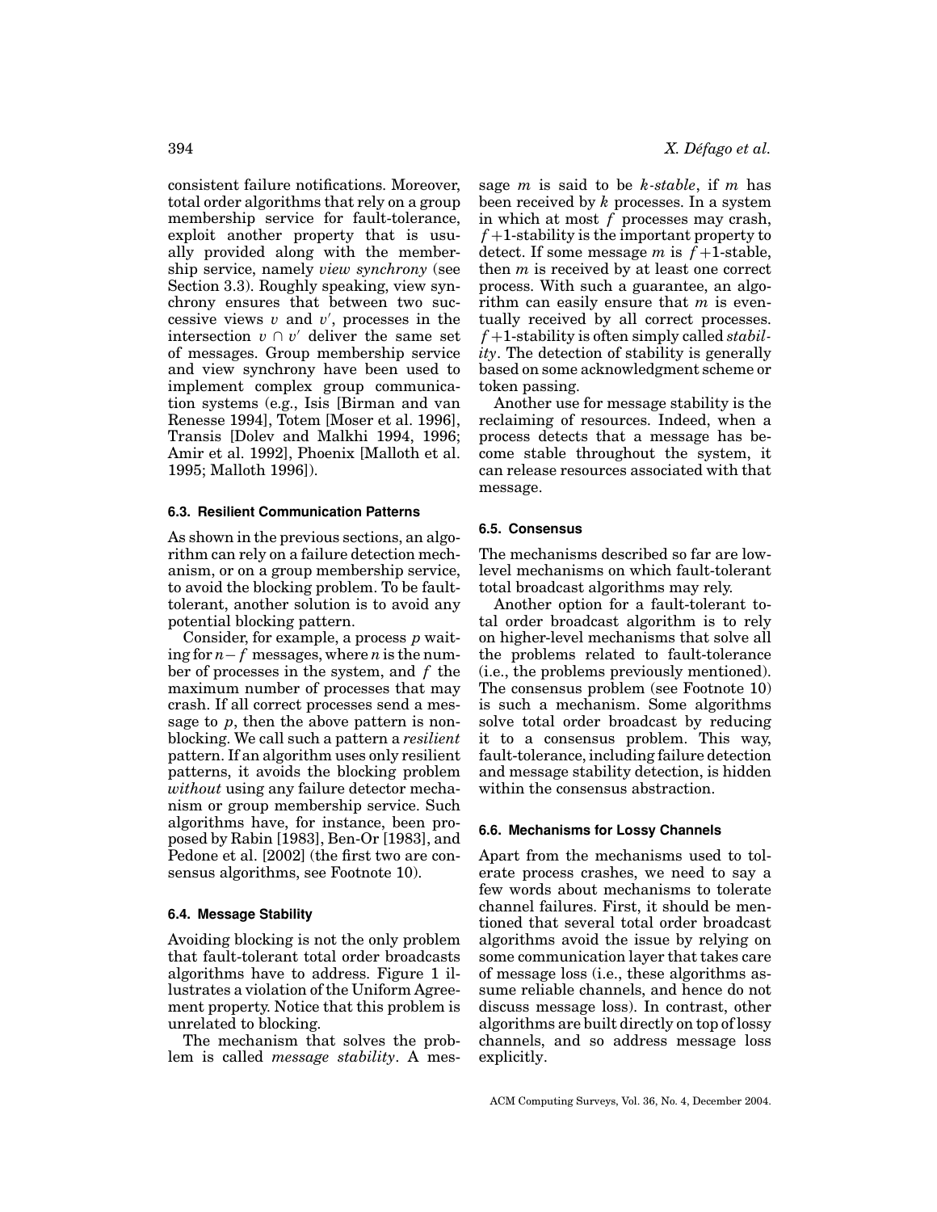consistent failure notifications. Moreover, total order algorithms that rely on a group membership service for fault-tolerance, exploit another property that is usually provided along with the membership service, namely *view synchrony* (see Section 3.3). Roughly speaking, view synchrony ensures that between two successive views $v$ and $v'$, processes in the intersection $v \cap v'$ deliver the same set of messages. Group membership service and view synchrony have been used to implement complex group communication systems (e.g., Isis [Birman and van Renesse 1994], Totem [Moser et al. 1996], Transis [Dolev and Malkhi 1994, 1996; Amir et al. 1992], Phoenix [Malloth et al. 1995; Malloth 1996]).

### 6.3. Resilient Communication Patterns

As shown in the previous sections, an algorithm can rely on a failure detection mechanism, or on a group membership service, to avoid the blocking problem. To be fault-tolerant, another solution is to avoid any potential blocking pattern.

Consider, for example, a process $p$ waiting for $n - f$ messages, where $n$ is the number of processes in the system, and $f$ the maximum number of processes that may crash. If all correct processes send a message to $p$, then the above pattern is non-blocking. We call such a pattern a *resilient* pattern. If an algorithm uses only resilient patterns, it avoids the blocking problem *without* using any failure detector mechanism or group membership service. Such algorithms have, for instance, been proposed by Rabin [1983], Ben-Or [1983], and Pedone et al. [2002] (the first two are consensus algorithms, see Footnote 10).

### 6.4. Message Stability

Avoiding blocking is not the only problem that fault-tolerant total order broadcasts algorithms have to address. Figure 1 illustrates a violation of the Uniform Agreement property. Notice that this problem is unrelated to blocking.

The mechanism that solves the problem is called *message stability*. A message $m$ is said to be *k-stable*, if $m$ has been received by $k$ processes. In a system in which at most $f$ processes may crash, $f+1$-stability is the important property to detect. If some message $m$ is $f+1$-stable, then $m$ is received by at least one correct process. With such a guarantee, an algorithm can easily ensure that $m$ is eventually received by all correct processes. $f+1$-stability is often simply called *stability*. The detection of stability is generally based on some acknowledgment scheme or token passing.

Another use for message stability is the reclaiming of resources. Indeed, when a process detects that a message has become stable throughout the system, it can release resources associated with that message.

### 6.5. Consensus

The mechanisms described so far are low-level mechanisms on which fault-tolerant total broadcast algorithms may rely.

Another option for a fault-tolerant total order broadcast algorithm is to rely on higher-level mechanisms that solve all the problems related to fault-tolerance (i.e., the problems previously mentioned). The consensus problem (see Footnote 10) is such a mechanism. Some algorithms solve total order broadcast by reducing it to a consensus problem. This way, fault-tolerance, including failure detection and message stability detection, is hidden within the consensus abstraction.

### 6.6. Mechanisms for Lossy Channels

Apart from the mechanisms used to tolerate process crashes, we need to say a few words about mechanisms to tolerate channel failures. First, it should be mentioned that several total order broadcast algorithms avoid the issue by relying on some communication layer that takes care of message loss (i.e., these algorithms assume reliable channels, and hence do not discuss message loss). In contrast, other algorithms are built directly on top of lossy channels, and so address message loss explicitly.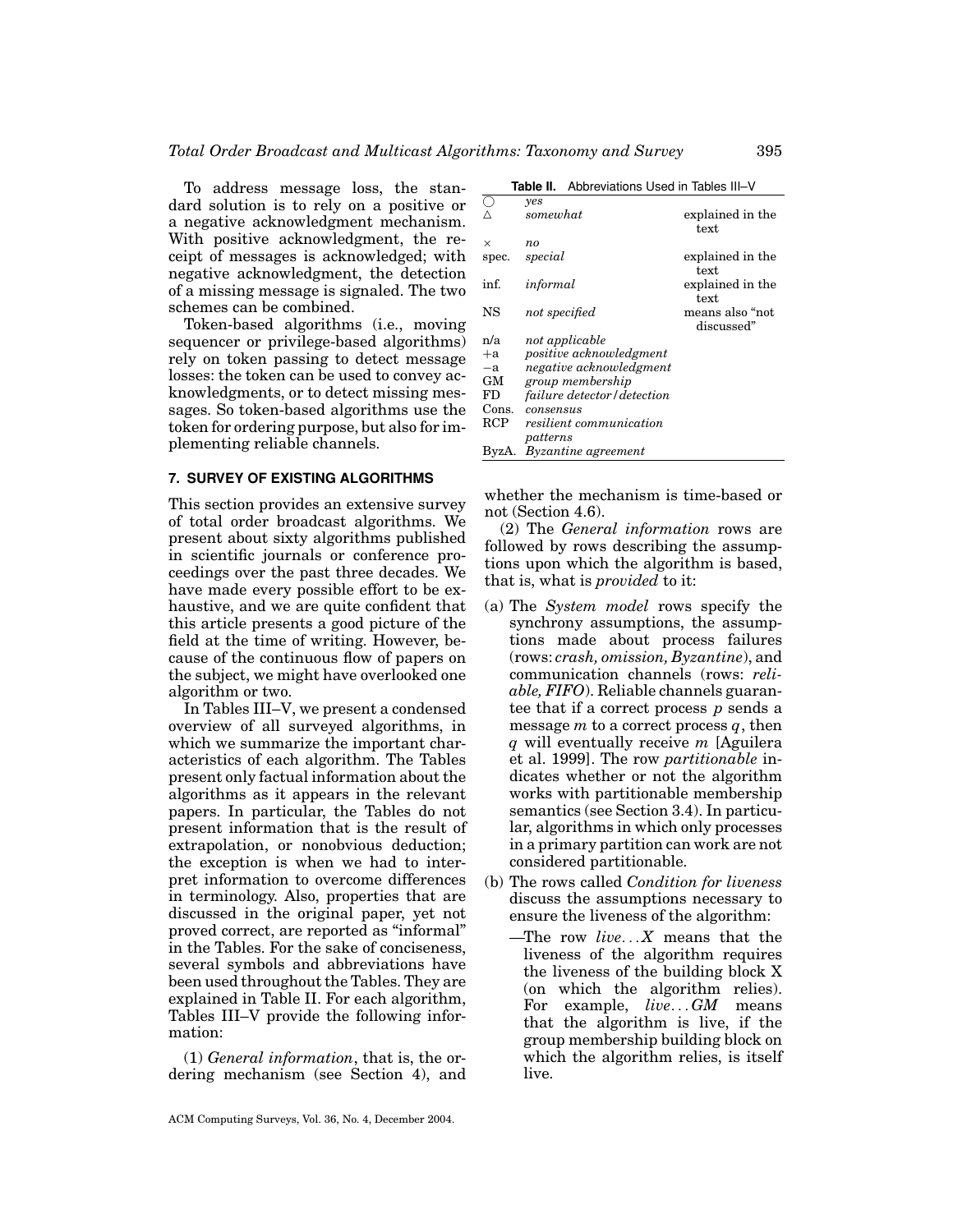To address message loss, the standard solution is to rely on a positive or a negative acknowledgment mechanism. With positive acknowledgment, the receipt of messages is acknowledged; with negative acknowledgment, the detection of a missing message is signaled. The two schemes can be combined.

Token-based algorithms (i.e., moving sequencer or privilege-based algorithms) rely on token passing to detect message losses: the token can be used to convey acknowledgments, or to detect missing messages. So token-based algorithms use the token for ordering purpose, but also for implementing reliable channels.

## 7. SURVEY OF EXISTING ALGORITHMS

This section provides an extensive survey of total order broadcast algorithms. We present about sixty algorithms published in scientific journals or conference proceedings over the past three decades. We have made every possible effort to be exhaustive, and we are quite confident that this article presents a good picture of the field at the time of writing. However, because of the continuous flow of papers on the subject, we might have overlooked one algorithm or two.

In Tables III–V, we present a condensed overview of all surveyed algorithms, in which we summarize the important characteristics of each algorithm. The Tables present only factual information about the algorithms as it appears in the relevant papers. In particular, the Tables do not present information that is the result of extrapolation, or nonobvious deduction; the exception is when we had to interpret information to overcome differences in terminology. Also, properties that are discussed in the original paper, yet not proved correct, are reported as "informal" in the Tables. For the sake of conciseness, several symbols and abbreviations have been used throughout the Tables. They are explained in Table II. For each algorithm, Tables III–V provide the following information:

**Table II.** Abbreviations Used in Tables III–V

| | | |
|---|---|---|
| ○ | *yes* | |
| △ | *somewhat* | explained in the text |
| × | *no* | |
| spec. | *special* | explained in the text |
| inf. | *informal* | explained in the text |
| NS | *not specified* | means also "not discussed" |
| n/a | *not applicable* | |
| +a | *positive acknowledgment* | |
| −a | *negative acknowledgment* | |
| GM | *group membership* | |
| FD | *failure detector/detection* | |
| Cons. | *consensus* | |
| RCP | *resilient communication patterns* | |
| ByzA. | *Byzantine agreement* | |

(1) *General information*, that is, the ordering mechanism (see Section 4), and whether the mechanism is time-based or not (Section 4.6).

(2) The *General information* rows are followed by rows describing the assumptions upon which the algorithm is based, that is, what is *provided* to it:

(a) The *System model* rows specify the synchrony assumptions, the assumptions made about process failures (rows: *crash, omission, Byzantine*), and communication channels (rows: *reliable, FIFO*). Reliable channels guarantee that if a correct process $p$ sends a message $m$ to a correct process $q$, then $q$ will eventually receive $m$ [Aguilera et al. 1999]. The row *partitionable* indicates whether or not the algorithm works with partitionable membership semantics (see Section 3.4). In particular, algorithms in which only processes in a primary partition can work are not considered partitionable.

(b) The rows called *Condition for liveness* discuss the assumptions necessary to ensure the liveness of the algorithm:

—The row *live...X* means that the liveness of the algorithm requires the liveness of the building block X (on which the algorithm relies). For example, *live...GM* means that the algorithm is live, if the group membership building block on which the algorithm relies, is itself live.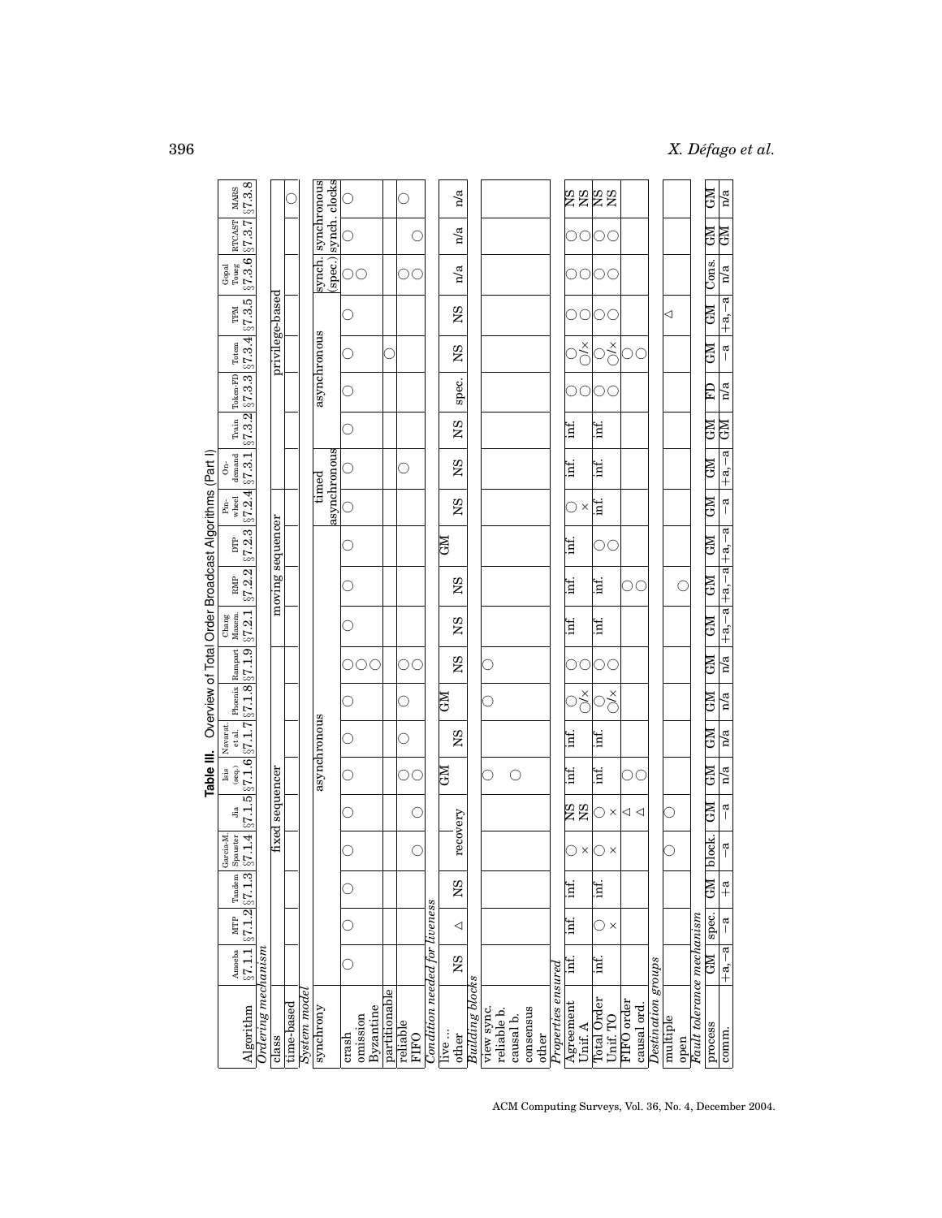**Table III.** Overview of Total Order Broadcast Algorithms (Part I)

| Algorithm | Amoeba §7.1.1 | MTP §7.1.2 | Tandem §7.1.3 | Garcia-M Spauster §7.1.4 | Jia §7.1.5 | Isis (seq.) §7.1.6 | Navarat. et al. §7.1.7 | Phoenix §7.1.8 | Rampart §7.1.9 | Chang Maxem. §7.2.1 | RMP §7.2.2 | DTP §7.2.3 | Pin-wheel §7.2.4 | On-demand §7.3.1 | Train §7.3.2 | Token-FD §7.3.3 | Totem §7.3.4 | TPM §7.3.5 | Gopal Toueg §7.3.6 | RTCAST §7.3.7 | MARS §7.3.8 |
|---|---|---|---|---|---|---|---|---|---|---|---|---|---|---|---|---|---|---|---|---|---|
| *Ordering mechanism* | | | | | | | | | | | | | | | | | | | | | |
| class | fixed sequencer | | | | | | | | | moving sequencer | | | | privilege-based | | | | | | | |
| time-based | | | | | | | | | | | | | | | | | | | | | ○ |
| *System model* | | | | | | | | | | | | | | | | | | | | | |
| synchrony | asynchronous | | | | | | | | | | | | timed asynchronous | | asynchronous | | | | synch. (spec.) | synchronous | synchronous synch. clocks |
| crash | ○ | ○ | ○ | ○ | ○ | ○ | ○ | ○ | ○ | ○ | ○ | ○ | ○ | ○ | ○ | ○ | ○ | ○ | ○ | ○ | ○ |
| omission | | | | | | | | | ○ | | | | | | | | | | ○ | | |
| Byzantine | | | | | | | | | ○ | | | | | | | | | | | | |
| partitionable | | | | | | | | | | | | | | | | | ○ | | | | |
| reliable | | | | | | ○ | ○ | ○ | ○ | | | | | ○ | | | | | ○ | | ○ |
| FIFO | | | | ○ | ○ | ○ | | | ○ | | | | | | | | | | ○ | ○ | |
| *Condition needed for liveness* | | | | | | | | | | | | | | | | | | | | | |
| live ... | NS | △ | NS | | | GM | NS | GM | NS | NS | NS | GM | NS | NS | NS | spec. | NS | NS | n/a | n/a | n/a |
| other | | | | recovery | | | | | | | | | | | | | | | | | |
| *Building blocks* | | | | | | | | | | | | | | | | | | | | | |
| view sync. | | | | | | ○ | | ○ | ○ | | | | | | | | | | | | |
| reliable b. | | | | | | | | | | | | | | | | | | | | | |
| causal b. | | | | | | ○ | | | | | | | | | | | | | | | |
| consensus | | | | | | | | | | | | | | | | | | | | | |
| other | | | | | | | | | | | | | | | | | | | | | |
| *Properties ensured* | | | | | | | | | | | | | | | | | | | | | |
| Agreement | inf. | inf. | inf. | ○ | NS | inf. | inf. | ○ | ○ | inf. | inf. | inf. | ○ | inf. | inf. | ○ | ○ | ○ | ○ | ○ | NS |
| Unif. A | | | | × | NS | | | ○/× | ○ | | | | × | | | ○ | ○/× | ○ | ○ | ○ | NS |
| Total Order | inf. | ○ | inf. | ○ | ○ | inf. | inf. | ○ | ○ | inf. | inf. | ○ | inf. | inf. | inf. | ○ | ○ | ○ | ○ | ○ | NS |
| Unif. TO | | × | | × | × | | | ○/× | ○ | | | ○ | | | | ○ | ○/× | ○ | ○ | ○ | NS |
| FIFO order | | | | | △ | ○ | | | | | ○ | | | | | | ○ | | | | |
| causal ord. | | | | | △ | ○ | | | | | ○ | | | | | | ○ | | | | |
| *Destination groups* | | | | | | | | | | | | | | | | | | | | | |
| multiple | | | | ○ | ○ | | | | | | | | | | | | | △ | | | |
| open | | | | | | | | | | | ○ | | | | | | | | | | |
| *Fault tolerance mechanism* | | | | | | | | | | | | | | | | | | | | | |
| process | GM | spec. | GM | block. | GM | GM | GM | GM | GM | GM | GM | GM | GM | GM | GM | FD | GM | GM | Cons. | GM | GM |
| comm. | +a, −a | −a | +a | −a | −a | n/a | n/a | n/a | n/a | +a, −a | +a, −a | +a, −a | −a | +a, −a | GM | n/a | −a | +a, −a | n/a | GM | n/a |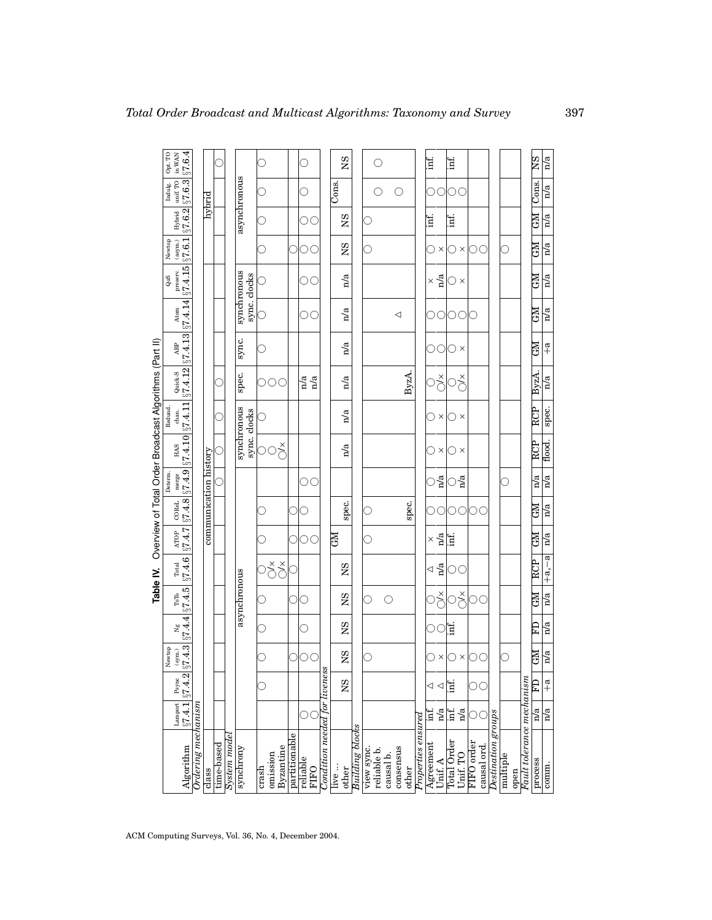**Table IV.** Overview of Total Order Broadcast Algorithms (Part II)

| Algorithm | Lamport §7.4.1 | Psync §7.4.2 | Newtop (sym.) §7.4.3 | Ng §7.4.4 | ToTo §7.4.5 | Total §7.4.6 | ATOP §7.4.7 | COReL §7.4.8 | Determ. merge §7.4.9 | HAS §7.4.10 | Redund. chan. §7.4.11 | Quick-S §7.4.12 | ABP §7.4.13 | Atom §7.4.14 | QoS preserv. §7.4.15 | Newtop (asym.) §7.6.1 | Hybrid §7.6.2 | Indulg. unif TO §7.6.3 | Opt. TO in WAN §7.6.4 |
|---|---|---|---|---|---|---|---|---|---|---|---|---|---|---|---|---|---|---|---|
| *Ordering mechanism* | | | | | | | | | | | | | | | | | | | |
| class | communication history | | | | | | | | | | | | | | | hybrid | | | |
| time-based | | | | | | | | | ○ | ○ | ○ | ○ | | | | | | | ○ |
| *System model* | | | | | | | | | | | | | | | | | | | |
| synchrony | asynchronous | | | | | | | | | synchronous sync. clocks | | spec. | sync. | synchronous sync. clocks | | asynchronous | | | |
| crash | | ○ | ○ | ○ | ○ | ○/× | ○ | ○ | | ○ | ○ | ○ | ○ | ○ | ○ | ○ | ○ | ○ | ○ |
| omission | | | | | | ○/× | | | | ○ | | ○ | | | | | | | |
| Byzantine | | | | | | ○ | | | | ○/× | | ○ | | | | | | | |
| partitionable | | | ○ | | ○ | | ○ | ○ | | | | | | | | ○ | | | |
| reliable | ○ | | ○ | ○ | ○ | | ○ | ○ | ○ | | | n/a | | ○ | ○ | ○ | ○ | ○ | ○ |
| FIFO | ○ | | ○ | | | | ○ | | ○ | | | n/a | | ○ | ○ | ○ | ○ | | |
| *Condition needed for liveness* | | | | | | | | | | | | | | | | | | | |
| live ... | | | | | | | GM | | | | | | | | | | | Cons. | |
| other | | NS | NS | NS | NS | NS | | spec. | | n/a | n/a | n/a | n/a | n/a | n/a | NS | NS | | NS |
| *Building blocks* | | | | | | | | | | | | | | | | | | | |
| view sync. | | | ○ | | ○ | | ○ | ○ | | | | | | | | ○ | ○ | | |
| reliable b. | | | | | | | | | | | | | | | | | | ○ | ○ |
| causal b. | | | | | ○ | | | | | | | | | | | | | | |
| consensus | | | | | | | | | | | | | | △ | | | | ○ | |
| other | | | | | | | | spec. | | | | ByzA. | | | | | | | |
| *Properties ensured* | | | | | | | | | | | | | | | | | | | |
| Agreement | inf. | △ | ○ | ○ | ○ | △ | × | ○ | ○ | ○ | ○ | ○ | ○ | ○ | × | ○ | inf. | ○ | inf. |
| Unif. A | n/a | △ | × | ○ | ○/× | n/a | n/a | ○ | n/a | × | × | ○/× | ○ | ○ | n/a | × | | ○ | |
| Total Order | inf. | inf. | ○ | inf. | ○ | ○ | inf. | ○ | ○ | ○ | ○ | ○ | ○ | ○ | ○ | ○ | inf. | ○ | inf. |
| Unif. TO | n/a | | × | | ○/× | ○ | | ○ | n/a | × | × | ○/× | × | ○ | × | × | | ○ | |
| FIFO order | ○ | ○ | ○ | | ○ | | | ○ | | | | | | ○ | | ○ | | | |
| causal ord. | ○ | ○ | ○ | | ○ | | | ○ | | | | | | | | ○ | | | |
| *Destination groups* | | | | | | | | | | | | | | | | | | | |
| multiple | | | ○ | | | | | | ○ | | | | | | | ○ | | | |
| open | | | | | | | | | | | | | | | | | | | |
| *Fault tolerance mechanism* | | | | | | | | | | | | | | | | | | | |
| process | n/a | FD | GM | FD | GM | RCP | GM | GM | n/a | RCP | RCP | ByzA. | GM | GM | GM | GM | GM | Cons. | NS |
| comm. | n/a | +a | n/a | n/a | n/a | +a, −a | n/a | n/a | n/a | flood. | spec. | n/a | +a | n/a | n/a | n/a | n/a | n/a | n/a |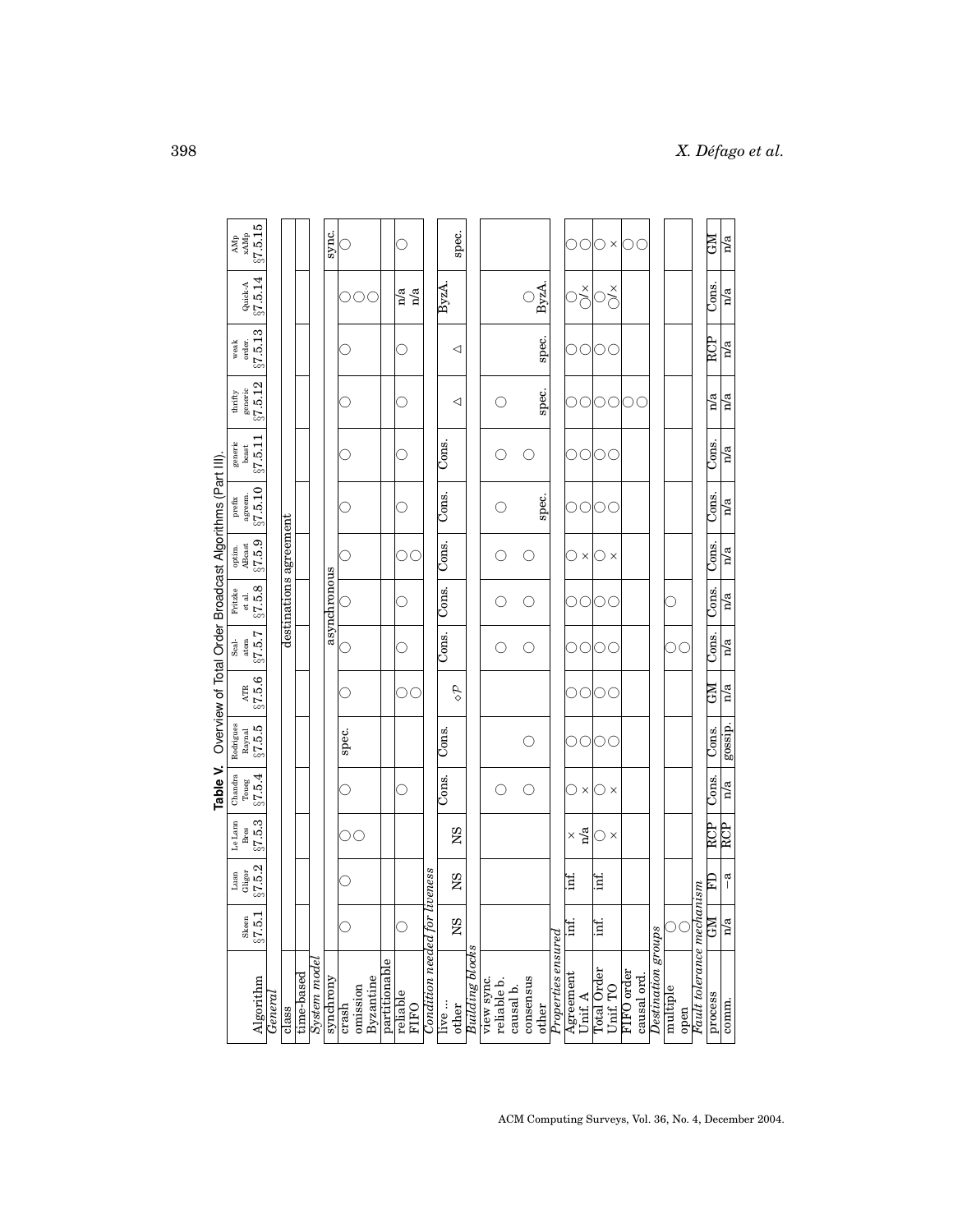**Table V.** Overview of Total Order Broadcast Algorithms (Part III).

| Algorithm | Skeen §7.5.1 | Luan Gligor §7.5.2 | Le Lann Bres §7.5.3 | Chandra Toueg §7.5.4 | Rodrigues Raynal §7.5.5 | ATR §7.5.6 | Scal-atom §7.5.7 | Fritzke et al. §7.5.8 | optim. ABcast §7.5.9 | prefix agreem. §7.5.10 | generic bcast §7.5.11 | thrifty generic §7.5.12 | weak order. §7.5.13 | Quick-A §7.5.14 | AMp xAMp §7.5.15 |
|---|---|---|---|---|---|---|---|---|---|---|---|---|---|---|---|
| *General* | | | | | | | | | | | | | | | |
| class | destinations agreement | | | | | | | | | | | | | | |
| time-based | | | | | | | | | | | | | | | |
| *System model* | | | | | | | | | | | | | | | |
| synchrony | asynchronous | | | | | | | | | | | | | | sync. |
| crash | ○ | ○ | ○ | ○ | spec. | ○ | ○ | ○ | ○ | ○ | ○ | ○ | ○ | ○ | ○ |
| omission | | | ○ | | | | | | | | | | | ○ | |
| Byzantine | | | | | | | | | | | | | | ○ | |
| partitionable | | | | | | | | | | | | | | | |
| reliable | ○ | | | ○ | | ○ | ○ | ○ | ○ | ○ | ○ | ○ | ○ | n/a | ○ |
| FIFO | | | | | | ○ | | | ○ | | | | | n/a | |
| *Condition needed for liveness* | | | | | | | | | | | | | | | |
| live ... | | | | Cons. | Cons. | | Cons. | Cons. | Cons. | Cons. | Cons. | | | ByzA. | |
| other | NS | NS | NS | | | $\diamond\mathcal{P}$ | | | | | | △ | △ | | spec. |
| *Building blocks* | | | | | | | | | | | | | | | |
| view sync. | | | | | | | | | | | | | | | |
| reliable b. | | | | ○ | | | ○ | ○ | ○ | ○ | ○ | ○ | | | |
| causal b. | | | | | | | | | | | | | | | |
| consensus | | | | ○ | ○ | | ○ | ○ | ○ | | ○ | | | ○ | |
| other | | | | | | | | | | spec. | | spec. | spec. | ByzA. | |
| *Properties ensured* | | | | | | | | | | | | | | | |
| Agreement | inf. | inf. | × | ○ | ○ | ○ | ○ | ○ | ○ | ○ | ○ | ○ | ○ | ○ | ○ |
| Unif. A | | | n/a | × | ○ | ○ | ○ | ○ | × | ○ | ○ | ○ | ○ | ○/× | ○ |
| Total Order | inf. | inf. | ○ | ○ | ○ | ○ | ○ | ○ | ○ | ○ | ○ | ○ | ○ | ○ | ○ |
| Unif. TO | | | × | × | ○ | ○ | ○ | ○ | × | ○ | ○ | ○ | ○ | ○/× | × |
| FIFO order | | | | | | | | | | | | ○ | | | ○ |
| causal ord. | | | | | | | | | | | | ○ | | | ○ |
| *Destination groups* | | | | | | | | | | | | | | | |
| multiple | ○ | | | | | | ○ | ○ | | | | | | | |
| open | ○ | | | | | | ○ | | | | | | | | |
| *Fault tolerance mechanism* | | | | | | | | | | | | | | | |
| process | GM | FD | RCP | Cons. | Cons. | GM | Cons. | Cons. | Cons. | Cons. | Cons. | n/a | RCP | Cons. | GM |
| comm. | n/a | –a | RCP | n/a | gossip. | n/a | n/a | n/a | n/a | n/a | n/a | n/a | n/a | n/a | n/a |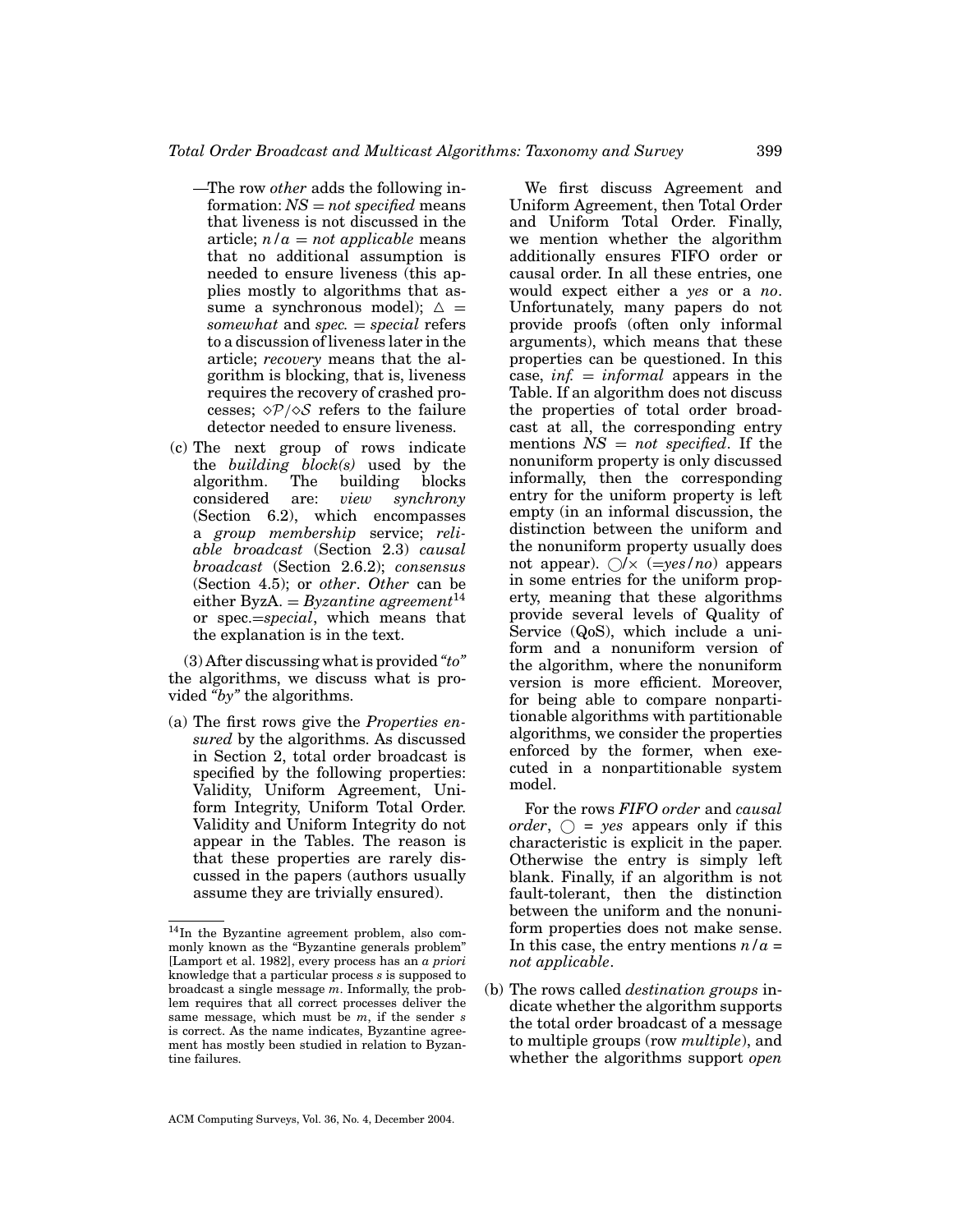—The row *other* adds the following information: *NS* = *not specified* means that liveness is not discussed in the article; *n/a* = *not applicable* means that no additional assumption is needed to ensure liveness (this applies mostly to algorithms that assume a synchronous model); $\triangle$ = *somewhat* and *spec.* = *special* refers to a discussion of liveness later in the article; *recovery* means that the algorithm is blocking, that is, liveness requires the recovery of crashed processes; $\diamond\mathcal{P}/\diamond\mathcal{S}$ refers to the failure detector needed to ensure liveness.

(c) The next group of rows indicate the *building block(s)* used by the algorithm. The building blocks considered are: *view synchrony* (Section 6.2), which encompasses a *group membership* service; *reliable broadcast* (Section 2.3) *causal broadcast* (Section 2.6.2); *consensus* (Section 4.5); or *other*. *Other* can be either ByzA. = *Byzantine agreement*[14] or spec.=*special*, which means that the explanation is in the text.

(3) After discussing what is provided *"to"* the algorithms, we discuss what is provided *"by"* the algorithms.

(a) The first rows give the *Properties ensured* by the algorithms. As discussed in Section 2, total order broadcast is specified by the following properties: Validity, Uniform Agreement, Uniform Integrity, Uniform Total Order. Validity and Uniform Integrity do not appear in the Tables. The reason is that these properties are rarely discussed in the papers (authors usually assume they are trivially ensured).

We first discuss Agreement and Uniform Agreement, then Total Order and Uniform Total Order. Finally, we mention whether the algorithm additionally ensures FIFO order or causal order. In all these entries, one would expect either a *yes* or a *no*. Unfortunately, many papers do not provide proofs (often only informal arguments), which means that these properties can be questioned. In this case, *inf.* = *informal* appears in the Table. If an algorithm does not discuss the properties of total order broadcast at all, the corresponding entry mentions *NS* = *not specified*. If the nonuniform property is only discussed informally, then the corresponding entry for the uniform property is left empty (in an informal discussion, the distinction between the uniform and the nonuniform property usually does not appear). $\bigcirc/\times$ (=*yes/no*) appears in some entries for the uniform property, meaning that these algorithms provide several levels of Quality of Service (QoS), which include a uniform and a nonuniform version of the algorithm, where the nonuniform version is more efficient. Moreover, for being able to compare nonpartitionable algorithms with partitionable algorithms, we consider the properties enforced by the former, when executed in a nonpartitionable system model.

For the rows *FIFO order* and *causal order*, $\bigcirc$ = *yes* appears only if this characteristic is explicit in the paper. Otherwise the entry is simply left blank. Finally, if an algorithm is not fault-tolerant, then the distinction between the uniform and the nonuniform properties does not make sense. In this case, the entry mentions *n/a* = *not applicable*.

(b) The rows called *destination groups* indicate whether the algorithm supports the total order broadcast of a message to multiple groups (row *multiple*), and whether the algorithms support *open*

[14] In the Byzantine agreement problem, also commonly known as the "Byzantine generals problem" [Lamport et al. 1982], every process has an *a priori* knowledge that a particular process *s* is supposed to broadcast a single message *m*. Informally, the problem requires that all correct processes deliver the same message, which must be *m*, if the sender *s* is correct. As the name indicates, Byzantine agreement has mostly been studied in relation to Byzantine failures.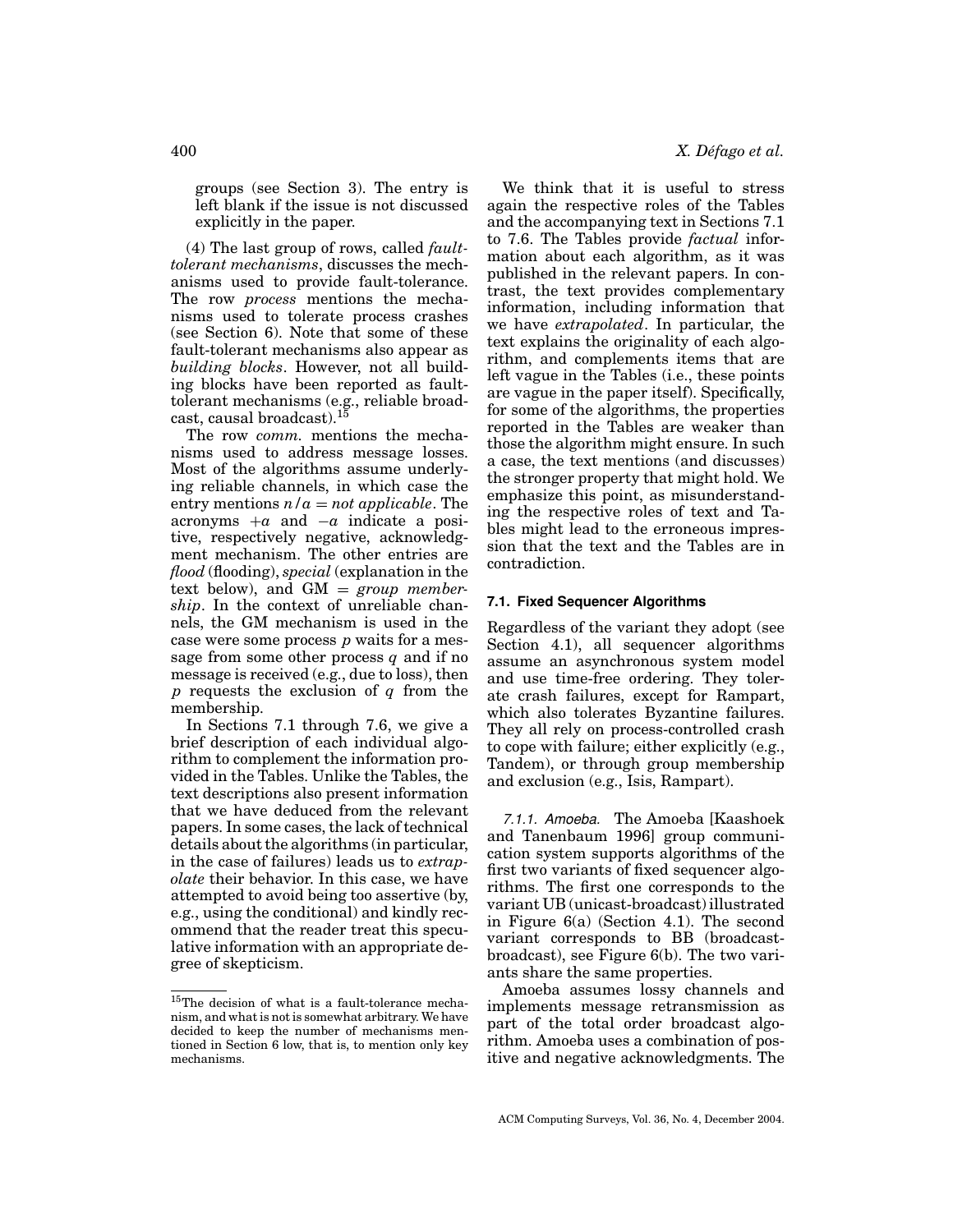groups (see Section 3). The entry is left blank if the issue is not discussed explicitly in the paper.

(4) The last group of rows, called *fault-tolerant mechanisms*, discusses the mechanisms used to provide fault-tolerance. The row *process* mentions the mechanisms used to tolerate process crashes (see Section 6). Note that some of these fault-tolerant mechanisms also appear as *building blocks*. However, not all building blocks have been reported as fault-tolerant mechanisms (e.g., reliable broadcast, causal broadcast).[15]

The row *comm.* mentions the mechanisms used to address message losses. Most of the algorithms assume underlying reliable channels, in which case the entry mentions $n/a$ = *not applicable*. The acronyms $+a$ and $-a$ indicate a positive, respectively negative, acknowledgment mechanism. The other entries are *flood* (flooding), *special* (explanation in the text below), and GM = *group membership*. In the context of unreliable channels, the GM mechanism is used in the case were some process $p$ waits for a message from some other process $q$ and if no message is received (e.g., due to loss), then $p$ requests the exclusion of $q$ from the membership.

In Sections 7.1 through 7.6, we give a brief description of each individual algorithm to complement the information provided in the Tables. Unlike the Tables, the text descriptions also present information that we have deduced from the relevant papers. In some cases, the lack of technical details about the algorithms (in particular, in the case of failures) leads us to *extrapolate* their behavior. In this case, we have attempted to avoid being too assertive (by, e.g., using the conditional) and kindly recommend that the reader treat this speculative information with an appropriate degree of skepticism.

[15] The decision of what is a fault-tolerance mechanism, and what is not is somewhat arbitrary. We have decided to keep the number of mechanisms mentioned in Section 6 low, that is, to mention only key mechanisms.

We think that it is useful to stress again the respective roles of the Tables and the accompanying text in Sections 7.1 to 7.6. The Tables provide *factual* information about each algorithm, as it was published in the relevant papers. In contrast, the text provides complementary information, including information that we have *extrapolated*. In particular, the text explains the originality of each algorithm, and complements items that are left vague in the Tables (i.e., these points are vague in the paper itself). Specifically, for some of the algorithms, the properties reported in the Tables are weaker than those the algorithm might ensure. In such a case, the text mentions (and discusses) the stronger property that might hold. We emphasize this point, as misunderstanding the respective roles of text and Tables might lead to the erroneous impression that the text and the Tables are in contradiction.

### 7.1. Fixed Sequencer Algorithms

Regardless of the variant they adopt (see Section 4.1), all sequencer algorithms assume an asynchronous system model and use time-free ordering. They tolerate crash failures, except for Rampart, which also tolerates Byzantine failures. They all rely on process-controlled crash to cope with failure; either explicitly (e.g., Tandem), or through group membership and exclusion (e.g., Isis, Rampart).

#### *7.1.1. Amoeba.*

The Amoeba [Kaashoek and Tanenbaum 1996] group communication system supports algorithms of the first two variants of fixed sequencer algorithms. The first one corresponds to the variant UB (unicast-broadcast) illustrated in Figure 6(a) (Section 4.1). The second variant corresponds to BB (broadcast-broadcast), see Figure 6(b). The two variants share the same properties.

Amoeba assumes lossy channels and implements message retransmission as part of the total order broadcast algorithm. Amoeba uses a combination of positive and negative acknowledgments. The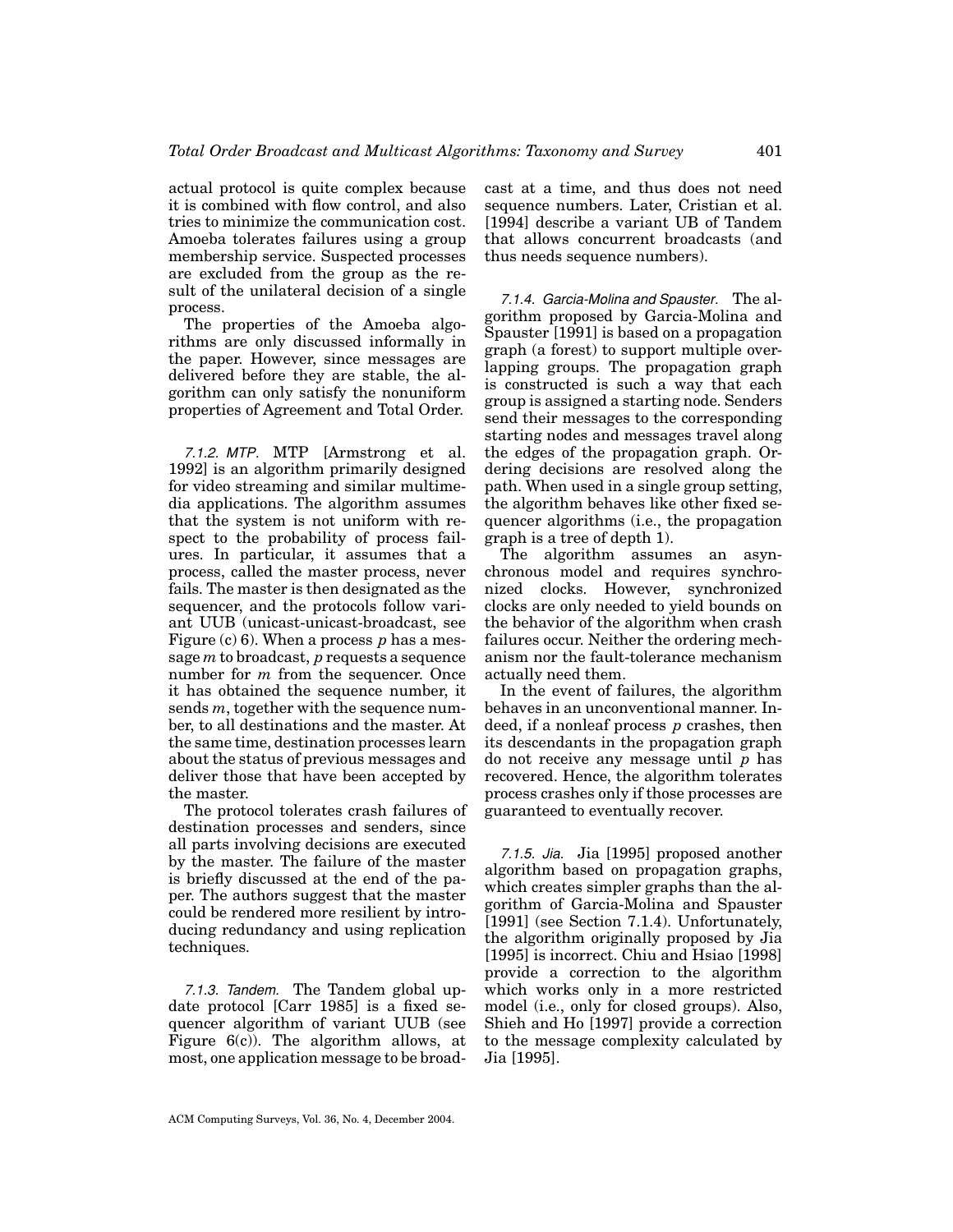actual protocol is quite complex because it is combined with flow control, and also tries to minimize the communication cost. Amoeba tolerates failures using a group membership service. Suspected processes are excluded from the group as the result of the unilateral decision of a single process.

The properties of the Amoeba algorithms are only discussed informally in the paper. However, since messages are delivered before they are stable, the algorithm can only satisfy the nonuniform properties of Agreement and Total Order.

*7.1.2. MTP.* MTP [Armstrong et al. 1992] is an algorithm primarily designed for video streaming and similar multimedia applications. The algorithm assumes that the system is not uniform with respect to the probability of process failures. In particular, it assumes that a process, called the master process, never fails. The master is then designated as the sequencer, and the protocols follow variant UUB (unicast-unicast-broadcast, see Figure (c) 6). When a process $p$ has a message $m$ to broadcast, $p$ requests a sequence number for $m$ from the sequencer. Once it has obtained the sequence number, it sends $m$, together with the sequence number, to all destinations and the master. At the same time, destination processes learn about the status of previous messages and deliver those that have been accepted by the master.

The protocol tolerates crash failures of destination processes and senders, since all parts involving decisions are executed by the master. The failure of the master is briefly discussed at the end of the paper. The authors suggest that the master could be rendered more resilient by introducing redundancy and using replication techniques.

*7.1.3. Tandem.* The Tandem global update protocol [Carr 1985] is a fixed sequencer algorithm of variant UUB (see Figure 6(c)). The algorithm allows, at most, one application message to be broadcast at a time, and thus does not need sequence numbers. Later, Cristian et al. [1994] describe a variant UB of Tandem that allows concurrent broadcasts (and thus needs sequence numbers).

*7.1.4. Garcia-Molina and Spauster.* The algorithm proposed by Garcia-Molina and Spauster [1991] is based on a propagation graph (a forest) to support multiple overlapping groups. The propagation graph is constructed is such a way that each group is assigned a starting node. Senders send their messages to the corresponding starting nodes and messages travel along the edges of the propagation graph. Ordering decisions are resolved along the path. When used in a single group setting, the algorithm behaves like other fixed sequencer algorithms (i.e., the propagation graph is a tree of depth 1).

The algorithm assumes an asynchronous model and requires synchronized clocks. However, synchronized clocks are only needed to yield bounds on the behavior of the algorithm when crash failures occur. Neither the ordering mechanism nor the fault-tolerance mechanism actually need them.

In the event of failures, the algorithm behaves in an unconventional manner. Indeed, if a nonleaf process $p$ crashes, then its descendants in the propagation graph do not receive any message until $p$ has recovered. Hence, the algorithm tolerates process crashes only if those processes are guaranteed to eventually recover.

*7.1.5. Jia.* Jia [1995] proposed another algorithm based on propagation graphs, which creates simpler graphs than the algorithm of Garcia-Molina and Spauster [1991] (see Section 7.1.4). Unfortunately, the algorithm originally proposed by Jia [1995] is incorrect. Chiu and Hsiao [1998] provide a correction to the algorithm which works only in a more restricted model (i.e., only for closed groups). Also, Shieh and Ho [1997] provide a correction to the message complexity calculated by Jia [1995].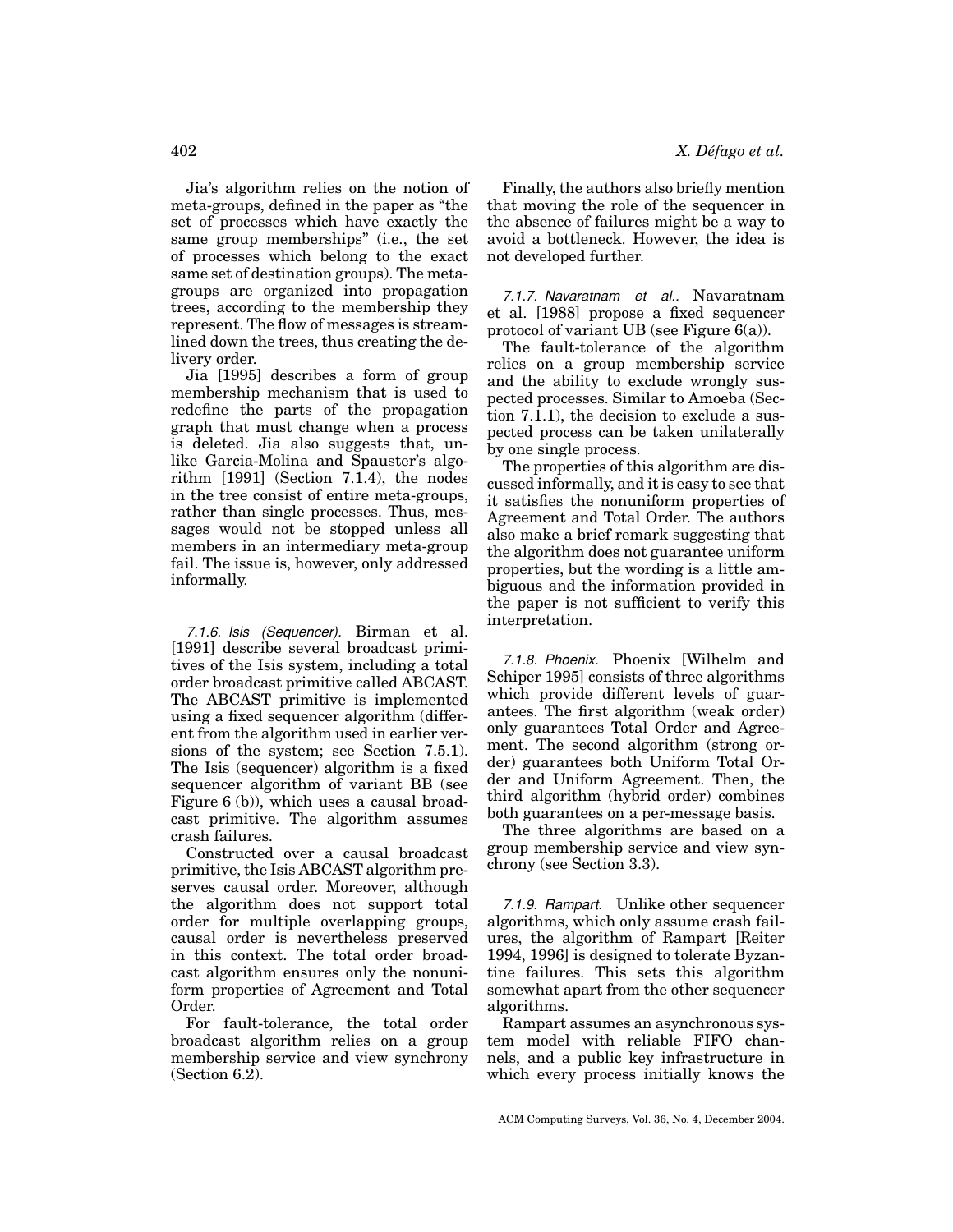Jia's algorithm relies on the notion of meta-groups, defined in the paper as "the set of processes which have exactly the same group memberships" (i.e., the set of processes which belong to the exact same set of destination groups). The meta-groups are organized into propagation trees, according to the membership they represent. The flow of messages is streamlined down the trees, thus creating the delivery order.

Jia [1995] describes a form of group membership mechanism that is used to redefine the parts of the propagation graph that must change when a process is deleted. Jia also suggests that, unlike Garcia-Molina and Spauster's algorithm [1991] (Section 7.1.4), the nodes in the tree consist of entire meta-groups, rather than single processes. Thus, messages would not be stopped unless all members in an intermediary meta-group fail. The issue is, however, only addressed informally.

*7.1.6. Isis (Sequencer).* Birman et al. [1991] describe several broadcast primitives of the Isis system, including a total order broadcast primitive called ABCAST. The ABCAST primitive is implemented using a fixed sequencer algorithm (different from the algorithm used in earlier versions of the system; see Section 7.5.1). The Isis (sequencer) algorithm is a fixed sequencer algorithm of variant BB (see Figure 6 (b)), which uses a causal broadcast primitive. The algorithm assumes crash failures.

Constructed over a causal broadcast primitive, the Isis ABCAST algorithm preserves causal order. Moreover, although the algorithm does not support total order for multiple overlapping groups, causal order is nevertheless preserved in this context. The total order broadcast algorithm ensures only the nonuniform properties of Agreement and Total Order.

For fault-tolerance, the total order broadcast algorithm relies on a group membership service and view synchrony (Section 6.2).

Finally, the authors also briefly mention that moving the role of the sequencer in the absence of failures might be a way to avoid a bottleneck. However, the idea is not developed further.

*7.1.7. Navaratnam et al..* Navaratnam et al. [1988] propose a fixed sequencer protocol of variant UB (see Figure 6(a)).

The fault-tolerance of the algorithm relies on a group membership service and the ability to exclude wrongly suspected processes. Similar to Amoeba (Section 7.1.1), the decision to exclude a suspected process can be taken unilaterally by one single process.

The properties of this algorithm are discussed informally, and it is easy to see that it satisfies the nonuniform properties of Agreement and Total Order. The authors also make a brief remark suggesting that the algorithm does not guarantee uniform properties, but the wording is a little ambiguous and the information provided in the paper is not sufficient to verify this interpretation.

*7.1.8. Phoenix.* Phoenix [Wilhelm and Schiper 1995] consists of three algorithms which provide different levels of guarantees. The first algorithm (weak order) only guarantees Total Order and Agreement. The second algorithm (strong order) guarantees both Uniform Total Order and Uniform Agreement. Then, the third algorithm (hybrid order) combines both guarantees on a per-message basis.

The three algorithms are based on a group membership service and view synchrony (see Section 3.3).

*7.1.9. Rampart.* Unlike other sequencer algorithms, which only assume crash failures, the algorithm of Rampart [Reiter 1994, 1996] is designed to tolerate Byzantine failures. This sets this algorithm somewhat apart from the other sequencer algorithms.

Rampart assumes an asynchronous system model with reliable FIFO channels, and a public key infrastructure in which every process initially knows the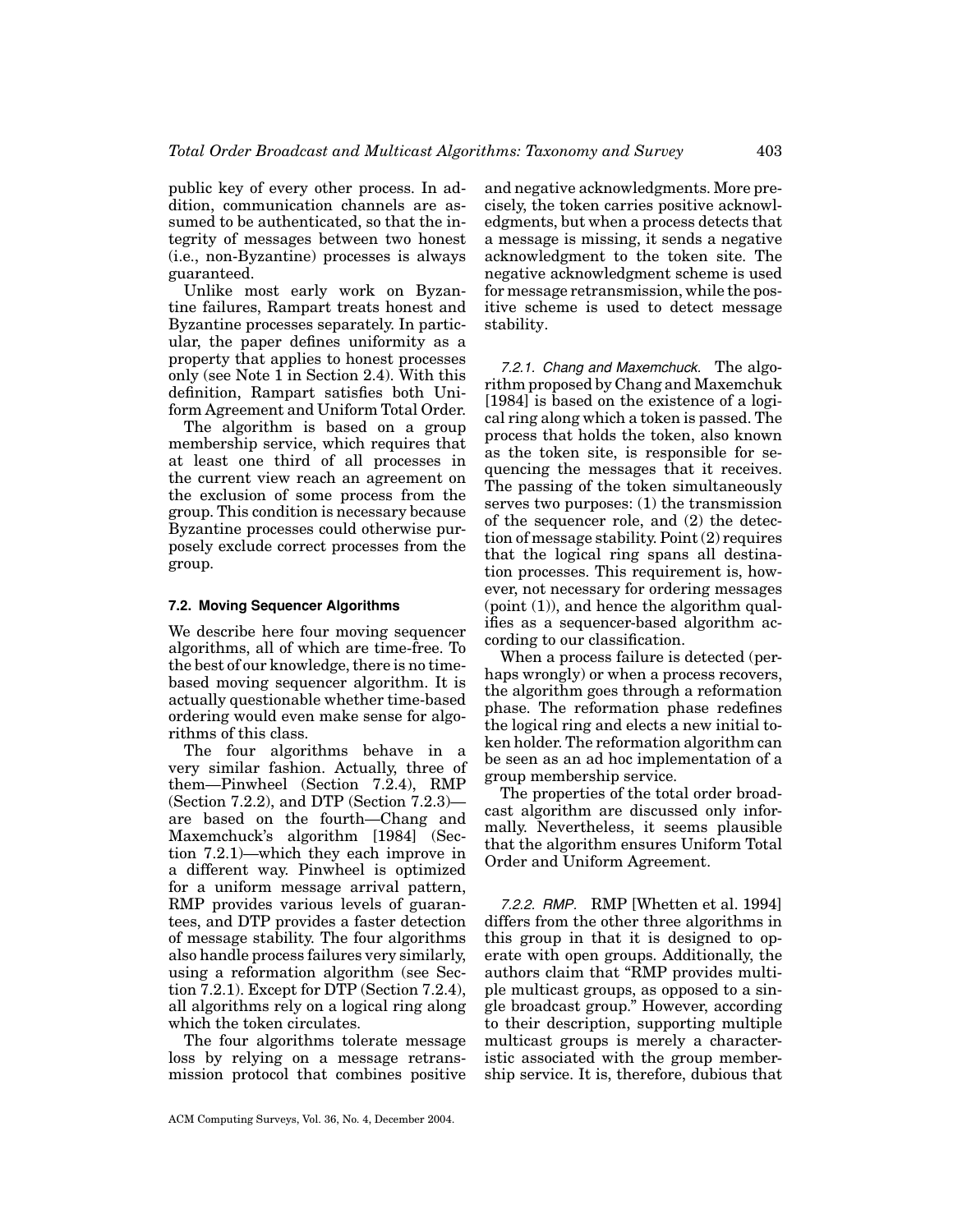public key of every other process. In addition, communication channels are assumed to be authenticated, so that the integrity of messages between two honest (i.e., non-Byzantine) processes is always guaranteed.

Unlike most early work on Byzantine failures, Rampart treats honest and Byzantine processes separately. In particular, the paper defines uniformity as a property that applies to honest processes only (see Note 1 in Section 2.4). With this definition, Rampart satisfies both Uniform Agreement and Uniform Total Order.

The algorithm is based on a group membership service, which requires that at least one third of all processes in the current view reach an agreement on the exclusion of some process from the group. This condition is necessary because Byzantine processes could otherwise purposely exclude correct processes from the group.

### 7.2. Moving Sequencer Algorithms

We describe here four moving sequencer algorithms, all of which are time-free. To the best of our knowledge, there is no time-based moving sequencer algorithm. It is actually questionable whether time-based ordering would even make sense for algorithms of this class.

The four algorithms behave in a very similar fashion. Actually, three of them—Pinwheel (Section 7.2.4), RMP (Section 7.2.2), and DTP (Section 7.2.3)—are based on the fourth—Chang and Maxemchuck's algorithm [1984] (Section 7.2.1)—which they each improve in a different way. Pinwheel is optimized for a uniform message arrival pattern, RMP provides various levels of guarantees, and DTP provides a faster detection of message stability. The four algorithms also handle process failures very similarly, using a reformation algorithm (see Section 7.2.1). Except for DTP (Section 7.2.4), all algorithms rely on a logical ring along which the token circulates.

The four algorithms tolerate message loss by relying on a message retransmission protocol that combines positive and negative acknowledgments. More precisely, the token carries positive acknowledgments, but when a process detects that a message is missing, it sends a negative acknowledgment to the token site. The negative acknowledgment scheme is used for message retransmission, while the positive scheme is used to detect message stability.

*7.2.1. Chang and Maxemchuck.* The algorithm proposed by Chang and Maxemchuk [1984] is based on the existence of a logical ring along which a token is passed. The process that holds the token, also known as the token site, is responsible for sequencing the messages that it receives. The passing of the token simultaneously serves two purposes: (1) the transmission of the sequencer role, and (2) the detection of message stability. Point (2) requires that the logical ring spans all destination processes. This requirement is, however, not necessary for ordering messages (point (1)), and hence the algorithm qualifies as a sequencer-based algorithm according to our classification.

When a process failure is detected (perhaps wrongly) or when a process recovers, the algorithm goes through a reformation phase. The reformation phase redefines the logical ring and elects a new initial token holder. The reformation algorithm can be seen as an ad hoc implementation of a group membership service.

The properties of the total order broadcast algorithm are discussed only informally. Nevertheless, it seems plausible that the algorithm ensures Uniform Total Order and Uniform Agreement.

*7.2.2. RMP.* RMP [Whetten et al. 1994] differs from the other three algorithms in this group in that it is designed to operate with open groups. Additionally, the authors claim that "RMP provides multiple multicast groups, as opposed to a single broadcast group." However, according to their description, supporting multiple multicast groups is merely a characteristic associated with the group membership service. It is, therefore, dubious that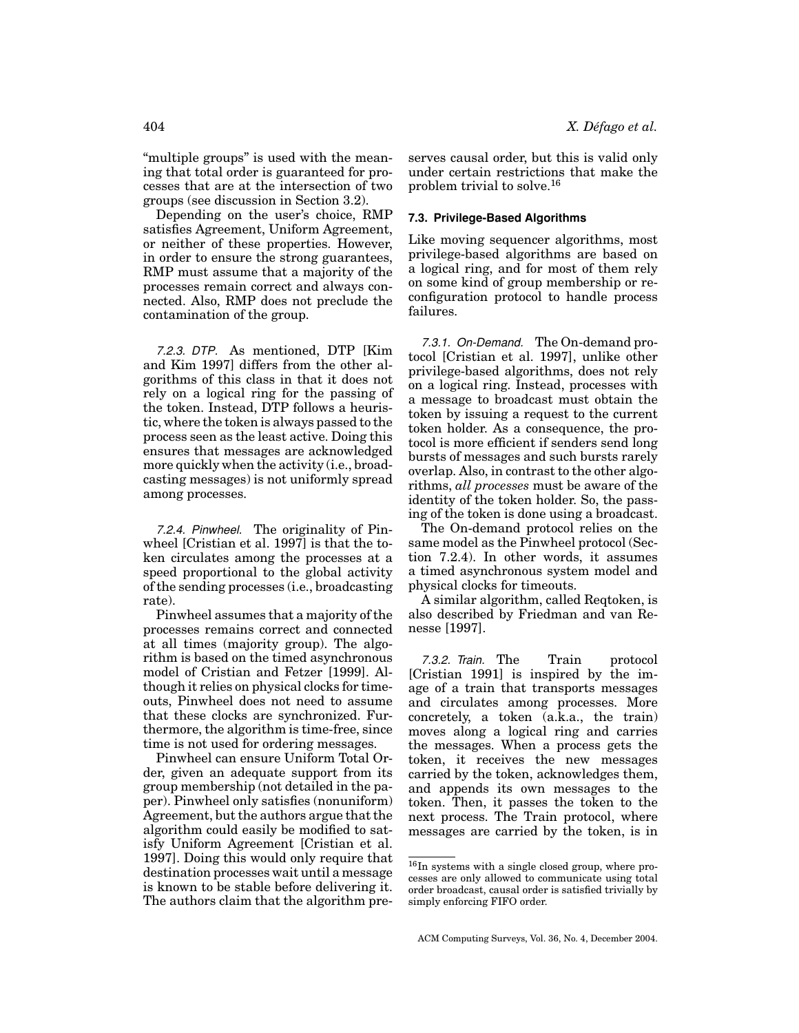"multiple groups" is used with the meaning that total order is guaranteed for processes that are at the intersection of two groups (see discussion in Section 3.2).

Depending on the user's choice, RMP satisfies Agreement, Uniform Agreement, or neither of these properties. However, in order to ensure the strong guarantees, RMP must assume that a majority of the processes remain correct and always connected. Also, RMP does not preclude the contamination of the group.

*7.2.3. DTP.* As mentioned, DTP [Kim and Kim 1997] differs from the other algorithms of this class in that it does not rely on a logical ring for the passing of the token. Instead, DTP follows a heuristic, where the token is always passed to the process seen as the least active. Doing this ensures that messages are acknowledged more quickly when the activity (i.e., broadcasting messages) is not uniformly spread among processes.

*7.2.4. Pinwheel.* The originality of Pinwheel [Cristian et al. 1997] is that the token circulates among the processes at a speed proportional to the global activity of the sending processes (i.e., broadcasting rate).

Pinwheel assumes that a majority of the processes remains correct and connected at all times (majority group). The algorithm is based on the timed asynchronous model of Cristian and Fetzer [1999]. Although it relies on physical clocks for timeouts, Pinwheel does not need to assume that these clocks are synchronized. Furthermore, the algorithm is time-free, since time is not used for ordering messages.

Pinwheel can ensure Uniform Total Order, given an adequate support from its group membership (not detailed in the paper). Pinwheel only satisfies (nonuniform) Agreement, but the authors argue that the algorithm could easily be modified to satisfy Uniform Agreement [Cristian et al. 1997]. Doing this would only require that destination processes wait until a message is known to be stable before delivering it. The authors claim that the algorithm preserves causal order, but this is valid only under certain restrictions that make the problem trivial to solve.[16]

### 7.3. Privilege-Based Algorithms

Like moving sequencer algorithms, most privilege-based algorithms are based on a logical ring, and for most of them rely on some kind of group membership or reconfiguration protocol to handle process failures.

*7.3.1. On-Demand.* The On-demand protocol [Cristian et al. 1997], unlike other privilege-based algorithms, does not rely on a logical ring. Instead, processes with a message to broadcast must obtain the token by issuing a request to the current token holder. As a consequence, the protocol is more efficient if senders send long bursts of messages and such bursts rarely overlap. Also, in contrast to the other algorithms, *all processes* must be aware of the identity of the token holder. So, the passing of the token is done using a broadcast.

The On-demand protocol relies on the same model as the Pinwheel protocol (Section 7.2.4). In other words, it assumes a timed asynchronous system model and physical clocks for timeouts.

A similar algorithm, called Reqtoken, is also described by Friedman and van Renesse [1997].

*7.3.2. Train.* The Train protocol [Cristian 1991] is inspired by the image of a train that transports messages and circulates among processes. More concretely, a token (a.k.a., the train) moves along a logical ring and carries the messages. When a process gets the token, it receives the new messages carried by the token, acknowledges them, and appends its own messages to the token. Then, it passes the token to the next process. The Train protocol, where messages are carried by the token, is in

[16] In systems with a single closed group, where processes are only allowed to communicate using total order broadcast, causal order is satisfied trivially by simply enforcing FIFO order.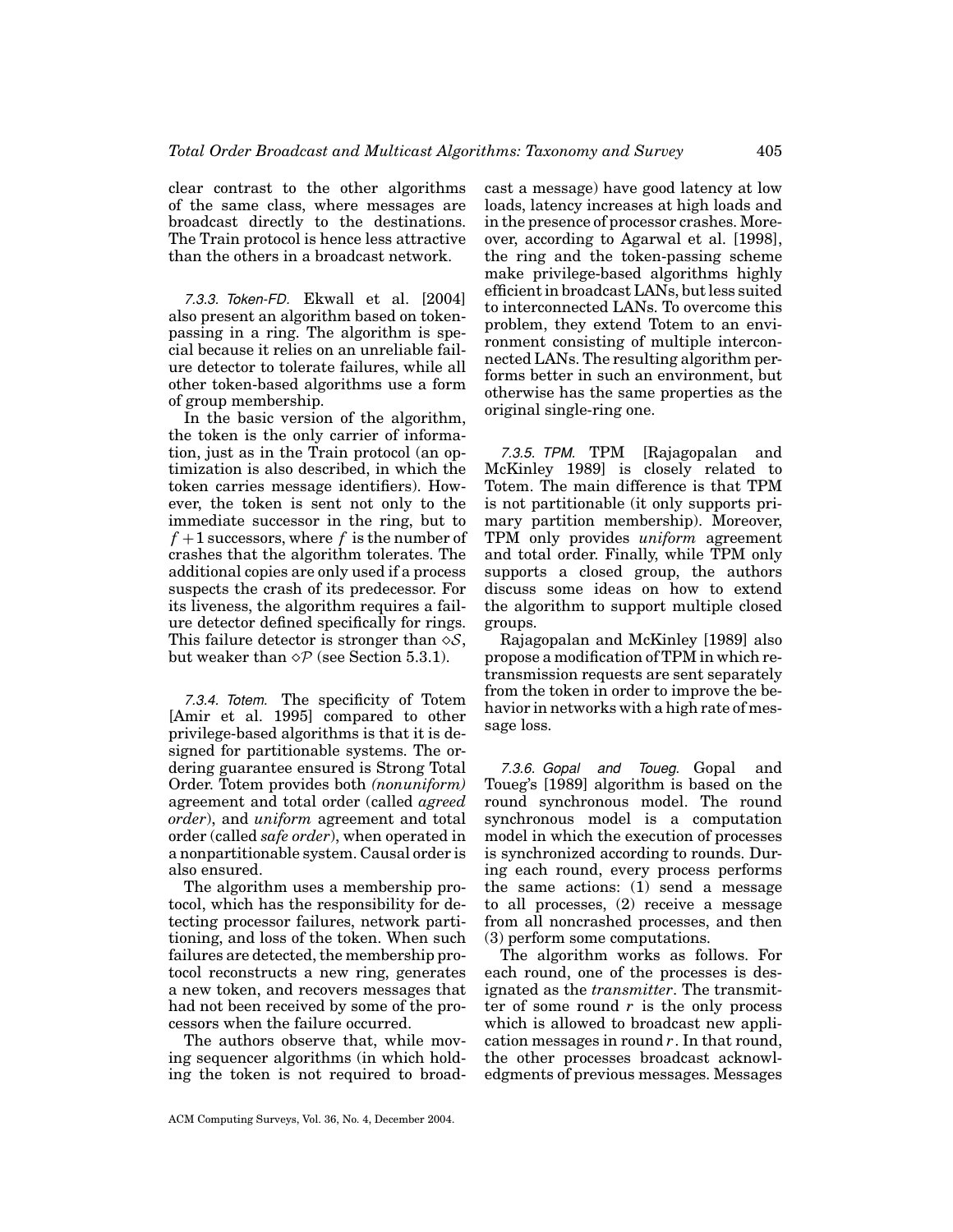clear contrast to the other algorithms of the same class, where messages are broadcast directly to the destinations. The Train protocol is hence less attractive than the others in a broadcast network.

*7.3.3. Token-FD.* Ekwall et al. [2004] also present an algorithm based on token-passing in a ring. The algorithm is special because it relies on an unreliable failure detector to tolerate failures, while all other token-based algorithms use a form of group membership.

In the basic version of the algorithm, the token is the only carrier of information, just as in the Train protocol (an optimization is also described, in which the token carries message identifiers). However, the token is sent not only to the immediate successor in the ring, but to $f+1$ successors, where $f$ is the number of crashes that the algorithm tolerates. The additional copies are only used if a process suspects the crash of its predecessor. For its liveness, the algorithm requires a failure detector defined specifically for rings. This failure detector is stronger than $\diamond\mathcal{S}$, but weaker than $\diamond\mathcal{P}$ (see Section 5.3.1).

*7.3.4. Totem.* The specificity of Totem [Amir et al. 1995] compared to other privilege-based algorithms is that it is designed for partitionable systems. The ordering guarantee ensured is Strong Total Order. Totem provides both *(nonuniform)* agreement and total order (called *agreed order*), and *uniform* agreement and total order (called *safe order*), when operated in a nonpartitionable system. Causal order is also ensured.

The algorithm uses a membership protocol, which has the responsibility for detecting processor failures, network partitioning, and loss of the token. When such failures are detected, the membership protocol reconstructs a new ring, generates a new token, and recovers messages that had not been received by some of the processors when the failure occurred.

The authors observe that, while moving sequencer algorithms (in which holding the token is not required to broadcast a message) have good latency at low loads, latency increases at high loads and in the presence of processor crashes. Moreover, according to Agarwal et al. [1998], the ring and the token-passing scheme make privilege-based algorithms highly efficient in broadcast LANs, but less suited to interconnected LANs. To overcome this problem, they extend Totem to an environment consisting of multiple interconnected LANs. The resulting algorithm performs better in such an environment, but otherwise has the same properties as the original single-ring one.

*7.3.5. TPM.* TPM [Rajagopalan and McKinley 1989] is closely related to Totem. The main difference is that TPM is not partitionable (it only supports primary partition membership). Moreover, TPM only provides *uniform* agreement and total order. Finally, while TPM only supports a closed group, the authors discuss some ideas on how to extend the algorithm to support multiple closed groups.

Rajagopalan and McKinley [1989] also propose a modification of TPM in which retransmission requests are sent separately from the token in order to improve the behavior in networks with a high rate of message loss.

*7.3.6. Gopal and Toueg.* Gopal and Toueg's [1989] algorithm is based on the round synchronous model. The round synchronous model is a computation model in which the execution of processes is synchronized according to rounds. During each round, every process performs the same actions: (1) send a message to all processes, (2) receive a message from all noncrashed processes, and then (3) perform some computations.

The algorithm works as follows. For each round, one of the processes is designated as the *transmitter*. The transmitter of some round $r$ is the only process which is allowed to broadcast new application messages in round $r$. In that round, the other processes broadcast acknowledgments of previous messages. Messages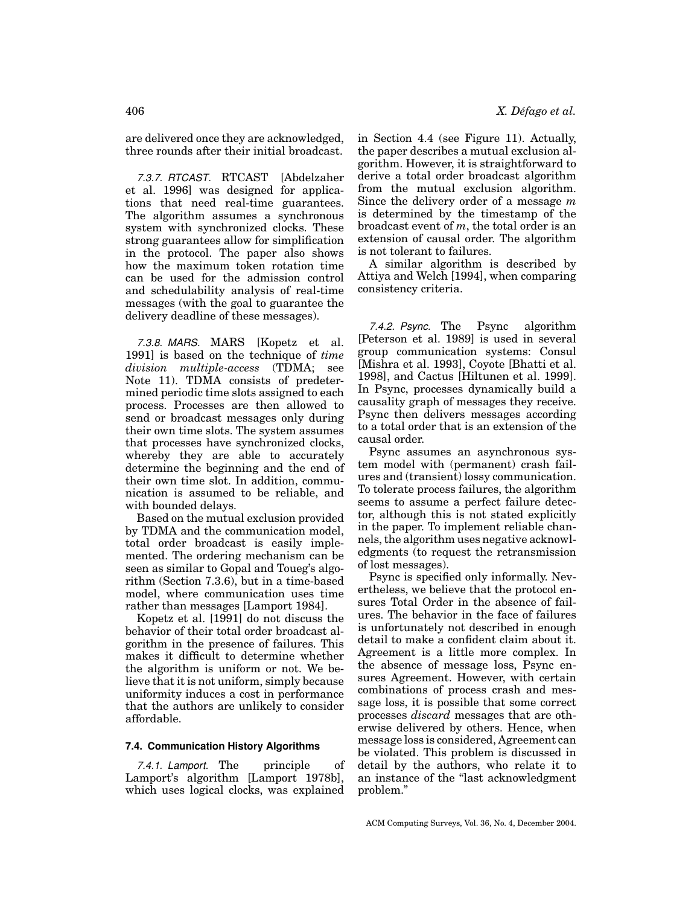are delivered once they are acknowledged, three rounds after their initial broadcast.

*7.3.7. RTCAST.* RTCAST [Abdelzaher et al. 1996] was designed for applications that need real-time guarantees. The algorithm assumes a synchronous system with synchronized clocks. These strong guarantees allow for simplification in the protocol. The paper also shows how the maximum token rotation time can be used for the admission control and schedulability analysis of real-time messages (with the goal to guarantee the delivery deadline of these messages).

*7.3.8. MARS.* MARS [Kopetz et al. 1991] is based on the technique of *time division multiple-access* (TDMA; see Note 11). TDMA consists of predetermined periodic time slots assigned to each process. Processes are then allowed to send or broadcast messages only during their own time slots. The system assumes that processes have synchronized clocks, whereby they are able to accurately determine the beginning and the end of their own time slot. In addition, communication is assumed to be reliable, and with bounded delays.

Based on the mutual exclusion provided by TDMA and the communication model, total order broadcast is easily implemented. The ordering mechanism can be seen as similar to Gopal and Toueg's algorithm (Section 7.3.6), but in a time-based model, where communication uses time rather than messages [Lamport 1984].

Kopetz et al. [1991] do not discuss the behavior of their total order broadcast algorithm in the presence of failures. This makes it difficult to determine whether the algorithm is uniform or not. We believe that it is not uniform, simply because uniformity induces a cost in performance that the authors are unlikely to consider affordable.

### 7.4. Communication History Algorithms

*7.4.1. Lamport.* The principle of Lamport's algorithm [Lamport 1978b], which uses logical clocks, was explained in Section 4.4 (see Figure 11). Actually, the paper describes a mutual exclusion algorithm. However, it is straightforward to derive a total order broadcast algorithm from the mutual exclusion algorithm. Since the delivery order of a message $m$ is determined by the timestamp of the broadcast event of $m$, the total order is an extension of causal order. The algorithm is not tolerant to failures.

A similar algorithm is described by Attiya and Welch [1994], when comparing consistency criteria.

*7.4.2. Psync.* The Psync algorithm [Peterson et al. 1989] is used in several group communication systems: Consul [Mishra et al. 1993], Coyote [Bhatti et al. 1998], and Cactus [Hiltunen et al. 1999]. In Psync, processes dynamically build a causality graph of messages they receive. Psync then delivers messages according to a total order that is an extension of the causal order.

Psync assumes an asynchronous system model with (permanent) crash failures and (transient) lossy communication. To tolerate process failures, the algorithm seems to assume a perfect failure detector, although this is not stated explicitly in the paper. To implement reliable channels, the algorithm uses negative acknowledgments (to request the retransmission of lost messages).

Psync is specified only informally. Nevertheless, we believe that the protocol ensures Total Order in the absence of failures. The behavior in the face of failures is unfortunately not described in enough detail to make a confident claim about it. Agreement is a little more complex. In the absence of message loss, Psync ensures Agreement. However, with certain combinations of process crash and message loss, it is possible that some correct processes *discard* messages that are otherwise delivered by others. Hence, when message loss is considered, Agreement can be violated. This problem is discussed in detail by the authors, who relate it to an instance of the "last acknowledgment problem."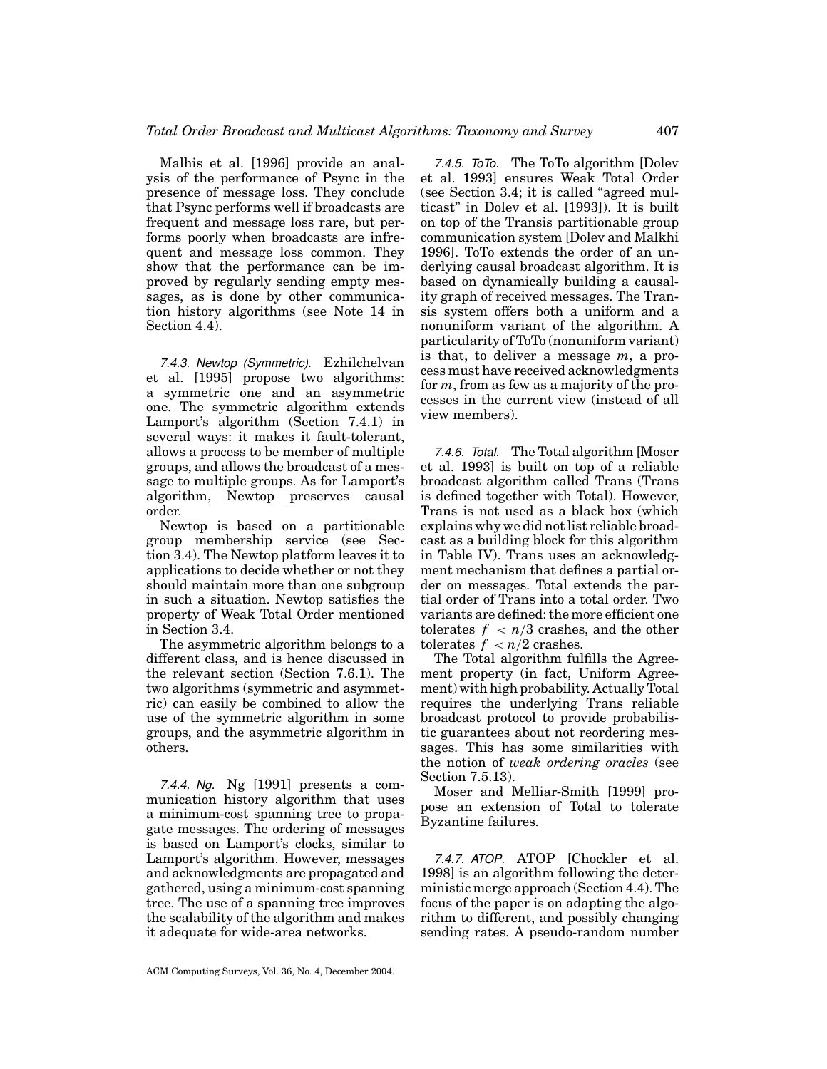Malhis et al. [1996] provide an analysis of the performance of Psync in the presence of message loss. They conclude that Psync performs well if broadcasts are frequent and message loss rare, but performs poorly when broadcasts are infrequent and message loss common. They show that the performance can be improved by regularly sending empty messages, as is done by other communication history algorithms (see Note 14 in Section 4.4).

*7.4.3. Newtop (Symmetric).* Ezhilchelvan et al. [1995] propose two algorithms: a symmetric one and an asymmetric one. The symmetric algorithm extends Lamport's algorithm (Section 7.4.1) in several ways: it makes it fault-tolerant, allows a process to be member of multiple groups, and allows the broadcast of a message to multiple groups. As for Lamport's algorithm, Newtop preserves causal order.

Newtop is based on a partitionable group membership service (see Section 3.4). The Newtop platform leaves it to applications to decide whether or not they should maintain more than one subgroup in such a situation. Newtop satisfies the property of Weak Total Order mentioned in Section 3.4.

The asymmetric algorithm belongs to a different class, and is hence discussed in the relevant section (Section 7.6.1). The two algorithms (symmetric and asymmetric) can easily be combined to allow the use of the symmetric algorithm in some groups, and the asymmetric algorithm in others.

*7.4.4. Ng.* Ng [1991] presents a communication history algorithm that uses a minimum-cost spanning tree to propagate messages. The ordering of messages is based on Lamport's clocks, similar to Lamport's algorithm. However, messages and acknowledgments are propagated and gathered, using a minimum-cost spanning tree. The use of a spanning tree improves the scalability of the algorithm and makes it adequate for wide-area networks.

*7.4.5. ToTo.* The ToTo algorithm [Dolev et al. 1993] ensures Weak Total Order (see Section 3.4; it is called "agreed multicast" in Dolev et al. [1993]). It is built on top of the Transis partitionable group communication system [Dolev and Malkhi 1996]. ToTo extends the order of an underlying causal broadcast algorithm. It is based on dynamically building a causality graph of received messages. The Transis system offers both a uniform and a nonuniform variant of the algorithm. A particularity of ToTo (nonuniform variant) is that, to deliver a message $m$, a process must have received acknowledgments for $m$, from as few as a majority of the processes in the current view (instead of all view members).

*7.4.6. Total.* The Total algorithm [Moser et al. 1993] is built on top of a reliable broadcast algorithm called Trans (Trans is defined together with Total). However, Trans is not used as a black box (which explains why we did not list reliable broadcast as a building block for this algorithm in Table IV). Trans uses an acknowledgment mechanism that defines a partial order on messages. Total extends the partial order of Trans into a total order. Two variants are defined: the more efficient one tolerates $f < n/3$ crashes, and the other tolerates $f < n/2$ crashes.

The Total algorithm fulfills the Agreement property (in fact, Uniform Agreement) with high probability. Actually Total requires the underlying Trans reliable broadcast protocol to provide probabilistic guarantees about not reordering messages. This has some similarities with the notion of *weak ordering oracles* (see Section 7.5.13).

Moser and Melliar-Smith [1999] propose an extension of Total to tolerate Byzantine failures.

*7.4.7. ATOP.* ATOP [Chockler et al. 1998] is an algorithm following the deterministic merge approach (Section 4.4). The focus of the paper is on adapting the algorithm to different, and possibly changing sending rates. A pseudo-random number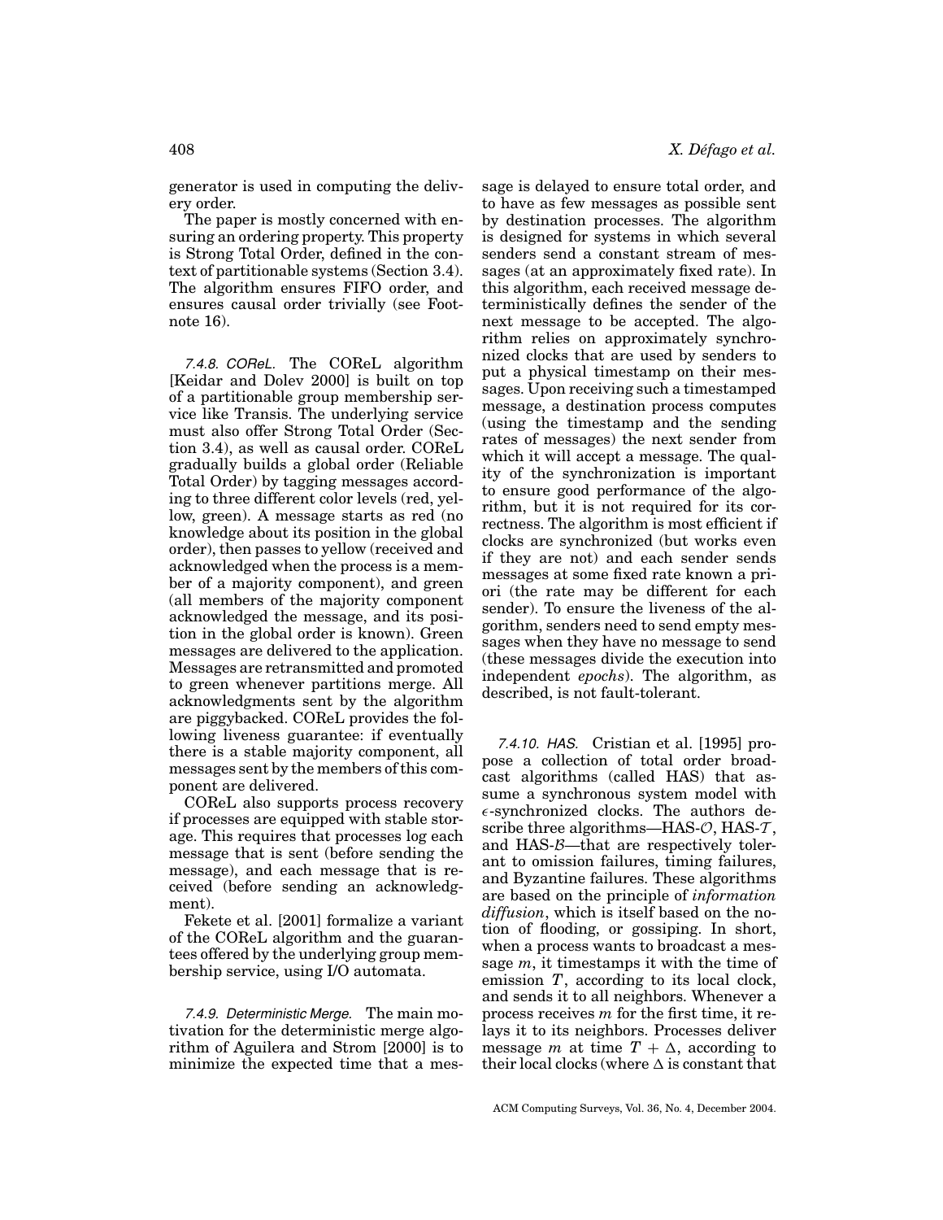generator is used in computing the delivery order.

The paper is mostly concerned with ensuring an ordering property. This property is Strong Total Order, defined in the context of partitionable systems (Section 3.4). The algorithm ensures FIFO order, and ensures causal order trivially (see Footnote 16).

#### 7.4.8. *COReL*.

The COReL algorithm [Keidar and Dolev 2000] is built on top of a partitionable group membership service like Transis. The underlying service must also offer Strong Total Order (Section 3.4), as well as causal order. COReL gradually builds a global order (Reliable Total Order) by tagging messages according to three different color levels (red, yellow, green). A message starts as red (no knowledge about its position in the global order), then passes to yellow (received and acknowledged when the process is a member of a majority component), and green (all members of the majority component acknowledged the message, and its position in the global order is known). Green messages are delivered to the application. Messages are retransmitted and promoted to green whenever partitions merge. All acknowledgments sent by the algorithm are piggybacked. COReL provides the following liveness guarantee: if eventually there is a stable majority component, all messages sent by the members of this component are delivered.

COReL also supports process recovery if processes are equipped with stable storage. This requires that processes log each message that is sent (before sending the message), and each message that is received (before sending an acknowledgment).

Fekete et al. [2001] formalize a variant of the COReL algorithm and the guarantees offered by the underlying group membership service, using I/O automata.

#### 7.4.9. *Deterministic Merge*.

The main motivation for the deterministic merge algorithm of Aguilera and Strom [2000] is to minimize the expected time that a message is delayed to ensure total order, and to have as few messages as possible sent by destination processes. The algorithm is designed for systems in which several senders send a constant stream of messages (at an approximately fixed rate). In this algorithm, each received message deterministically defines the sender of the next message to be accepted. The algorithm relies on approximately synchronized clocks that are used by senders to put a physical timestamp on their messages. Upon receiving such a timestamped message, a destination process computes (using the timestamp and the sending rates of messages) the next sender from which it will accept a message. The quality of the synchronization is important to ensure good performance of the algorithm, but it is not required for its correctness. The algorithm is most efficient if clocks are synchronized (but works even if they are not) and each sender sends messages at some fixed rate known a priori (the rate may be different for each sender). To ensure the liveness of the algorithm, senders need to send empty messages when they have no message to send (these messages divide the execution into independent *epochs*). The algorithm, as described, is not fault-tolerant.

#### 7.4.10. *HAS*.

Cristian et al. [1995] propose a collection of total order broadcast algorithms (called HAS) that assume a synchronous system model with $\epsilon$-synchronized clocks. The authors describe three algorithms—HAS-$\mathcal{O}$, HAS-$\mathcal{T}$, and HAS-$\mathcal{B}$—that are respectively tolerant to omission failures, timing failures, and Byzantine failures. These algorithms are based on the principle of *information diffusion*, which is itself based on the notion of flooding, or gossiping. In short, when a process wants to broadcast a message $m$, it timestamps it with the time of emission $T$, according to its local clock, and sends it to all neighbors. Whenever a process receives $m$ for the first time, it relays it to its neighbors. Processes deliver message $m$ at time $T + \Delta$, according to their local clocks (where $\Delta$ is constant that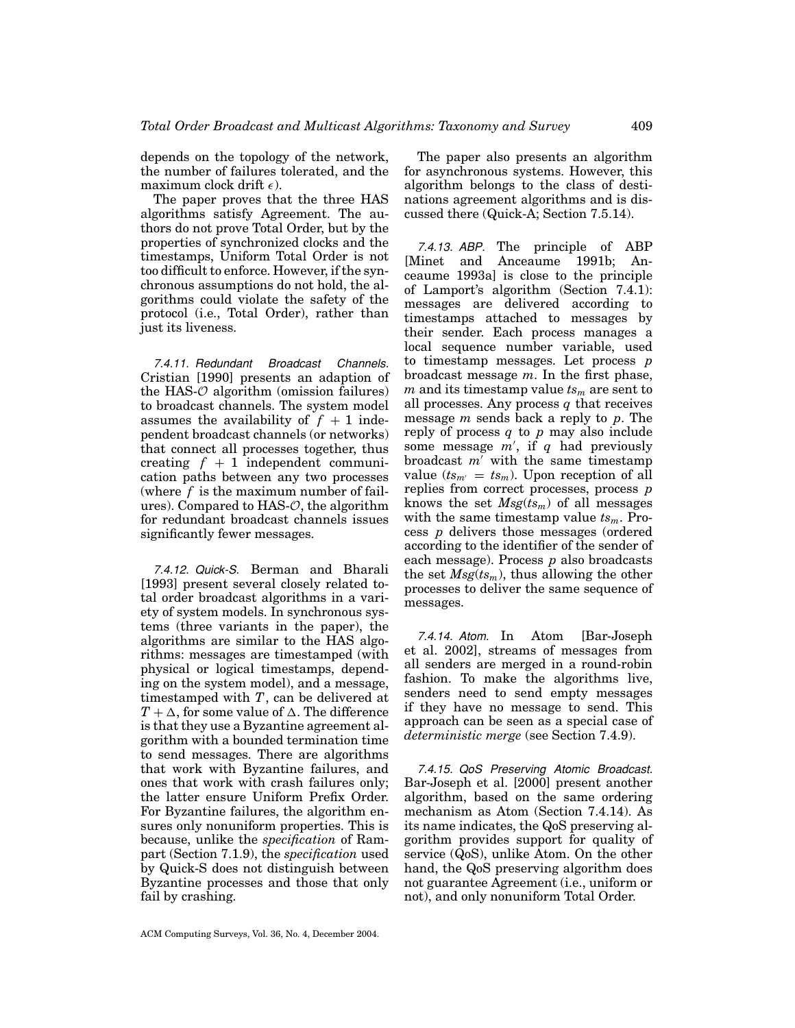depends on the topology of the network, the number of failures tolerated, and the maximum clock drift $\epsilon$).

The paper proves that the three HAS algorithms satisfy Agreement. The authors do not prove Total Order, but by the properties of synchronized clocks and the timestamps, Uniform Total Order is not too difficult to enforce. However, if the synchronous assumptions do not hold, the algorithms could violate the safety of the protocol (i.e., Total Order), rather than just its liveness.

*7.4.11. Redundant Broadcast Channels.* Cristian [1990] presents an adaption of the HAS-$\mathcal{O}$ algorithm (omission failures) to broadcast channels. The system model assumes the availability of $f + 1$ independent broadcast channels (or networks) that connect all processes together, thus creating $f + 1$ independent communication paths between any two processes (where $f$ is the maximum number of failures). Compared to HAS-$\mathcal{O}$, the algorithm for redundant broadcast channels issues significantly fewer messages.

*7.4.12. Quick-S.* Berman and Bharali [1993] present several closely related total order broadcast algorithms in a variety of system models. In synchronous systems (three variants in the paper), the algorithms are similar to the HAS algorithms: messages are timestamped (with physical or logical timestamps, depending on the system model), and a message, timestamped with $T$, can be delivered at $T + \Delta$, for some value of $\Delta$. The difference is that they use a Byzantine agreement algorithm with a bounded termination time to send messages. There are algorithms that work with Byzantine failures, and ones that work with crash failures only; the latter ensure Uniform Prefix Order. For Byzantine failures, the algorithm ensures only nonuniform properties. This is because, unlike the *specification* of Rampart (Section 7.1.9), the *specification* used by Quick-S does not distinguish between Byzantine processes and those that only fail by crashing.

The paper also presents an algorithm for asynchronous systems. However, this algorithm belongs to the class of destinations agreement algorithms and is discussed there (Quick-A; Section 7.5.14).

*7.4.13. ABP.* The principle of ABP [Minet and Anceaume 1991b; Anceaume 1993a] is close to the principle of Lamport's algorithm (Section 7.4.1): messages are delivered according to timestamps attached to messages by their sender. Each process manages a local sequence number variable, used to timestamp messages. Let process $p$ broadcast message $m$. In the first phase, $m$ and its timestamp value $ts_m$ are sent to all processes. Any process $q$ that receives message $m$ sends back a reply to $p$. The reply of process $q$ to $p$ may also include some message $m'$, if $q$ had previously broadcast $m'$ with the same timestamp value ($ts_{m'} = ts_m$). Upon reception of all replies from correct processes, process $p$ knows the set $Msg(ts_m)$ of all messages with the same timestamp value $ts_m$. Process $p$ delivers those messages (ordered according to the identifier of the sender of each message). Process $p$ also broadcasts the set $Msg(ts_m)$, thus allowing the other processes to deliver the same sequence of messages.

*7.4.14. Atom.* In Atom [Bar-Joseph et al. 2002], streams of messages from all senders are merged in a round-robin fashion. To make the algorithms live, senders need to send empty messages if they have no message to send. This approach can be seen as a special case of *deterministic merge* (see Section 7.4.9).

*7.4.15. QoS Preserving Atomic Broadcast.* Bar-Joseph et al. [2000] present another algorithm, based on the same ordering mechanism as Atom (Section 7.4.14). As its name indicates, the QoS preserving algorithm provides support for quality of service (QoS), unlike Atom. On the other hand, the QoS preserving algorithm does not guarantee Agreement (i.e., uniform or not), and only nonuniform Total Order.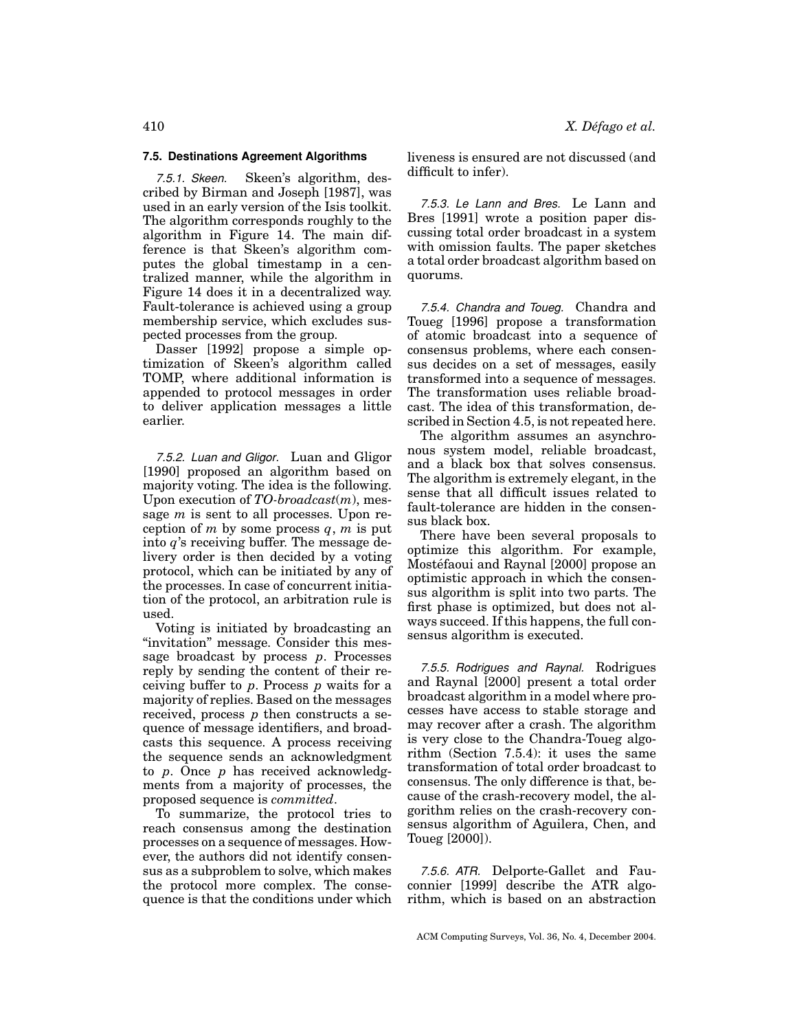### 7.5. Destinations Agreement Algorithms

*7.5.1. Skeen.* Skeen's algorithm, described by Birman and Joseph [1987], was used in an early version of the Isis toolkit. The algorithm corresponds roughly to the algorithm in Figure 14. The main difference is that Skeen's algorithm computes the global timestamp in a centralized manner, while the algorithm in Figure 14 does it in a decentralized way. Fault-tolerance is achieved using a group membership service, which excludes suspected processes from the group.

Dasser [1992] propose a simple optimization of Skeen's algorithm called TOMP, where additional information is appended to protocol messages in order to deliver application messages a little earlier.

*7.5.2. Luan and Gligor.* Luan and Gligor [1990] proposed an algorithm based on majority voting. The idea is the following. Upon execution of *TO-broadcast*($m$), message $m$ is sent to all processes. Upon reception of $m$ by some process $q$, $m$ is put into $q$'s receiving buffer. The message delivery order is then decided by a voting protocol, which can be initiated by any of the processes. In case of concurrent initiation of the protocol, an arbitration rule is used.

Voting is initiated by broadcasting an "invitation" message. Consider this message broadcast by process $p$. Processes reply by sending the content of their receiving buffer to $p$. Process $p$ waits for a majority of replies. Based on the messages received, process $p$ then constructs a sequence of message identifiers, and broadcasts this sequence. A process receiving the sequence sends an acknowledgment to $p$. Once $p$ has received acknowledgments from a majority of processes, the proposed sequence is *committed*.

To summarize, the protocol tries to reach consensus among the destination processes on a sequence of messages. However, the authors did not identify consensus as a subproblem to solve, which makes the protocol more complex. The consequence is that the conditions under which liveness is ensured are not discussed (and difficult to infer).

*7.5.3. Le Lann and Bres.* Le Lann and Bres [1991] wrote a position paper discussing total order broadcast in a system with omission faults. The paper sketches a total order broadcast algorithm based on quorums.

*7.5.4. Chandra and Toueg.* Chandra and Toueg [1996] propose a transformation of atomic broadcast into a sequence of consensus problems, where each consensus decides on a set of messages, easily transformed into a sequence of messages. The transformation uses reliable broadcast. The idea of this transformation, described in Section 4.5, is not repeated here.

The algorithm assumes an asynchronous system model, reliable broadcast, and a black box that solves consensus. The algorithm is extremely elegant, in the sense that all difficult issues related to fault-tolerance are hidden in the consensus black box.

There have been several proposals to optimize this algorithm. For example, Mostéfaoui and Raynal [2000] propose an optimistic approach in which the consensus algorithm is split into two parts. The first phase is optimized, but does not always succeed. If this happens, the full consensus algorithm is executed.

*7.5.5. Rodrigues and Raynal.* Rodrigues and Raynal [2000] present a total order broadcast algorithm in a model where processes have access to stable storage and may recover after a crash. The algorithm is very close to the Chandra-Toueg algorithm (Section 7.5.4): it uses the same transformation of total order broadcast to consensus. The only difference is that, because of the crash-recovery model, the algorithm relies on the crash-recovery consensus algorithm of Aguilera, Chen, and Toueg [2000]).

*7.5.6. ATR.* Delporte-Gallet and Fauconnier [1999] describe the ATR algorithm, which is based on an abstraction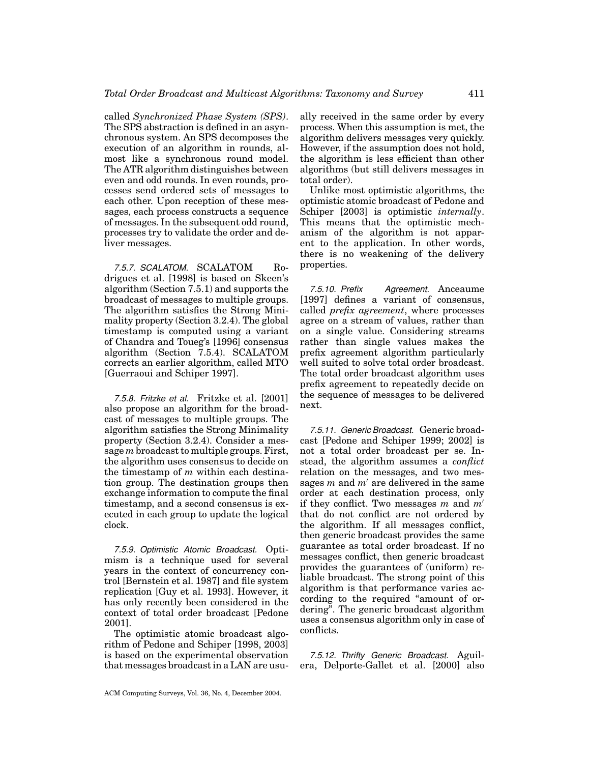called *Synchronized Phase System (SPS)*. The SPS abstraction is defined in an asynchronous system. An SPS decomposes the execution of an algorithm in rounds, almost like a synchronous round model. The ATR algorithm distinguishes between even and odd rounds. In even rounds, processes send ordered sets of messages to each other. Upon reception of these messages, each process constructs a sequence of messages. In the subsequent odd round, processes try to validate the order and deliver messages.

*7.5.7. SCALATOM.* SCALATOM Rodrigues et al. [1998] is based on Skeen's algorithm (Section 7.5.1) and supports the broadcast of messages to multiple groups. The algorithm satisfies the Strong Minimality property (Section 3.2.4). The global timestamp is computed using a variant of Chandra and Toueg's [1996] consensus algorithm (Section 7.5.4). SCALATOM corrects an earlier algorithm, called MTO [Guerraoui and Schiper 1997].

*7.5.8. Fritzke et al.* Fritzke et al. [2001] also propose an algorithm for the broadcast of messages to multiple groups. The algorithm satisfies the Strong Minimality property (Section 3.2.4). Consider a message $m$ broadcast to multiple groups. First, the algorithm uses consensus to decide on the timestamp of $m$ within each destination group. The destination groups then exchange information to compute the final timestamp, and a second consensus is executed in each group to update the logical clock.

*7.5.9. Optimistic Atomic Broadcast.* Optimism is a technique used for several years in the context of concurrency control [Bernstein et al. 1987] and file system replication [Guy et al. 1993]. However, it has only recently been considered in the context of total order broadcast [Pedone 2001].

The optimistic atomic broadcast algorithm of Pedone and Schiper [1998, 2003] is based on the experimental observation that messages broadcast in a LAN are usually received in the same order by every process. When this assumption is met, the algorithm delivers messages very quickly. However, if the assumption does not hold, the algorithm is less efficient than other algorithms (but still delivers messages in total order).

Unlike most optimistic algorithms, the optimistic atomic broadcast of Pedone and Schiper [2003] is optimistic *internally*. This means that the optimistic mechanism of the algorithm is not apparent to the application. In other words, there is no weakening of the delivery properties.

*7.5.10. Prefix Agreement.* Anceaume [1997] defines a variant of consensus, called *prefix agreement*, where processes agree on a stream of values, rather than on a single value. Considering streams rather than single values makes the prefix agreement algorithm particularly well suited to solve total order broadcast. The total order broadcast algorithm uses prefix agreement to repeatedly decide on the sequence of messages to be delivered next.

*7.5.11. Generic Broadcast.* Generic broadcast [Pedone and Schiper 1999; 2002] is not a total order broadcast per se. Instead, the algorithm assumes a *conflict* relation on the messages, and two messages $m$ and $m'$ are delivered in the same order at each destination process, only if they conflict. Two messages $m$ and $m'$ that do not conflict are not ordered by the algorithm. If all messages conflict, then generic broadcast provides the same guarantee as total order broadcast. If no messages conflict, then generic broadcast provides the guarantees of (uniform) reliable broadcast. The strong point of this algorithm is that performance varies according to the required "amount of ordering". The generic broadcast algorithm uses a consensus algorithm only in case of conflicts.

*7.5.12. Thrifty Generic Broadcast.* Aguilera, Delporte-Gallet et al. [2000] also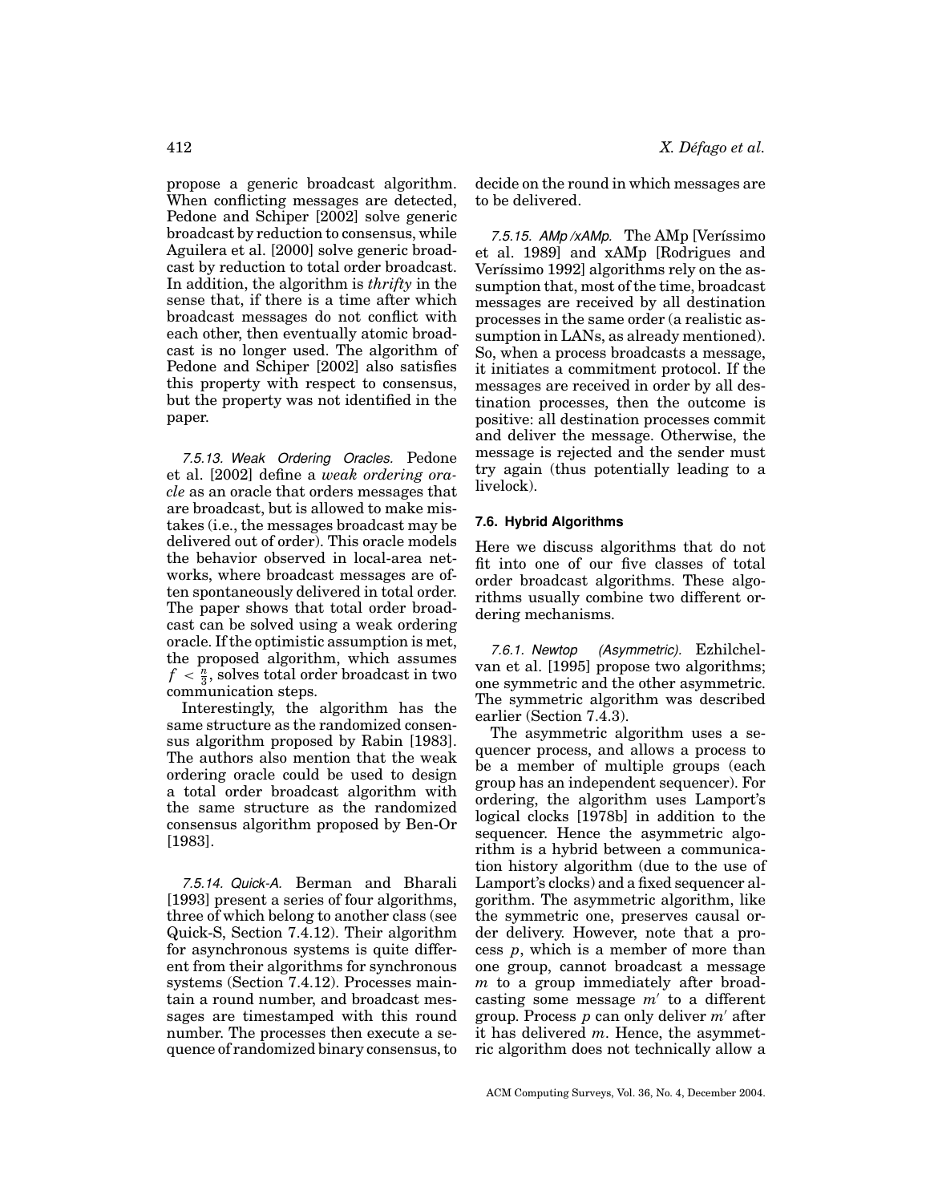propose a generic broadcast algorithm. When conflicting messages are detected, Pedone and Schiper [2002] solve generic broadcast by reduction to consensus, while Aguilera et al. [2000] solve generic broadcast by reduction to total order broadcast. In addition, the algorithm is *thrifty* in the sense that, if there is a time after which broadcast messages do not conflict with each other, then eventually atomic broadcast is no longer used. The algorithm of Pedone and Schiper [2002] also satisfies this property with respect to consensus, but the property was not identified in the paper.

*7.5.13. Weak Ordering Oracles.* Pedone et al. [2002] define a *weak ordering oracle* as an oracle that orders messages that are broadcast, but is allowed to make mistakes (i.e., the messages broadcast may be delivered out of order). This oracle models the behavior observed in local-area networks, where broadcast messages are often spontaneously delivered in total order. The paper shows that total order broadcast can be solved using a weak ordering oracle. If the optimistic assumption is met, the proposed algorithm, which assumes $f < \frac{n}{3}$, solves total order broadcast in two communication steps.

Interestingly, the algorithm has the same structure as the randomized consensus algorithm proposed by Rabin [1983]. The authors also mention that the weak ordering oracle could be used to design a total order broadcast algorithm with the same structure as the randomized consensus algorithm proposed by Ben-Or [1983].

*7.5.14. Quick-A.* Berman and Bharali [1993] present a series of four algorithms, three of which belong to another class (see Quick-S, Section 7.4.12). Their algorithm for asynchronous systems is quite different from their algorithms for synchronous systems (Section 7.4.12). Processes maintain a round number, and broadcast messages are timestamped with this round number. The processes then execute a sequence of randomized binary consensus, to decide on the round in which messages are to be delivered.

*7.5.15. AMp/xAMp.* The AMp [Veríssimo et al. 1989] and xAMp [Rodrigues and Veríssimo 1992] algorithms rely on the assumption that, most of the time, broadcast messages are received by all destination processes in the same order (a realistic assumption in LANs, as already mentioned). So, when a process broadcasts a message, it initiates a commitment protocol. If the messages are received in order by all destination processes, then the outcome is positive: all destination processes commit and deliver the message. Otherwise, the message is rejected and the sender must try again (thus potentially leading to a livelock).

### 7.6. Hybrid Algorithms

Here we discuss algorithms that do not fit into one of our five classes of total order broadcast algorithms. These algorithms usually combine two different ordering mechanisms.

*7.6.1. Newtop (Asymmetric).* Ezhilchelvan et al. [1995] propose two algorithms; one symmetric and the other asymmetric. The symmetric algorithm was described earlier (Section 7.4.3).

The asymmetric algorithm uses a sequencer process, and allows a process to be a member of multiple groups (each group has an independent sequencer). For ordering, the algorithm uses Lamport's logical clocks [1978b] in addition to the sequencer. Hence the asymmetric algorithm is a hybrid between a communication history algorithm (due to the use of Lamport's clocks) and a fixed sequencer algorithm. The asymmetric algorithm, like the symmetric one, preserves causal order delivery. However, note that a process $p$, which is a member of more than one group, cannot broadcast a message $m$ to a group immediately after broadcasting some message $m'$ to a different group. Process $p$ can only deliver $m'$ after it has delivered $m$. Hence, the asymmetric algorithm does not technically allow a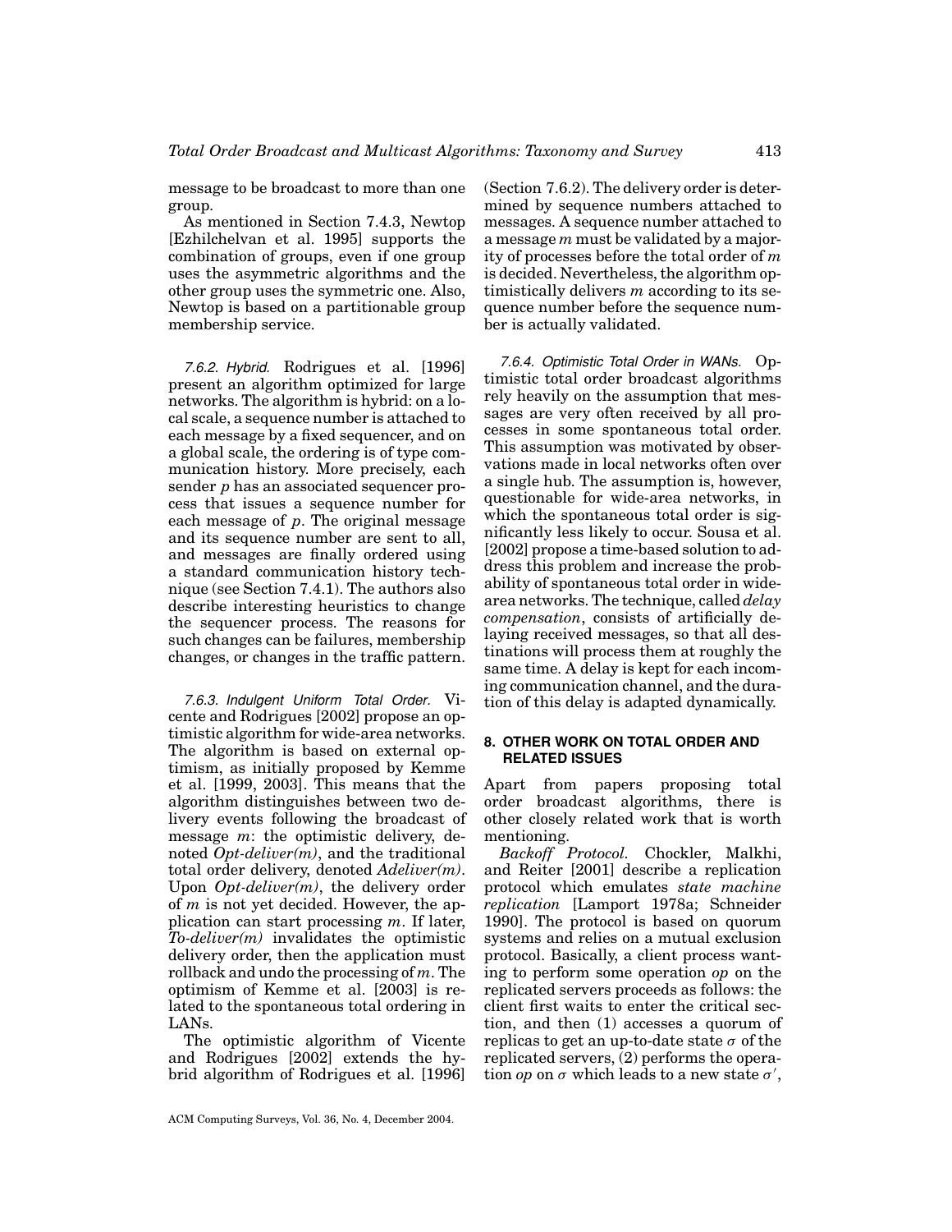message to be broadcast to more than one group.

As mentioned in Section 7.4.3, Newtop [Ezhilchelvan et al. 1995] supports the combination of groups, even if one group uses the asymmetric algorithms and the other group uses the symmetric one. Also, Newtop is based on a partitionable group membership service.

*7.6.2. Hybrid.* Rodrigues et al. [1996] present an algorithm optimized for large networks. The algorithm is hybrid: on a local scale, a sequence number is attached to each message by a fixed sequencer, and on a global scale, the ordering is of type communication history. More precisely, each sender $p$ has an associated sequencer process that issues a sequence number for each message of $p$. The original message and its sequence number are sent to all, and messages are finally ordered using a standard communication history technique (see Section 7.4.1). The authors also describe interesting heuristics to change the sequencer process. The reasons for such changes can be failures, membership changes, or changes in the traffic pattern.

*7.6.3. Indulgent Uniform Total Order.* Vicente and Rodrigues [2002] propose an optimistic algorithm for wide-area networks. The algorithm is based on external optimism, as initially proposed by Kemme et al. [1999, 2003]. This means that the algorithm distinguishes between two delivery events following the broadcast of message $m$: the optimistic delivery, denoted *Opt-deliver(m)*, and the traditional total order delivery, denoted *Adeliver(m)*. Upon *Opt-deliver(m)*, the delivery order of $m$ is not yet decided. However, the application can start processing $m$. If later, *To-deliver(m)* invalidates the optimistic delivery order, then the application must rollback and undo the processing of $m$. The optimism of Kemme et al. [2003] is related to the spontaneous total ordering in LANs.

The optimistic algorithm of Vicente and Rodrigues [2002] extends the hybrid algorithm of Rodrigues et al. [1996] (Section 7.6.2). The delivery order is determined by sequence numbers attached to messages. A sequence number attached to a message $m$ must be validated by a majority of processes before the total order of $m$ is decided. Nevertheless, the algorithm optimistically delivers $m$ according to its sequence number before the sequence number is actually validated.

*7.6.4. Optimistic Total Order in WANs.* Optimistic total order broadcast algorithms rely heavily on the assumption that messages are very often received by all processes in some spontaneous total order. This assumption was motivated by observations made in local networks often over a single hub. The assumption is, however, questionable for wide-area networks, in which the spontaneous total order is significantly less likely to occur. Sousa et al. [2002] propose a time-based solution to address this problem and increase the probability of spontaneous total order in wide-area networks. The technique, called *delay compensation*, consists of artificially delaying received messages, so that all destinations will process them at roughly the same time. A delay is kept for each incoming communication channel, and the duration of this delay is adapted dynamically.

## 8. OTHER WORK ON TOTAL ORDER AND RELATED ISSUES

Apart from papers proposing total order broadcast algorithms, there is other closely related work that is worth mentioning.

*Backoff Protocol.* Chockler, Malkhi, and Reiter [2001] describe a replication protocol which emulates *state machine replication* [Lamport 1978a; Schneider 1990]. The protocol is based on quorum systems and relies on a mutual exclusion protocol. Basically, a client process wanting to perform some operation *op* on the replicated servers proceeds as follows: the client first waits to enter the critical section, and then (1) accesses a quorum of replicas to get an up-to-date state $\sigma$ of the replicated servers, (2) performs the operation *op* on $\sigma$ which leads to a new state $\sigma'$,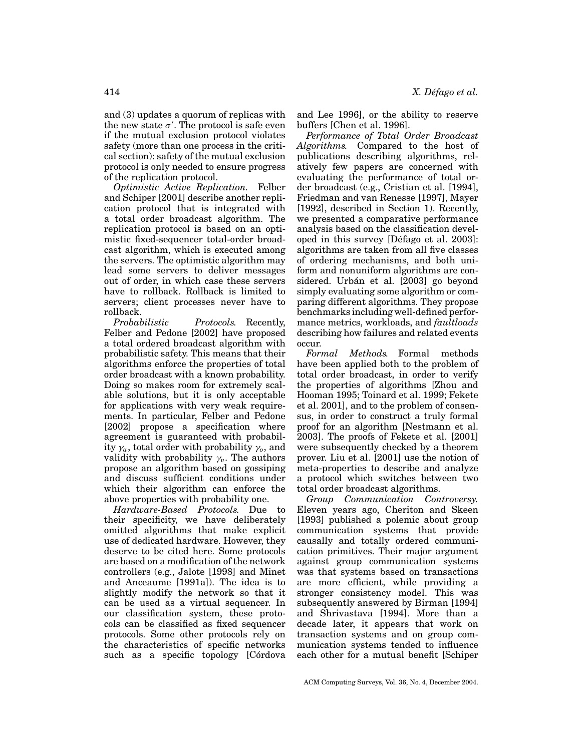and (3) updates a quorum of replicas with the new state $\sigma'$. The protocol is safe even if the mutual exclusion protocol violates safety (more than one process in the critical section): safety of the mutual exclusion protocol is only needed to ensure progress of the replication protocol.

*Optimistic Active Replication.* Felber and Schiper [2001] describe another replication protocol that is integrated with a total order broadcast algorithm. The replication protocol is based on an optimistic fixed-sequencer total-order broadcast algorithm, which is executed among the servers. The optimistic algorithm may lead some servers to deliver messages out of order, in which case these servers have to rollback. Rollback is limited to servers; client processes never have to rollback.

*Probabilistic Protocols.* Recently, Felber and Pedone [2002] have proposed a total ordered broadcast algorithm with probabilistic safety. This means that their algorithms enforce the properties of total order broadcast with a known probability. Doing so makes room for extremely scalable solutions, but it is only acceptable for applications with very weak requirements. In particular, Felber and Pedone [2002] propose a specification where agreement is guaranteed with probability $\gamma_a$, total order with probability $\gamma_o$, and validity with probability $\gamma_v$. The authors propose an algorithm based on gossiping and discuss sufficient conditions under which their algorithm can enforce the above properties with probability one.

*Hardware-Based Protocols.* Due to their specificity, we have deliberately omitted algorithms that make explicit use of dedicated hardware. However, they deserve to be cited here. Some protocols are based on a modification of the network controllers (e.g., Jalote [1998] and Minet and Anceaume [1991a]). The idea is to slightly modify the network so that it can be used as a virtual sequencer. In our classification system, these protocols can be classified as fixed sequencer protocols. Some other protocols rely on the characteristics of specific networks such as a specific topology [Córdova and Lee 1996], or the ability to reserve buffers [Chen et al. 1996].

*Performance of Total Order Broadcast Algorithms.* Compared to the host of publications describing algorithms, relatively few papers are concerned with evaluating the performance of total order broadcast (e.g., Cristian et al. [1994], Friedman and van Renesse [1997], Mayer [1992], described in Section 1). Recently, we presented a comparative performance analysis based on the classification developed in this survey [Défago et al. 2003]: algorithms are taken from all five classes of ordering mechanisms, and both uniform and nonuniform algorithms are considered. Urbán et al. [2003] go beyond simply evaluating some algorithm or comparing different algorithms. They propose benchmarks including well-defined performance metrics, workloads, and *faultloads* describing how failures and related events occur.

*Formal Methods.* Formal methods have been applied both to the problem of total order broadcast, in order to verify the properties of algorithms [Zhou and Hooman 1995; Toinard et al. 1999; Fekete et al. 2001], and to the problem of consensus, in order to construct a truly formal proof for an algorithm [Nestmann et al. 2003]. The proofs of Fekete et al. [2001] were subsequently checked by a theorem prover. Liu et al. [2001] use the notion of meta-properties to describe and analyze a protocol which switches between two total order broadcast algorithms.

*Group Communication Controversy.* Eleven years ago, Cheriton and Skeen [1993] published a polemic about group communication systems that provide causally and totally ordered communication primitives. Their major argument against group communication systems was that systems based on transactions are more efficient, while providing a stronger consistency model. This was subsequently answered by Birman [1994] and Shrivastava [1994]. More than a decade later, it appears that work on transaction systems and on group communication systems tended to influence each other for a mutual benefit [Schiper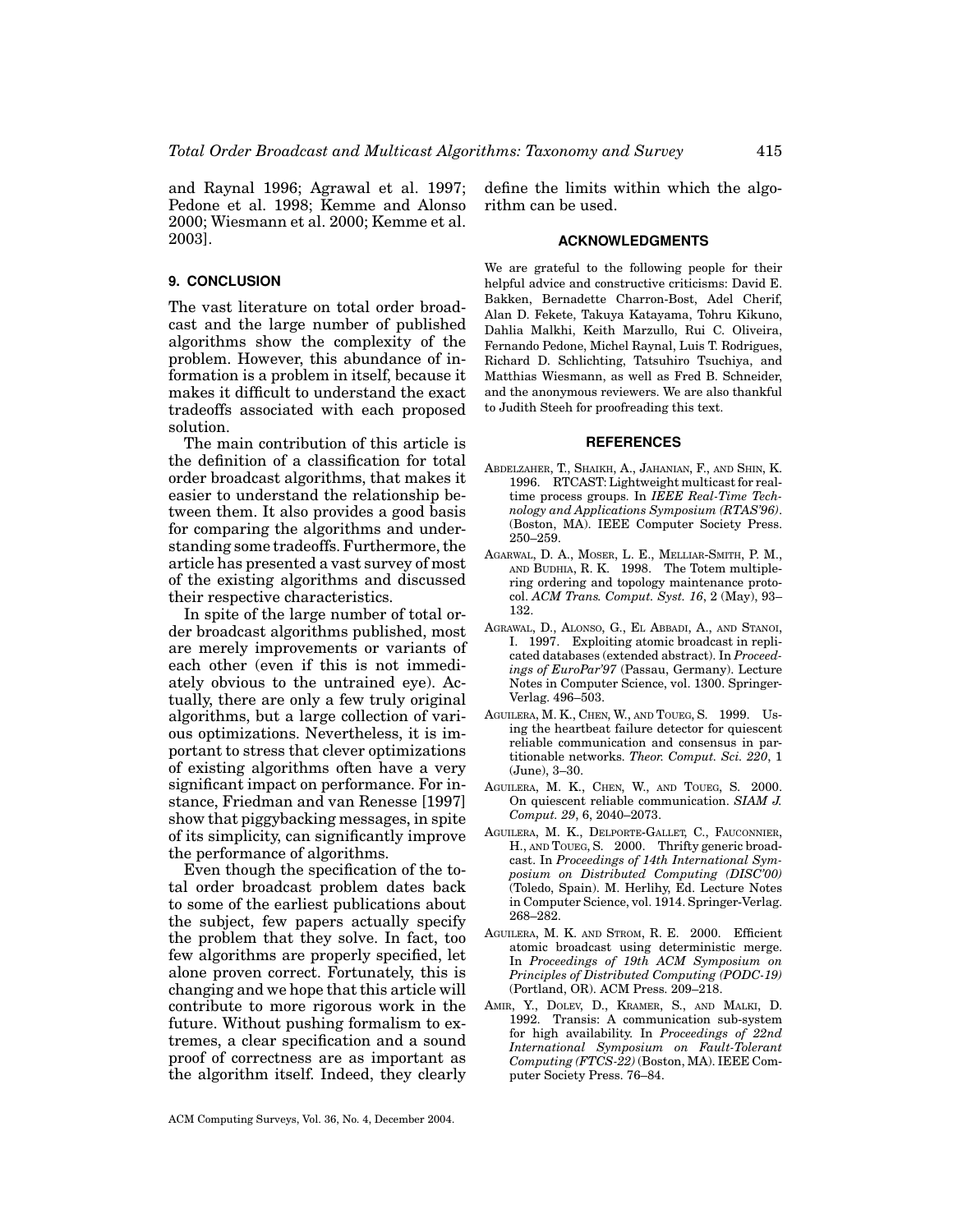and Raynal 1996; Agrawal et al. 1997; Pedone et al. 1998; Kemme and Alonso 2000; Wiesmann et al. 2000; Kemme et al. 2003].

## 9. CONCLUSION

The vast literature on total order broadcast and the large number of published algorithms show the complexity of the problem. However, this abundance of information is a problem in itself, because it makes it difficult to understand the exact tradeoffs associated with each proposed solution.

The main contribution of this article is the definition of a classification for total order broadcast algorithms, that makes it easier to understand the relationship between them. It also provides a good basis for comparing the algorithms and understanding some tradeoffs. Furthermore, the article has presented a vast survey of most of the existing algorithms and discussed their respective characteristics.

In spite of the large number of total order broadcast algorithms published, most are merely improvements or variants of each other (even if this is not immediately obvious to the untrained eye). Actually, there are only a few truly original algorithms, but a large collection of various optimizations. Nevertheless, it is important to stress that clever optimizations of existing algorithms often have a very significant impact on performance. For instance, Friedman and van Renesse [1997] show that piggybacking messages, in spite of its simplicity, can significantly improve the performance of algorithms.

Even though the specification of the total order broadcast problem dates back to some of the earliest publications about the subject, few papers actually specify the problem that they solve. In fact, too few algorithms are properly specified, let alone proven correct. Fortunately, this is changing and we hope that this article will contribute to more rigorous work in the future. Without pushing formalism to extremes, a clear specification and a sound proof of correctness are as important as the algorithm itself. Indeed, they clearly define the limits within which the algorithm can be used.

## ACKNOWLEDGMENTS

We are grateful to the following people for their helpful advice and constructive criticisms: David E. Bakken, Bernadette Charron-Bost, Adel Cherif, Alan D. Fekete, Takuya Katayama, Tohru Kikuno, Dahlia Malkhi, Keith Marzullo, Rui C. Oliveira, Fernando Pedone, Michel Raynal, Luis T. Rodrigues, Richard D. Schlichting, Tatsuhiro Tsuchiya, and Matthias Wiesmann, as well as Fred B. Schneider, and the anonymous reviewers. We are also thankful to Judith Steeh for proofreading this text.

## REFERENCES

Abdelzaher, T., Shaikh, A., Jahanian, F., and Shin, K. 1996. RTCAST: Lightweight multicast for real-time process groups. In *IEEE Real-Time Technology and Applications Symposium (RTAS'96)*. (Boston, MA). IEEE Computer Society Press. 250–259.

Agarwal, D. A., Moser, L. E., Melliar-Smith, P. M., and Budhia, R. K. 1998. The Totem multiple-ring ordering and topology maintenance protocol. *ACM Trans. Comput. Syst. 16*, 2 (May), 93–132.

Agrawal, D., Alonso, G., El Abbadi, A., and Stanoi, I. 1997. Exploiting atomic broadcast in replicated databases (extended abstract). In *Proceedings of EuroPar'97* (Passau, Germany). Lecture Notes in Computer Science, vol. 1300. Springer-Verlag. 496–503.

Aguilera, M. K., Chen, W., and Toueg, S. 1999. Using the heartbeat failure detector for quiescent reliable communication and consensus in partitionable networks. *Theor. Comput. Sci. 220*, 1 (June), 3–30.

Aguilera, M. K., Chen, W., and Toueg, S. 2000. On quiescent reliable communication. *SIAM J. Comput. 29*, 6, 2040–2073.

Aguilera, M. K., Delporte-Gallet, C., Fauconnier, H., and Toueg, S. 2000. Thrifty generic broadcast. In *Proceedings of 14th International Symposium on Distributed Computing (DISC'00)* (Toledo, Spain). M. Herlihy, Ed. Lecture Notes in Computer Science, vol. 1914. Springer-Verlag. 268–282.

Aguilera, M. K. and Strom, R. E. 2000. Efficient atomic broadcast using deterministic merge. In *Proceedings of 19th ACM Symposium on Principles of Distributed Computing (PODC-19)* (Portland, OR). ACM Press. 209–218.

Amir, Y., Dolev, D., Kramer, S., and Malki, D. 1992. Transis: A communication sub-system for high availability. In *Proceedings of 22nd International Symposium on Fault-Tolerant Computing (FTCS-22)* (Boston, MA). IEEE Computer Society Press. 76–84.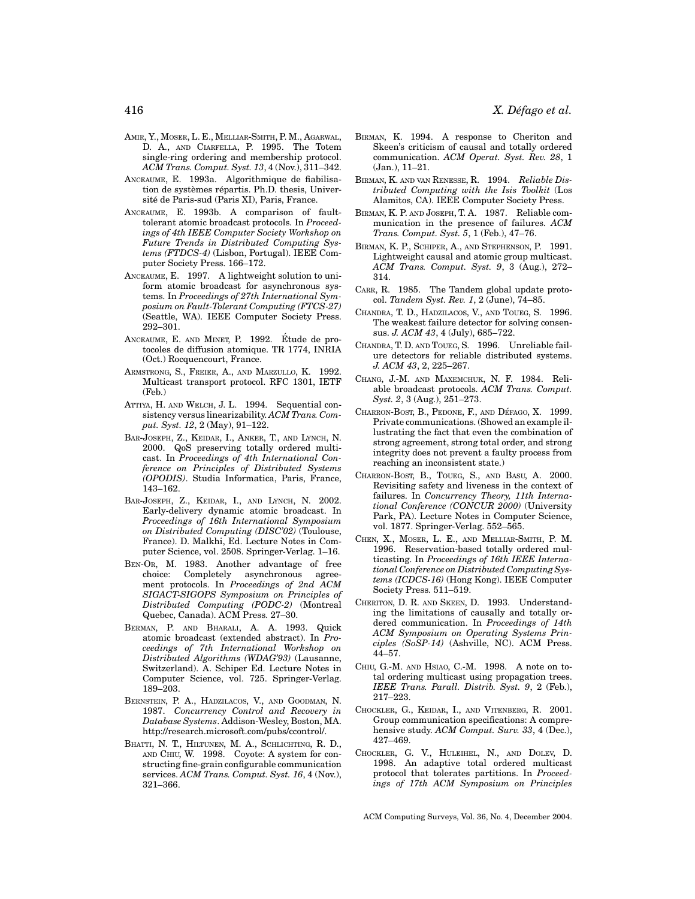AMIR, Y., MOSER, L. E., MELLIAR-SMITH, P. M., AGARWAL, D. A., AND CIARFELLA, P. 1995. The Totem single-ring ordering and membership protocol. *ACM Trans. Comput. Syst. 13*, 4 (Nov.), 311–342.

ANCEAUME, E. 1993a. Algorithmique de fiabilisation de systèmes répartis. Ph.D. thesis, Université de Paris-sud (Paris XI), Paris, France.

ANCEAUME, E. 1993b. A comparison of fault-tolerant atomic broadcast protocols. In *Proceedings of 4th IEEE Computer Society Workshop on Future Trends in Distributed Computing Systems (FTDCS-4)* (Lisbon, Portugal). IEEE Computer Society Press. 166–172.

ANCEAUME, E. 1997. A lightweight solution to uniform atomic broadcast for asynchronous systems. In *Proceedings of 27th International Symposium on Fault-Tolerant Computing (FTCS-27)* (Seattle, WA). IEEE Computer Society Press. 292–301.

ANCEAUME, E. AND MINET, P. 1992. Étude de protocoles de diffusion atomique. TR 1774, INRIA (Oct.) Rocquencourt, France.

ARMSTRONG, S., FREIER, A., AND MARZULLO, K. 1992. Multicast transport protocol. RFC 1301, IETF (Feb.)

ATTIYA, H. AND WELCH, J. L. 1994. Sequential consistency versus linearizability. *ACM Trans. Comput. Syst. 12*, 2 (May), 91–122.

BAR-JOSEPH, Z., KEIDAR, I., ANKER, T., AND LYNCH, N. 2000. QoS preserving totally ordered multicast. In *Proceedings of 4th International Conference on Principles of Distributed Systems (OPODIS)*. Studia Informatica, Paris, France, 143–162.

BAR-JOSEPH, Z., KEIDAR, I., AND LYNCH, N. 2002. Early-delivery dynamic atomic broadcast. In *Proceedings of 16th International Symposium on Distributed Computing (DISC'02)* (Toulouse, France). D. Malkhi, Ed. Lecture Notes in Computer Science, vol. 2508. Springer-Verlag. 1–16.

BEN-OR, M. 1983. Another advantage of free choice: Completely asynchronous agreement protocols. In *Proceedings of 2nd ACM SIGACT-SIGOPS Symposium on Principles of Distributed Computing (PODC-2)* (Montreal Quebec, Canada). ACM Press. 27–30.

BERMAN, P. AND BHARALI, A. A. 1993. Quick atomic broadcast (extended abstract). In *Proceedings of 7th International Workshop on Distributed Algorithms (WDAG'93)* (Lausanne, Switzerland). A. Schiper Ed. Lecture Notes in Computer Science, vol. 725. Springer-Verlag. 189–203.

BERNSTEIN, P. A., HADZILACOS, V., AND GOODMAN, N. 1987. *Concurrency Control and Recovery in Database Systems*. Addison-Wesley, Boston, MA. http://research.microsoft.com/pubs/ccontrol/.

BHATTI, N. T., HILTUNEN, M. A., SCHLICHTING, R. D., AND CHIU, W. 1998. Coyote: A system for constructing fine-grain configurable communication services. *ACM Trans. Comput. Syst. 16*, 4 (Nov.), 321–366.

BIRMAN, K. 1994. A response to Cheriton and Skeen's criticism of causal and totally ordered communication. *ACM Operat. Syst. Rev. 28*, 1 (Jan.), 11–21.

BIRMAN, K. AND VAN RENESSE, R. 1994. *Reliable Distributed Computing with the Isis Toolkit* (Los Alamitos, CA). IEEE Computer Society Press.

BIRMAN, K. P. AND JOSEPH, T. A. 1987. Reliable communication in the presence of failures. *ACM Trans. Comput. Syst. 5*, 1 (Feb.), 47–76.

BIRMAN, K. P., SCHIPER, A., AND STEPHENSON, P. 1991. Lightweight causal and atomic group multicast. *ACM Trans. Comput. Syst. 9*, 3 (Aug.), 272–314.

CARR, R. 1985. The Tandem global update protocol. *Tandem Syst. Rev. 1*, 2 (June), 74–85.

CHANDRA, T. D., HADZILACOS, V., AND TOUEG, S. 1996. The weakest failure detector for solving consensus. *J. ACM 43*, 4 (July), 685–722.

CHANDRA, T. D. AND TOUEG, S. 1996. Unreliable failure detectors for reliable distributed systems. *J. ACM 43*, 2, 225–267.

CHANG, J.-M. AND MAXEMCHUK, N. F. 1984. Reliable broadcast protocols. *ACM Trans. Comput. Syst. 2*, 3 (Aug.), 251–273.

CHARRON-BOST, B., PEDONE, F., AND DÉFAGO, X. 1999. Private communications. (Showed an example illustrating the fact that even the combination of strong agreement, strong total order, and strong integrity does not prevent a faulty process from reaching an inconsistent state.)

CHARRON-BOST, B., TOUEG, S., AND BASU, A. 2000. Revisiting safety and liveness in the context of failures. In *Concurrency Theory, 11th International Conference (CONCUR 2000)* (University Park, PA). Lecture Notes in Computer Science, vol. 1877. Springer-Verlag. 552–565.

CHEN, X., MOSER, L. E., AND MELLIAR-SMITH, P. M. 1996. Reservation-based totally ordered multicasting. In *Proceedings of 16th IEEE International Conference on Distributed Computing Systems (ICDCS-16)* (Hong Kong). IEEE Computer Society Press. 511–519.

CHERITON, D. R. AND SKEEN, D. 1993. Understanding the limitations of causally and totally ordered communication. In *Proceedings of 14th ACM Symposium on Operating Systems Principles (SoSP-14)* (Ashville, NC). ACM Press. 44–57.

CHIU, G.-M. AND HSIAO, C.-M. 1998. A note on total ordering multicast using propagation trees. *IEEE Trans. Parall. Distrib. Syst. 9*, 2 (Feb.), 217–223.

CHOCKLER, G., KEIDAR, I., AND VITENBERG, R. 2001. Group communication specifications: A comprehensive study. *ACM Comput. Surv. 33*, 4 (Dec.), 427–469.

CHOCKLER, G. V., HULEIHEL, N., AND DOLEV, D. 1998. An adaptive total ordered multicast protocol that tolerates partitions. In *Proceedings of 17th ACM Symposium on Principles*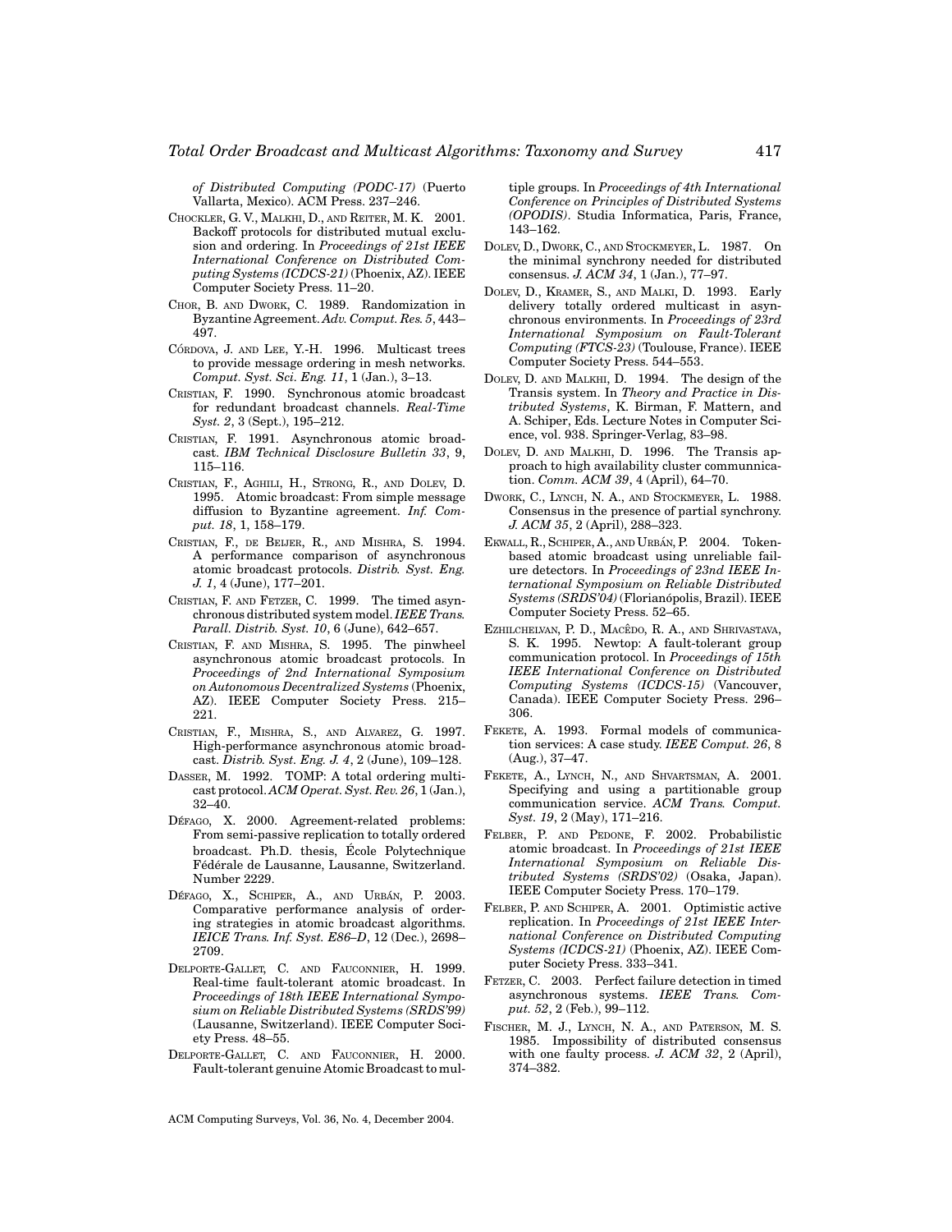*of Distributed Computing (PODC-17)* (Puerto Vallarta, Mexico). ACM Press. 237–246.

CHOCKLER, G. V., MALKHI, D., AND REITER, M. K. 2001. Backoff protocols for distributed mutual exclusion and ordering. In *Proceedings of 21st IEEE International Conference on Distributed Computing Systems (ICDCS-21)* (Phoenix, AZ). IEEE Computer Society Press. 11–20.

CHOR, B. AND DWORK, C. 1989. Randomization in Byzantine Agreement. *Adv. Comput. Res. 5*, 443–497.

CÓRDOVA, J. AND LEE, Y.-H. 1996. Multicast trees to provide message ordering in mesh networks. *Comput. Syst. Sci. Eng. 11*, 1 (Jan.), 3–13.

CRISTIAN, F. 1990. Synchronous atomic broadcast for redundant broadcast channels. *Real-Time Syst. 2*, 3 (Sept.), 195–212.

CRISTIAN, F. 1991. Asynchronous atomic broadcast. *IBM Technical Disclosure Bulletin 33*, 9, 115–116.

CRISTIAN, F., AGHILI, H., STRONG, R., AND DOLEV, D. 1995. Atomic broadcast: From simple message diffusion to Byzantine agreement. *Inf. Comput. 18*, 1, 158–179.

CRISTIAN, F., DE BEIJER, R., AND MISHRA, S. 1994. A performance comparison of asynchronous atomic broadcast protocols. *Distrib. Syst. Eng. J. 1*, 4 (June), 177–201.

CRISTIAN, F. AND FETZER, C. 1999. The timed asynchronous distributed system model. *IEEE Trans. Parall. Distrib. Syst. 10*, 6 (June), 642–657.

CRISTIAN, F. AND MISHRA, S. 1995. The pinwheel asynchronous atomic broadcast protocols. In *Proceedings of 2nd International Symposium on Autonomous Decentralized Systems* (Phoenix, AZ). IEEE Computer Society Press. 215–221.

CRISTIAN, F., MISHRA, S., AND ALVAREZ, G. 1997. High-performance asynchronous atomic broadcast. *Distrib. Syst. Eng. J. 4*, 2 (June), 109–128.

DASSER, M. 1992. TOMP: A total ordering multicast protocol. *ACM Operat. Syst. Rev. 26*, 1 (Jan.), 32–40.

DÉFAGO, X. 2000. Agreement-related problems: From semi-passive replication to totally ordered broadcast. Ph.D. thesis, École Polytechnique Fédérale de Lausanne, Lausanne, Switzerland. Number 2229.

DÉFAGO, X., SCHIPER, A., AND URBÁN, P. 2003. Comparative performance analysis of ordering strategies in atomic broadcast algorithms. *IEICE Trans. Inf. Syst. E86–D*, 12 (Dec.), 2698–2709.

DELPORTE-GALLET, C. AND FAUCONNIER, H. 1999. Real-time fault-tolerant atomic broadcast. In *Proceedings of 18th IEEE International Symposium on Reliable Distributed Systems (SRDS'99)* (Lausanne, Switzerland). IEEE Computer Society Press. 48–55.

DELPORTE-GALLET, C. AND FAUCONNIER, H. 2000. Fault-tolerant genuine Atomic Broadcast to multiple groups. In *Proceedings of 4th International Conference on Principles of Distributed Systems (OPODIS)*. Studia Informatica, Paris, France, 143–162.

DOLEV, D., DWORK, C., AND STOCKMEYER, L. 1987. On the minimal synchrony needed for distributed consensus. *J. ACM 34*, 1 (Jan.), 77–97.

DOLEV, D., KRAMER, S., AND MALKI, D. 1993. Early delivery totally ordered multicast in asynchronous environments. In *Proceedings of 23rd International Symposium on Fault-Tolerant Computing (FTCS-23)* (Toulouse, France). IEEE Computer Society Press. 544–553.

DOLEV, D. AND MALKHI, D. 1994. The design of the Transis system. In *Theory and Practice in Distributed Systems*, K. Birman, F. Mattern, and A. Schiper, Eds. Lecture Notes in Computer Science, vol. 938. Springer-Verlag, 83–98.

DOLEV, D. AND MALKHI, D. 1996. The Transis approach to high availability cluster communnication. *Comm. ACM 39*, 4 (April), 64–70.

DWORK, C., LYNCH, N. A., AND STOCKMEYER, L. 1988. Consensus in the presence of partial synchrony. *J. ACM 35*, 2 (April), 288–323.

EKWALL, R., SCHIPER, A., AND URBÁN, P. 2004. Token-based atomic broadcast using unreliable failure detectors. In *Proceedings of 23nd IEEE International Symposium on Reliable Distributed Systems (SRDS'04)* (Florianópolis, Brazil). IEEE Computer Society Press. 52–65.

EZHILCHELVAN, P. D., MACÊDO, R. A., AND SHRIVASTAVA, S. K. 1995. Newtop: A fault-tolerant group communication protocol. In *Proceedings of 15th IEEE International Conference on Distributed Computing Systems (ICDCS-15)* (Vancouver, Canada). IEEE Computer Society Press. 296–306.

FEKETE, A. 1993. Formal models of communication services: A case study. *IEEE Comput. 26*, 8 (Aug.), 37–47.

FEKETE, A., LYNCH, N., AND SHVARTSMAN, A. 2001. Specifying and using a partitionable group communication service. *ACM Trans. Comput. Syst. 19*, 2 (May), 171–216.

FELBER, P. AND PEDONE, F. 2002. Probabilistic atomic broadcast. In *Proceedings of 21st IEEE International Symposium on Reliable Distributed Systems (SRDS'02)* (Osaka, Japan). IEEE Computer Society Press. 170–179.

FELBER, P. AND SCHIPER, A. 2001. Optimistic active replication. In *Proceedings of 21st IEEE International Conference on Distributed Computing Systems (ICDCS-21)* (Phoenix, AZ). IEEE Computer Society Press. 333–341.

FETZER, C. 2003. Perfect failure detection in timed asynchronous systems. *IEEE Trans. Comput. 52*, 2 (Feb.), 99–112.

FISCHER, M. J., LYNCH, N. A., AND PATERSON, M. S. 1985. Impossibility of distributed consensus with one faulty process. *J. ACM 32*, 2 (April), 374–382.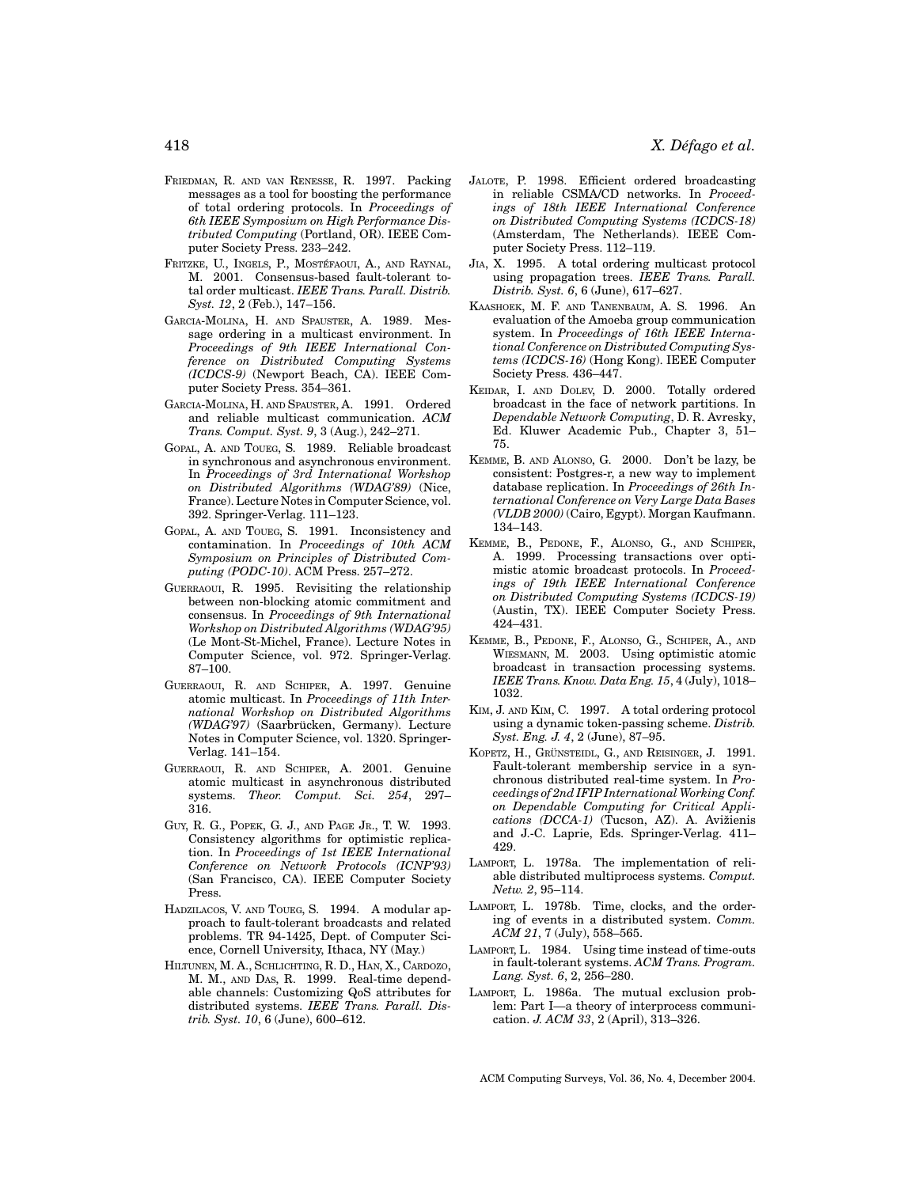FRIEDMAN, R. AND VAN RENESSE, R. 1997. Packing messages as a tool for boosting the performance of total ordering protocols. In *Proceedings of 6th IEEE Symposium on High Performance Distributed Computing* (Portland, OR). IEEE Computer Society Press. 233–242.

FRITZKE, U., INGELS, P., MOSTÉFAOUI, A., AND RAYNAL, M. 2001. Consensus-based fault-tolerant total order multicast. *IEEE Trans. Parall. Distrib. Syst. 12*, 2 (Feb.), 147–156.

GARCIA-MOLINA, H. AND SPAUSTER, A. 1989. Message ordering in a multicast environment. In *Proceedings of 9th IEEE International Conference on Distributed Computing Systems (ICDCS-9)* (Newport Beach, CA). IEEE Computer Society Press. 354–361.

GARCIA-MOLINA, H. AND SPAUSTER, A. 1991. Ordered and reliable multicast communication. *ACM Trans. Comput. Syst. 9*, 3 (Aug.), 242–271.

GOPAL, A. AND TOUEG, S. 1989. Reliable broadcast in synchronous and asynchronous environment. In *Proceedings of 3rd International Workshop on Distributed Algorithms (WDAG'89)* (Nice, France). Lecture Notes in Computer Science, vol. 392. Springer-Verlag. 111–123.

GOPAL, A. AND TOUEG, S. 1991. Inconsistency and contamination. In *Proceedings of 10th ACM Symposium on Principles of Distributed Computing (PODC-10)*. ACM Press. 257–272.

GUERRAOUI, R. 1995. Revisiting the relationship between non-blocking atomic commitment and consensus. In *Proceedings of 9th International Workshop on Distributed Algorithms (WDAG'95)* (Le Mont-St-Michel, France). Lecture Notes in Computer Science, vol. 972. Springer-Verlag. 87–100.

GUERRAOUI, R. AND SCHIPER, A. 1997. Genuine atomic multicast. In *Proceedings of 11th International Workshop on Distributed Algorithms (WDAG'97)* (Saarbrücken, Germany). Lecture Notes in Computer Science, vol. 1320. Springer-Verlag. 141–154.

GUERRAOUI, R. AND SCHIPER, A. 2001. Genuine atomic multicast in asynchronous distributed systems. *Theor. Comput. Sci. 254*, 297–316.

GUY, R. G., POPEK, G. J., AND PAGE JR., T. W. 1993. Consistency algorithms for optimistic replication. In *Proceedings of 1st IEEE International Conference on Network Protocols (ICNP'93)* (San Francisco, CA). IEEE Computer Society Press.

HADZILACOS, V. AND TOUEG, S. 1994. A modular approach to fault-tolerant broadcasts and related problems. TR 94-1425, Dept. of Computer Science, Cornell University, Ithaca, NY (May.)

HILTUNEN, M. A., SCHLICHTING, R. D., HAN, X., CARDOZO, M. M., AND DAS, R. 1999. Real-time dependable channels: Customizing QoS attributes for distributed systems. *IEEE Trans. Parall. Distrib. Syst. 10*, 6 (June), 600–612.

JALOTE, P. 1998. Efficient ordered broadcasting in reliable CSMA/CD networks. In *Proceedings of 18th IEEE International Conference on Distributed Computing Systems (ICDCS-18)* (Amsterdam, The Netherlands). IEEE Computer Society Press. 112–119.

JIA, X. 1995. A total ordering multicast protocol using propagation trees. *IEEE Trans. Parall. Distrib. Syst. 6*, 6 (June), 617–627.

KAASHOEK, M. F. AND TANENBAUM, A. S. 1996. An evaluation of the Amoeba group communication system. In *Proceedings of 16th IEEE International Conference on Distributed Computing Systems (ICDCS-16)* (Hong Kong). IEEE Computer Society Press. 436–447.

KEIDAR, I. AND DOLEV, D. 2000. Totally ordered broadcast in the face of network partitions. In *Dependable Network Computing*, D. R. Avresky, Ed. Kluwer Academic Pub., Chapter 3, 51–75.

KEMME, B. AND ALONSO, G. 2000. Don't be lazy, be consistent: Postgres-r, a new way to implement database replication. In *Proceedings of 26th International Conference on Very Large Data Bases (VLDB 2000)* (Cairo, Egypt). Morgan Kaufmann. 134–143.

KEMME, B., PEDONE, F., ALONSO, G., AND SCHIPER, A. 1999. Processing transactions over optimistic atomic broadcast protocols. In *Proceedings of 19th IEEE International Conference on Distributed Computing Systems (ICDCS-19)* (Austin, TX). IEEE Computer Society Press. 424–431.

KEMME, B., PEDONE, F., ALONSO, G., SCHIPER, A., AND WIESMANN, M. 2003. Using optimistic atomic broadcast in transaction processing systems. *IEEE Trans. Know. Data Eng. 15*, 4 (July), 1018–1032.

KIM, J. AND KIM, C. 1997. A total ordering protocol using a dynamic token-passing scheme. *Distrib. Syst. Eng. J. 4*, 2 (June), 87–95.

KOPETZ, H., GRÜNSTEIDL, G., AND REISINGER, J. 1991. Fault-tolerant membership service in a synchronous distributed real-time system. In *Proceedings of 2nd IFIP International Working Conf. on Dependable Computing for Critical Applications (DCCA-1)* (Tucson, AZ). A. Avižienis and J.-C. Laprie, Eds. Springer-Verlag. 411–429.

LAMPORT, L. 1978a. The implementation of reliable distributed multiprocess systems. *Comput. Netw. 2*, 95–114.

LAMPORT, L. 1978b. Time, clocks, and the ordering of events in a distributed system. *Comm. ACM 21*, 7 (July), 558–565.

LAMPORT, L. 1984. Using time instead of time-outs in fault-tolerant systems. *ACM Trans. Program. Lang. Syst. 6*, 2, 256–280.

LAMPORT, L. 1986a. The mutual exclusion problem: Part I—a theory of interprocess communication. *J. ACM 33*, 2 (April), 313–326.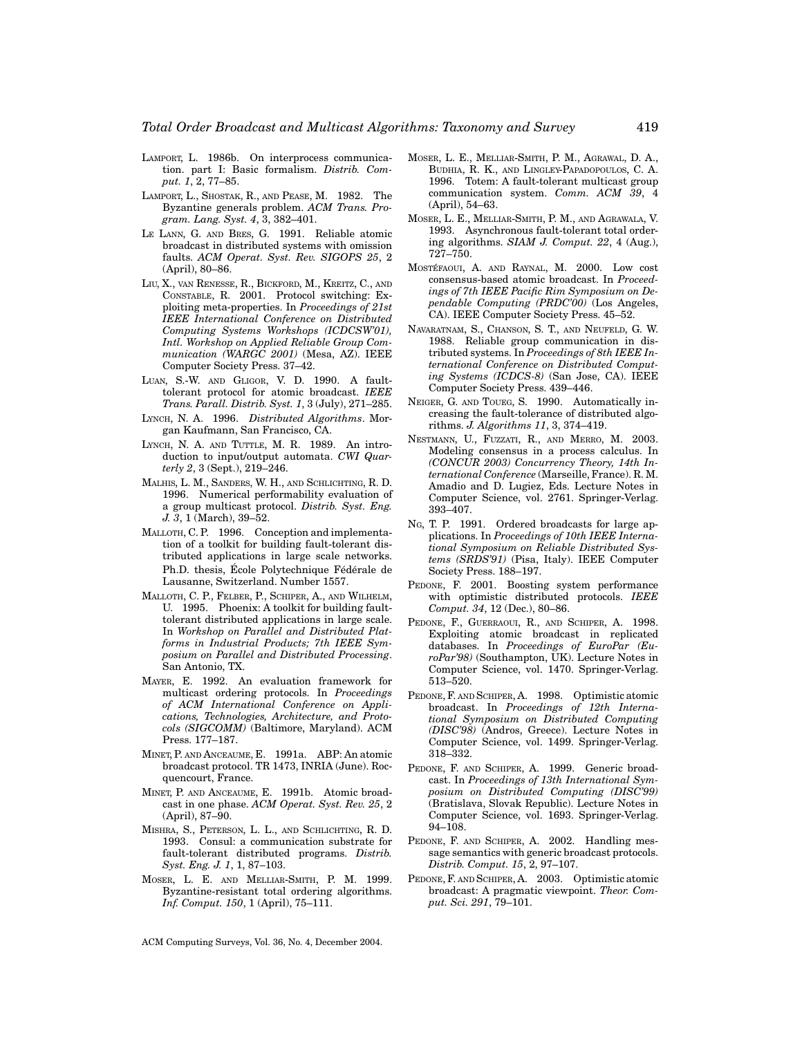LAMPORT, L. 1986b. On interprocess communication. part I: Basic formalism. *Distrib. Comput. 1*, 2, 77–85.

LAMPORT, L., SHOSTAK, R., AND PEASE, M. 1982. The Byzantine generals problem. *ACM Trans. Program. Lang. Syst. 4*, 3, 382–401.

LE LANN, G. AND BRES, G. 1991. Reliable atomic broadcast in distributed systems with omission faults. *ACM Operat. Syst. Rev. SIGOPS 25*, 2 (April), 80–86.

LIU, X., VAN RENESSE, R., BICKFORD, M., KREITZ, C., AND CONSTABLE, R. 2001. Protocol switching: Exploiting meta-properties. In *Proceedings of 21st IEEE International Conference on Distributed Computing Systems Workshops (ICDCSW'01), Intl. Workshop on Applied Reliable Group Communication (WARGC 2001)* (Mesa, AZ). IEEE Computer Society Press. 37–42.

LUAN, S.-W. AND GLIGOR, V. D. 1990. A fault-tolerant protocol for atomic broadcast. *IEEE Trans. Parall. Distrib. Syst. 1*, 3 (July), 271–285.

LYNCH, N. A. 1996. *Distributed Algorithms*. Morgan Kaufmann, San Francisco, CA.

LYNCH, N. A. AND TUTTLE, M. R. 1989. An introduction to input/output automata. *CWI Quarterly 2*, 3 (Sept.), 219–246.

MALHIS, L. M., SANDERS, W. H., AND SCHLICHTING, R. D. 1996. Numerical performability evaluation of a group multicast protocol. *Distrib. Syst. Eng. J. 3*, 1 (March), 39–52.

MALLOTH, C. P. 1996. Conception and implementation of a toolkit for building fault-tolerant distributed applications in large scale networks. Ph.D. thesis, École Polytechnique Fédérale de Lausanne, Switzerland. Number 1557.

MALLOTH, C. P., FELBER, P., SCHIPER, A., AND WILHELM, U. 1995. Phoenix: A toolkit for building fault-tolerant distributed applications in large scale. In *Workshop on Parallel and Distributed Platforms in Industrial Products; 7th IEEE Symposium on Parallel and Distributed Processing*. San Antonio, TX.

MAYER, E. 1992. An evaluation framework for multicast ordering protocols. In *Proceedings of ACM International Conference on Applications, Technologies, Architecture, and Protocols (SIGCOMM)* (Baltimore, Maryland). ACM Press. 177–187.

MINET, P. AND ANCEAUME, E. 1991a. ABP: An atomic broadcast protocol. TR 1473, INRIA (June). Rocquencourt, France.

MINET, P. AND ANCEAUME, E. 1991b. Atomic broadcast in one phase. *ACM Operat. Syst. Rev. 25*, 2 (April), 87–90.

MISHRA, S., PETERSON, L. L., AND SCHLICHTING, R. D. 1993. Consul: a communication substrate for fault-tolerant distributed programs. *Distrib. Syst. Eng. J. 1*, 1, 87–103.

MOSER, L. E. AND MELLIAR-SMITH, P. M. 1999. Byzantine-resistant total ordering algorithms. *Inf. Comput. 150*, 1 (April), 75–111.

MOSER, L. E., MELLIAR-SMITH, P. M., AGRAWAL, D. A., BUDHIA, R. K., AND LINGLEY-PAPADOPOULOS, C. A. 1996. Totem: A fault-tolerant multicast group communication system. *Comm. ACM 39*, 4 (April), 54–63.

MOSER, L. E., MELLIAR-SMITH, P. M., AND AGRAWALA, V. 1993. Asynchronous fault-tolerant total ordering algorithms. *SIAM J. Comput. 22*, 4 (Aug.), 727–750.

MOSTÉFAOUI, A. AND RAYNAL, M. 2000. Low cost consensus-based atomic broadcast. In *Proceedings of 7th IEEE Pacific Rim Symposium on Dependable Computing (PRDC'00)* (Los Angeles, CA). IEEE Computer Society Press. 45–52.

NAVARATNAM, S., CHANSON, S. T., AND NEUFELD, G. W. 1988. Reliable group communication in distributed systems. In *Proceedings of 8th IEEE International Conference on Distributed Computing Systems (ICDCS-8)* (San Jose, CA). IEEE Computer Society Press. 439–446.

NEIGER, G. AND TOUEG, S. 1990. Automatically increasing the fault-tolerance of distributed algorithms. *J. Algorithms 11*, 3, 374–419.

NESTMANN, U., FUZZATI, R., AND MERRO, M. 2003. Modeling consensus in a process calculus. In *(CONCUR 2003) Concurrency Theory, 14th International Conference* (Marseille, France). R. M. Amadio and D. Lugiez, Eds. Lecture Notes in Computer Science, vol. 2761. Springer-Verlag. 393–407.

NG, T. P. 1991. Ordered broadcasts for large applications. In *Proceedings of 10th IEEE International Symposium on Reliable Distributed Systems (SRDS'91)* (Pisa, Italy). IEEE Computer Society Press. 188–197.

PEDONE, F. 2001. Boosting system performance with optimistic distributed protocols. *IEEE Comput. 34*, 12 (Dec.), 80–86.

PEDONE, F., GUERRAOUI, R., AND SCHIPER, A. 1998. Exploiting atomic broadcast in replicated databases. In *Proceedings of EuroPar (EuroPar'98)* (Southampton, UK). Lecture Notes in Computer Science, vol. 1470. Springer-Verlag. 513–520.

PEDONE, F. AND SCHIPER, A. 1998. Optimistic atomic broadcast. In *Proceedings of 12th International Symposium on Distributed Computing (DISC'98)* (Andros, Greece). Lecture Notes in Computer Science, vol. 1499. Springer-Verlag. 318–332.

PEDONE, F. AND SCHIPER, A. 1999. Generic broadcast. In *Proceedings of 13th International Symposium on Distributed Computing (DISC'99)* (Bratislava, Slovak Republic). Lecture Notes in Computer Science, vol. 1693. Springer-Verlag. 94–108.

PEDONE, F. AND SCHIPER, A. 2002. Handling message semantics with generic broadcast protocols. *Distrib. Comput. 15*, 2, 97–107.

PEDONE, F. AND SCHIPER, A. 2003. Optimistic atomic broadcast: A pragmatic viewpoint. *Theor. Comput. Sci. 291*, 79–101.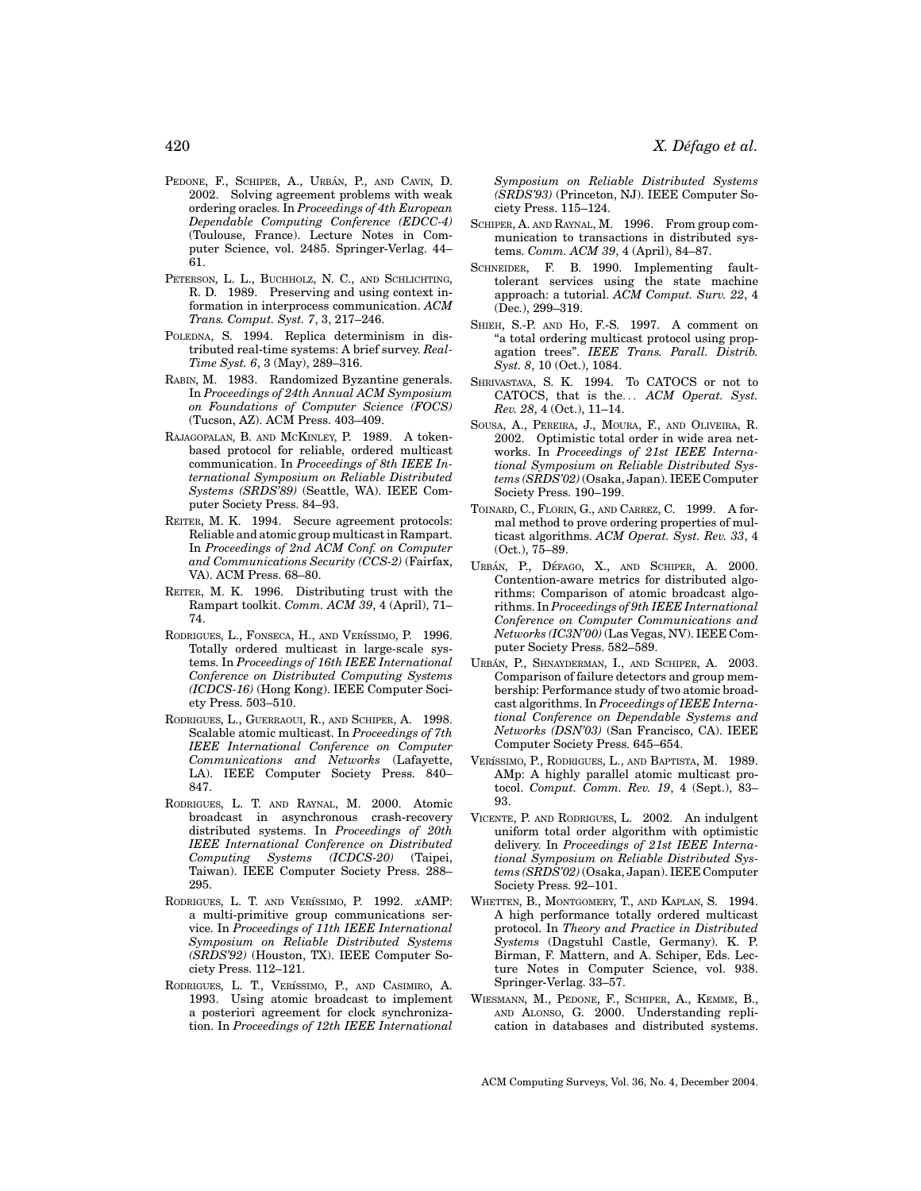PEDONE, F., SCHIPER, A., URBÁN, P., AND CAVIN, D. 2002. Solving agreement problems with weak ordering oracles. In *Proceedings of 4th European Dependable Computing Conference (EDCC-4)* (Toulouse, France). Lecture Notes in Computer Science, vol. 2485. Springer-Verlag. 44–61.

PETERSON, L. L., BUCHHOLZ, N. C., AND SCHLICHTING, R. D. 1989. Preserving and using context information in interprocess communication. *ACM Trans. Comput. Syst. 7*, 3, 217–246.

POLEDNA, S. 1994. Replica determinism in distributed real-time systems: A brief survey. *Real-Time Syst. 6*, 3 (May), 289–316.

RABIN, M. 1983. Randomized Byzantine generals. In *Proceedings of 24th Annual ACM Symposium on Foundations of Computer Science (FOCS)* (Tucson, AZ). ACM Press. 403–409.

RAJAGOPALAN, B. AND MCKINLEY, P. 1989. A token-based protocol for reliable, ordered multicast communication. In *Proceedings of 8th IEEE International Symposium on Reliable Distributed Systems (SRDS'89)* (Seattle, WA). IEEE Computer Society Press. 84–93.

REITER, M. K. 1994. Secure agreement protocols: Reliable and atomic group multicast in Rampart. In *Proceedings of 2nd ACM Conf. on Computer and Communications Security (CCS-2)* (Fairfax, VA). ACM Press. 68–80.

REITER, M. K. 1996. Distributing trust with the Rampart toolkit. *Comm. ACM 39*, 4 (April), 71–74.

RODRIGUES, L., FONSECA, H., AND VERÍSSIMO, P. 1996. Totally ordered multicast in large-scale systems. In *Proceedings of 16th IEEE International Conference on Distributed Computing Systems (ICDCS-16)* (Hong Kong). IEEE Computer Society Press. 503–510.

RODRIGUES, L., GUERRAOUI, R., AND SCHIPER, A. 1998. Scalable atomic multicast. In *Proceedings of 7th IEEE International Conference on Computer Communications and Networks* (Lafayette, LA). IEEE Computer Society Press. 840–847.

RODRIGUES, L. T. AND RAYNAL, M. 2000. Atomic broadcast in asynchronous crash-recovery distributed systems. In *Proceedings of 20th IEEE International Conference on Distributed Computing Systems (ICDCS-20)* (Taipei, Taiwan). IEEE Computer Society Press. 288–295.

RODRIGUES, L. T. AND VERÍSSIMO, P. 1992. *x*AMP: a multi-primitive group communications service. In *Proceedings of 11th IEEE International Symposium on Reliable Distributed Systems (SRDS'92)* (Houston, TX). IEEE Computer Society Press. 112–121.

RODRIGUES, L. T., VERÍSSIMO, P., AND CASIMIRO, A. 1993. Using atomic broadcast to implement a posteriori agreement for clock synchronization. In *Proceedings of 12th IEEE International Symposium on Reliable Distributed Systems (SRDS'93)* (Princeton, NJ). IEEE Computer Society Press. 115–124.

SCHIPER, A. AND RAYNAL, M. 1996. From group communication to transactions in distributed systems. *Comm. ACM 39*, 4 (April), 84–87.

SCHNEIDER, F. B. 1990. Implementing fault-tolerant services using the state machine approach: a tutorial. *ACM Comput. Surv. 22*, 4 (Dec.), 299–319.

SHIEH, S.-P. AND HO, F.-S. 1997. A comment on "a total ordering multicast protocol using propagation trees". *IEEE Trans. Parall. Distrib. Syst. 8*, 10 (Oct.), 1084.

SHRIVASTAVA, S. K. 1994. To CATOCS or not to CATOCS, that is the... *ACM Operat. Syst. Rev. 28*, 4 (Oct.), 11–14.

SOUSA, A., PEREIRA, J., MOURA, F., AND OLIVEIRA, R. 2002. Optimistic total order in wide area networks. In *Proceedings of 21st IEEE International Symposium on Reliable Distributed Systems (SRDS'02)* (Osaka, Japan). IEEE Computer Society Press. 190–199.

TOINARD, C., FLORIN, G., AND CARREZ, C. 1999. A formal method to prove ordering properties of multicast algorithms. *ACM Operat. Syst. Rev. 33*, 4 (Oct.), 75–89.

URBÁN, P., DÉFAGO, X., AND SCHIPER, A. 2000. Contention-aware metrics for distributed algorithms: Comparison of atomic broadcast algorithms. In *Proceedings of 9th IEEE International Conference on Computer Communications and Networks (IC3N'00)* (Las Vegas, NV). IEEE Computer Society Press. 582–589.

URBÁN, P., SHNAYDERMAN, I., AND SCHIPER, A. 2003. Comparison of failure detectors and group membership: Performance study of two atomic broadcast algorithms. In *Proceedings of IEEE International Conference on Dependable Systems and Networks (DSN'03)* (San Francisco, CA). IEEE Computer Society Press. 645–654.

VERÍSSIMO, P., RODRIGUES, L., AND BAPTISTA, M. 1989. AMp: A highly parallel atomic multicast protocol. *Comput. Comm. Rev. 19*, 4 (Sept.), 83–93.

VICENTE, P. AND RODRIGUES, L. 2002. An indulgent uniform total order algorithm with optimistic delivery. In *Proceedings of 21st IEEE International Symposium on Reliable Distributed Systems (SRDS'02)* (Osaka, Japan). IEEE Computer Society Press. 92–101.

WHETTEN, B., MONTGOMERY, T., AND KAPLAN, S. 1994. A high performance totally ordered multicast protocol. In *Theory and Practice in Distributed Systems* (Dagstuhl Castle, Germany). K. P. Birman, F. Mattern, and A. Schiper, Eds. Lecture Notes in Computer Science, vol. 938. Springer-Verlag. 33–57.

WIESMANN, M., PEDONE, F., SCHIPER, A., KEMME, B., AND ALONSO, G. 2000. Understanding replication in databases and distributed systems.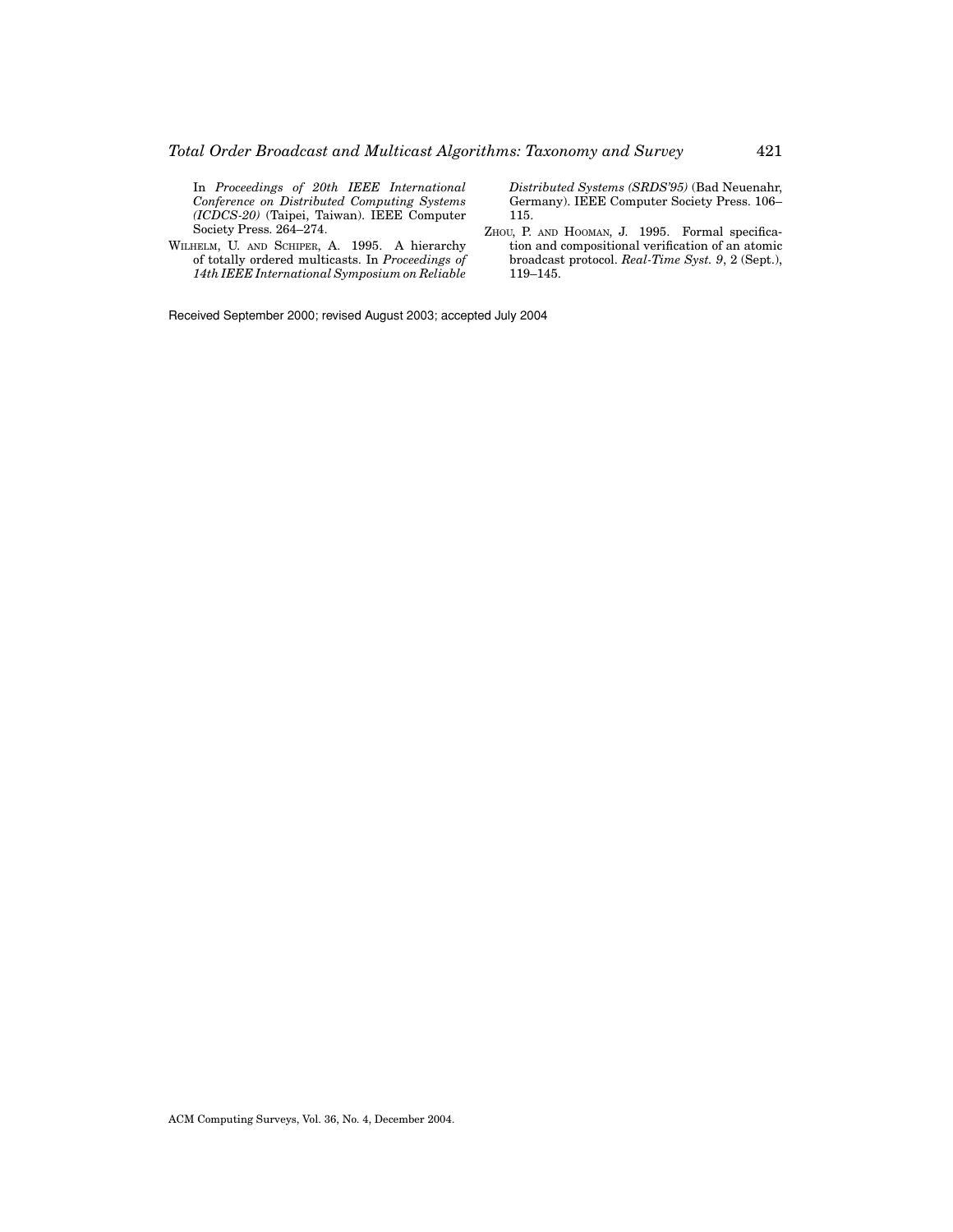In *Proceedings of 20th IEEE International Conference on Distributed Computing Systems (ICDCS-20)* (Taipei, Taiwan). IEEE Computer Society Press. 264–274.

WILHELM, U. AND SCHIPER, A. 1995. A hierarchy of totally ordered multicasts. In *Proceedings of 14th IEEE International Symposium on Reliable Distributed Systems (SRDS'95)* (Bad Neuenahr, Germany). IEEE Computer Society Press. 106–115.

ZHOU, P. AND HOOMAN, J. 1995. Formal specification and compositional verification of an atomic broadcast protocol. *Real-Time Syst. 9*, 2 (Sept.), 119–145.

Received September 2000; revised August 2003; accepted July 2004